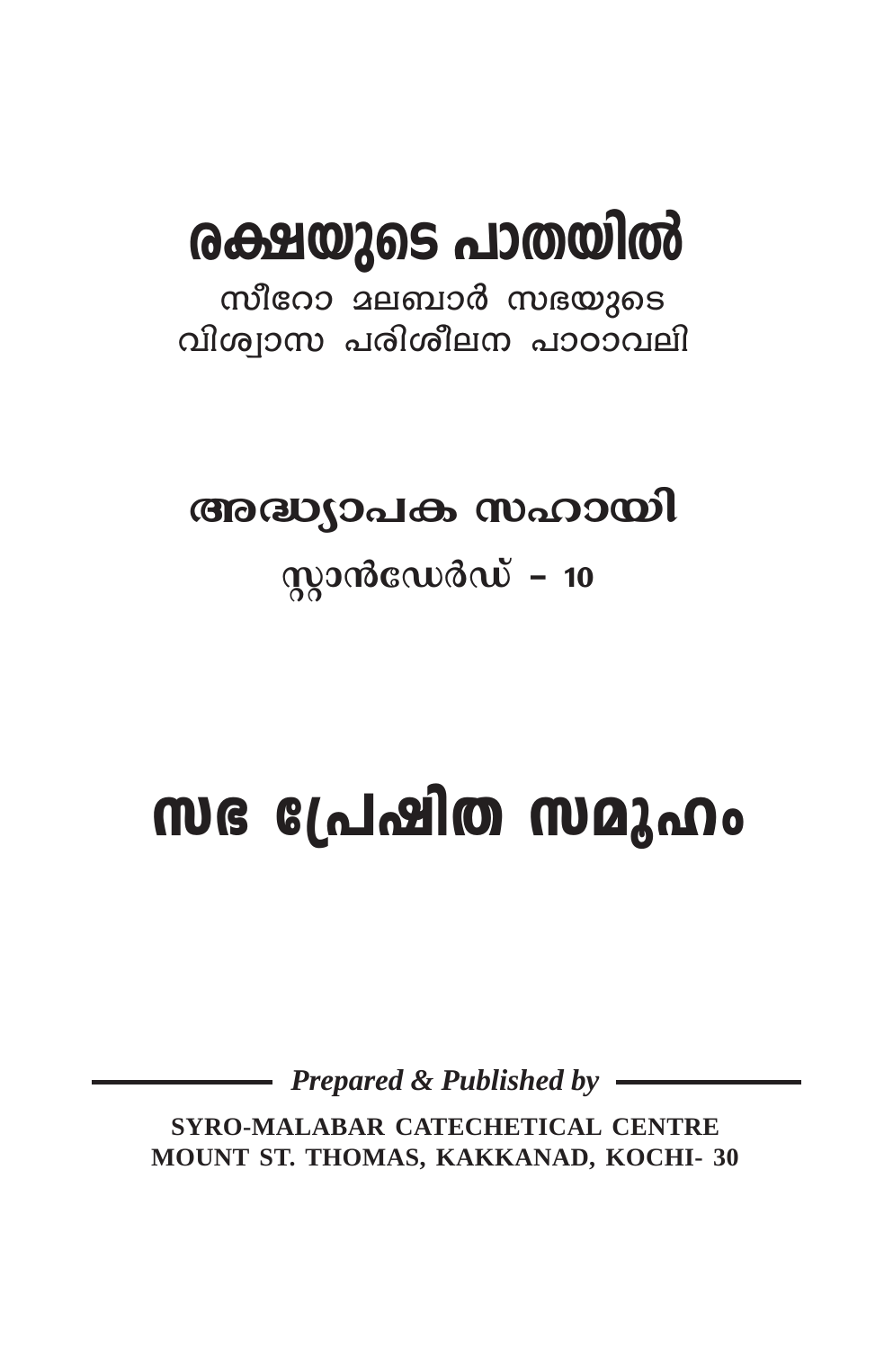# രക്ഷയുടെ പാതയിൽ

സീറോ മലബാർ സഭയുടെ
വിശ്വാസ പരിശീലന പാഠാവലി

## അദ്ധ്യാപക സഹായി

സ്റ്റാൻഡേർഡ് – 10

# സഭ പ്രേഷിത സമൂഹം

*Prepared & Published by*

**SYRO-MALABAR CATECHETICAL CENTRE
MOUNT ST. THOMAS, KAKKANAD, KOCHI- 30**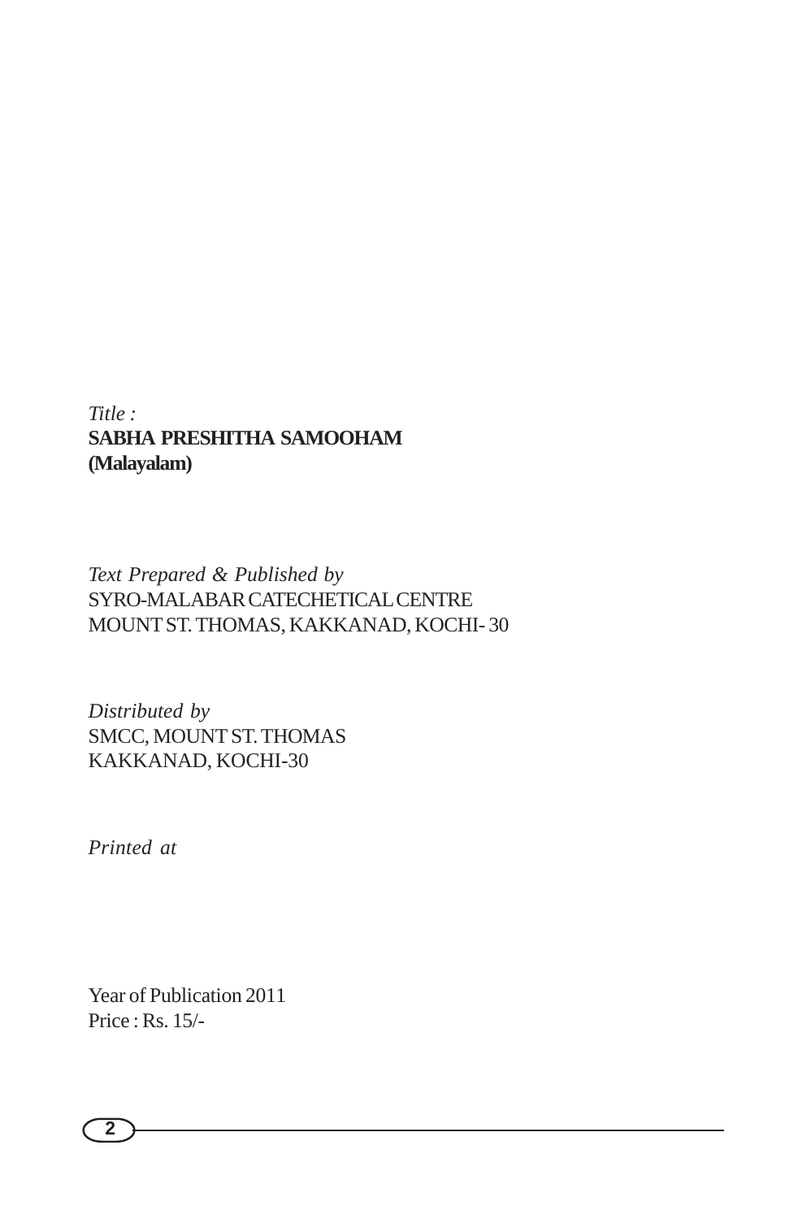*Title :*
**SABHA PRESHITHA SAMOOHAM**
**(Malayalam)**

*Text Prepared & Published by*
SYRO-MALABAR CATECHETICAL CENTRE
MOUNT ST. THOMAS, KAKKANAD, KOCHI- 30

*Distributed by*
SMCC, MOUNT ST. THOMAS
KAKKANAD, KOCHI-30

*Printed at*

Year of Publication 2011
Price : Rs. 15/-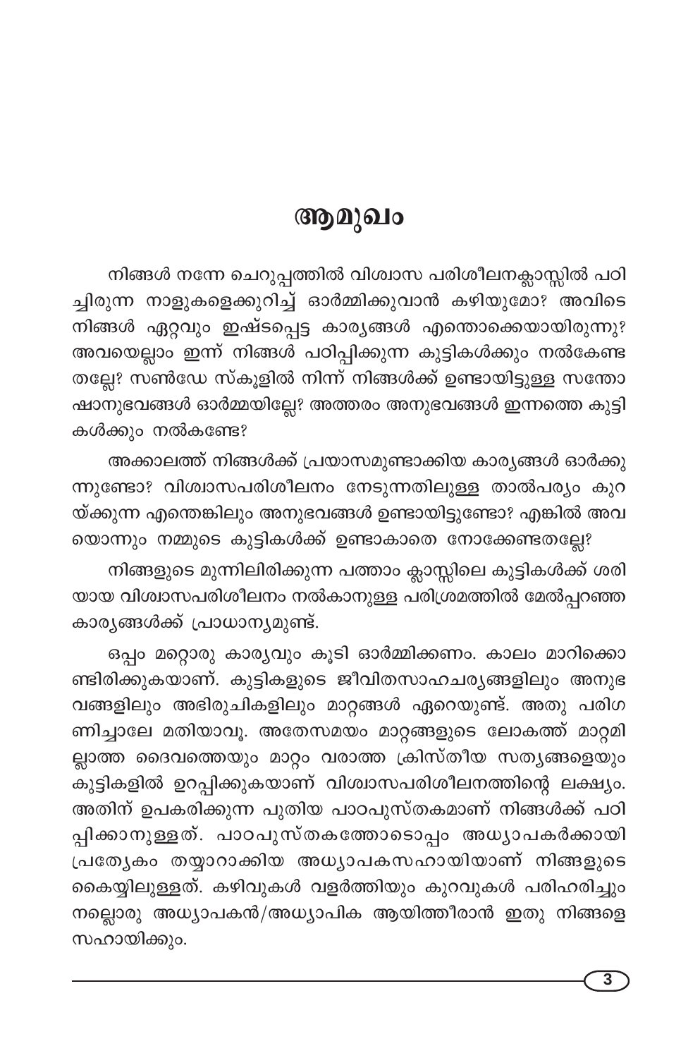# ആമുഖം

നിങ്ങൾ നന്നേ ചെറുപ്പത്തിൽ വിശ്വാസ പരിശീലനക്ലാസ്സിൽ പഠിച്ചിരുന്ന നാളുകളെക്കുറിച്ച് ഓർമ്മിക്കുവാൻ കഴിയുമോ? അവിടെ നിങ്ങൾ ഏറ്റവും ഇഷ്ടപ്പെട്ട കാര്യങ്ങൾ എന്തൊക്കെയായിരുന്നു? അവയെല്ലാം ഇന്ന് നിങ്ങൾ പഠിപ്പിക്കുന്ന കുട്ടികൾക്കും നൽകേണ്ടതല്ലേ? സൺഡേ സ്കൂളിൽ നിന്ന് നിങ്ങൾക്ക് ഉണ്ടായിട്ടുള്ള സന്തോഷാനുഭവങ്ങൾ ഓർമ്മയില്ലേ? അത്തരം അനുഭവങ്ങൾ ഇന്നത്തെ കുട്ടികൾക്കും നൽകണ്ടേ?

അക്കാലത്ത് നിങ്ങൾക്ക് പ്രയാസമുണ്ടാക്കിയ കാര്യങ്ങൾ ഓർക്കുന്നുണ്ടോ? വിശ്വാസപരിശീലനം നേടുന്നതിലുള്ള താൽപര്യം കുറയ്ക്കുന്ന എന്തെങ്കിലും അനുഭവങ്ങൾ ഉണ്ടായിട്ടുണ്ടോ? എങ്കിൽ അവയൊന്നും നമ്മുടെ കുട്ടികൾക്ക് ഉണ്ടാകാതെ നോക്കേണ്ടതല്ലേ?

നിങ്ങളുടെ മുന്നിലിരിക്കുന്ന പത്താം ക്ലാസ്സിലെ കുട്ടികൾക്ക് ശരിയായ വിശ്വാസപരിശീലനം നൽകാനുള്ള പരിശ്രമത്തിൽ മേൽപ്പറഞ്ഞ കാര്യങ്ങൾക്ക് പ്രാധാന്യമുണ്ട്.

ഒപ്പം മറ്റൊരു കാര്യവും കൂടി ഓർമ്മിക്കണം. കാലം മാറിക്കൊണ്ടിരിക്കുകയാണ്. കുട്ടികളുടെ ജീവിതസാഹചര്യങ്ങളിലും അനുഭവങ്ങളിലും അഭിരുചികളിലും മാറ്റങ്ങൾ ഏറെയുണ്ട്. അതു പരിഗണിച്ചാലേ മതിയാവൂ. അതേസമയം മാറ്റങ്ങളുടെ ലോകത്ത് മാറ്റമില്ലാത്ത ദൈവത്തെയും മാറ്റം വരാത്ത ക്രിസ്തീയ സത്യങ്ങളെയും കുട്ടികളിൽ ഉറപ്പിക്കുകയാണ് വിശ്വാസപരിശീലനത്തിന്റെ ലക്ഷ്യം. അതിന് ഉപകരിക്കുന്ന പുതിയ പാഠപുസ്തകമാണ് നിങ്ങൾക്ക് പഠിപ്പിക്കാനുള്ളത്. പാഠപുസ്തകത്തോടൊപ്പം അധ്യാപകർക്കായി പ്രത്യേകം തയ്യാറാക്കിയ അധ്യാപകസഹായിയാണ് നിങ്ങളുടെ കൈയ്യിലുള്ളത്. കഴിവുകൾ വളർത്തിയും കുറവുകൾ പരിഹരിച്ചും നല്ലൊരു അധ്യാപകൻ/അധ്യാപിക ആയിത്തീരാൻ ഇതു നിങ്ങളെ സഹായിക്കും.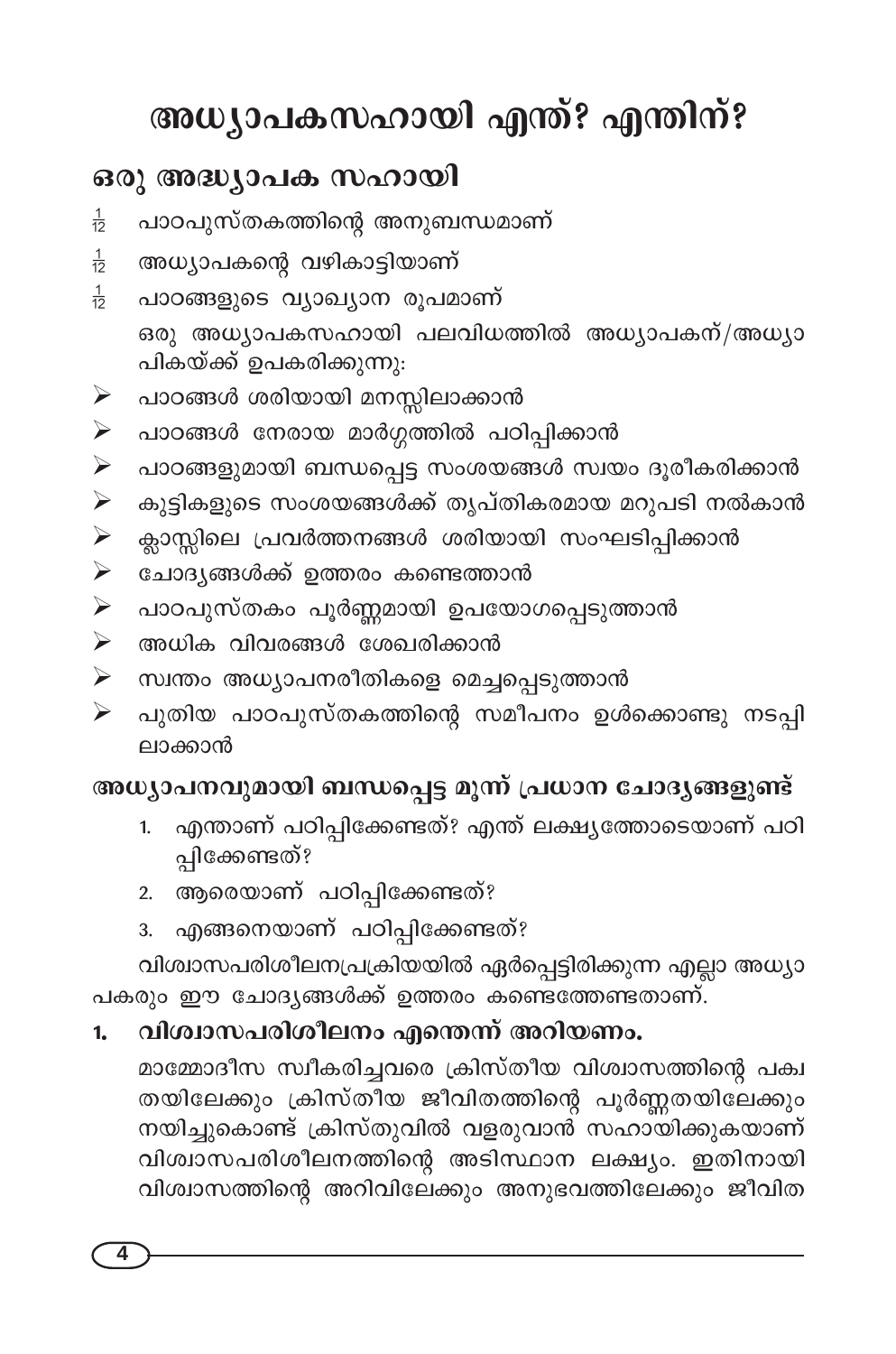# അധ്യാപകസഹായി എന്ത്? എന്തിന്?

## ഒരു അദ്ധ്യാപക സഹായി

- പാഠപുസ്തകത്തിന്റെ അനുബന്ധമാണ്
- അധ്യാപകന്റെ വഴികാട്ടിയാണ്
- പാഠങ്ങളുടെ വ്യാഖ്യാന രൂപമാണ്

ഒരു അധ്യാപകസഹായി പലവിധത്തിൽ അധ്യാപകന്/അധ്യാപികയ്ക്ക് ഉപകരിക്കുന്നു:

- പാഠങ്ങൾ ശരിയായി മനസ്സിലാക്കാൻ
- പാഠങ്ങൾ നേരായ മാർഗ്ഗത്തിൽ പഠിപ്പിക്കാൻ
- പാഠങ്ങളുമായി ബന്ധപ്പെട്ട സംശയങ്ങൾ സ്വയം ദൂരീകരിക്കാൻ
- കുട്ടികളുടെ സംശയങ്ങൾക്ക് തൃപ്തികരമായ മറുപടി നൽകാൻ
- ക്ലാസ്സിലെ പ്രവർത്തനങ്ങൾ ശരിയായി സംഘടിപ്പിക്കാൻ
- ചോദ്യങ്ങൾക്ക് ഉത്തരം കണ്ടെത്താൻ
- പാഠപുസ്തകം പൂർണ്ണമായി ഉപയോഗപ്പെടുത്താൻ
- അധിക വിവരങ്ങൾ ശേഖരിക്കാൻ
- സ്വന്തം അധ്യാപനരീതികളെ മെച്ചപ്പെടുത്താൻ
- പുതിയ പാഠപുസ്തകത്തിന്റെ സമീപനം ഉൾക്കൊണ്ടു നടപ്പിലാക്കാൻ

### അധ്യാപനവുമായി ബന്ധപ്പെട്ട മൂന്ന് പ്രധാന ചോദ്യങ്ങളുണ്ട്

1. എന്താണ് പഠിപ്പിക്കേണ്ടത്? എന്ത് ലക്ഷ്യത്തോടെയാണ് പഠിപ്പിക്കേണ്ടത്?
2. ആരെയാണ് പഠിപ്പിക്കേണ്ടത്?
3. എങ്ങനെയാണ് പഠിപ്പിക്കേണ്ടത്?

വിശ്വാസപരിശീലനപ്രക്രിയയിൽ ഏർപ്പെട്ടിരിക്കുന്ന എല്ലാ അധ്യാപകരും ഈ ചോദ്യങ്ങൾക്ക് ഉത്തരം കണ്ടെത്തേണ്ടതാണ്.

### 1. വിശ്വാസപരിശീലനം എന്തെന്ന് അറിയണം.

മാമ്മോദീസ സ്വീകരിച്ചവരെ ക്രിസ്തീയ വിശ്വാസത്തിന്റെ പക്വതയിലേക്കും ക്രിസ്തീയ ജീവിതത്തിന്റെ പൂർണ്ണതയിലേക്കും നയിച്ചുകൊണ്ട് ക്രിസ്തുവിൽ വളരുവാൻ സഹായിക്കുകയാണ് വിശ്വാസപരിശീലനത്തിന്റെ അടിസ്ഥാന ലക്ഷ്യം. ഇതിനായി വിശ്വാസത്തിന്റെ അറിവിലേക്കും അനുഭവത്തിലേക്കും ജീവിത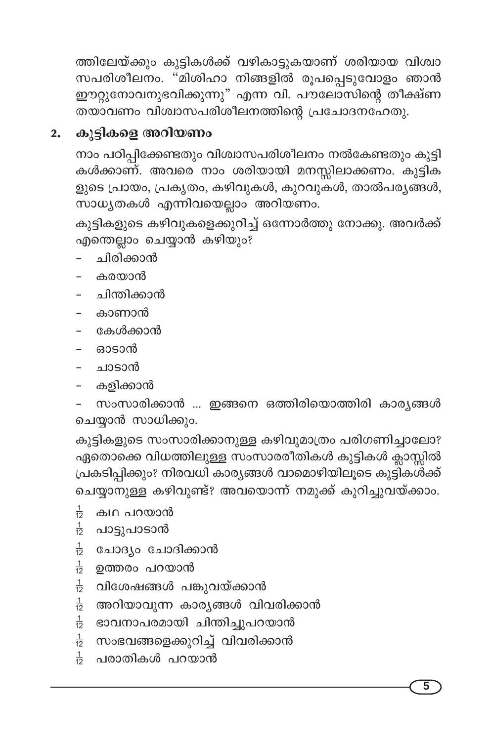ത്തിലേയ്ക്കും കുട്ടികൾക്ക് വഴികാട്ടുകയാണ് ശരിയായ വിശ്വാസപരിശീലനം. "മിശിഹാ നിങ്ങളിൽ രൂപപ്പെടുവോളം ഞാൻ ഈറ്റുനോവനുഭവിക്കുന്നു" എന്ന വി. പൗലോസിന്റെ തീക്ഷ്ണതയാവണം വിശ്വാസപരിശീലനത്തിന്റെ പ്രചോദനഹേതു.

## 2. കുട്ടികളെ അറിയണം

നാം പഠിപ്പിക്കേണ്ടതും വിശ്വാസപരിശീലനം നൽകേണ്ടതും കുട്ടികൾക്കാണ്. അവരെ നാം ശരിയായി മനസ്സിലാക്കണം. കുട്ടികളുടെ പ്രായം, പ്രകൃതം, കഴിവുകൾ, കുറവുകൾ, താൽപര്യങ്ങൾ, സാധ്യതകൾ എന്നിവയെല്ലാം അറിയണം.

കുട്ടികളുടെ കഴിവുകളെക്കുറിച്ച് ഒന്നോർത്തു നോക്കൂ. അവർക്ക് എന്തെല്ലാം ചെയ്യാൻ കഴിയും?

- ചിരിക്കാൻ
- കരയാൻ
- ചിന്തിക്കാൻ
- കാണാൻ
- കേൾക്കാൻ
- ഓടാൻ
- ചാടാൻ
- കളിക്കാൻ
- സംസാരിക്കാൻ ... ഇങ്ങനെ ഒത്തിരിയൊത്തിരി കാര്യങ്ങൾ ചെയ്യാൻ സാധിക്കും.

കുട്ടികളുടെ സംസാരിക്കാനുള്ള കഴിവുമാത്രം പരിഗണിച്ചാലോ? ഏതൊക്കെ വിധത്തിലുള്ള സംസാരരീതികൾ കുട്ടികൾ ക്ലാസ്സിൽ പ്രകടിപ്പിക്കും? നിരവധി കാര്യങ്ങൾ വാമൊഴിയിലൂടെ കുട്ടികൾക്ക് ചെയ്യാനുള്ള കഴിവുണ്ട്? അവയൊന്ന് നമുക്ക് കുറിച്ചുവയ്ക്കാം.

- കഥ പറയാൻ
- പാട്ടുപാടാൻ
- ചോദ്യം ചോദിക്കാൻ
- ഉത്തരം പറയാൻ
- വിശേഷങ്ങൾ പങ്കുവയ്ക്കാൻ
- അറിയാവുന്ന കാര്യങ്ങൾ വിവരിക്കാൻ
- ഭാവനാപരമായി ചിന്തിച്ചുപറയാൻ
- സംഭവങ്ങളെക്കുറിച്ച് വിവരിക്കാൻ
- പരാതികൾ പറയാൻ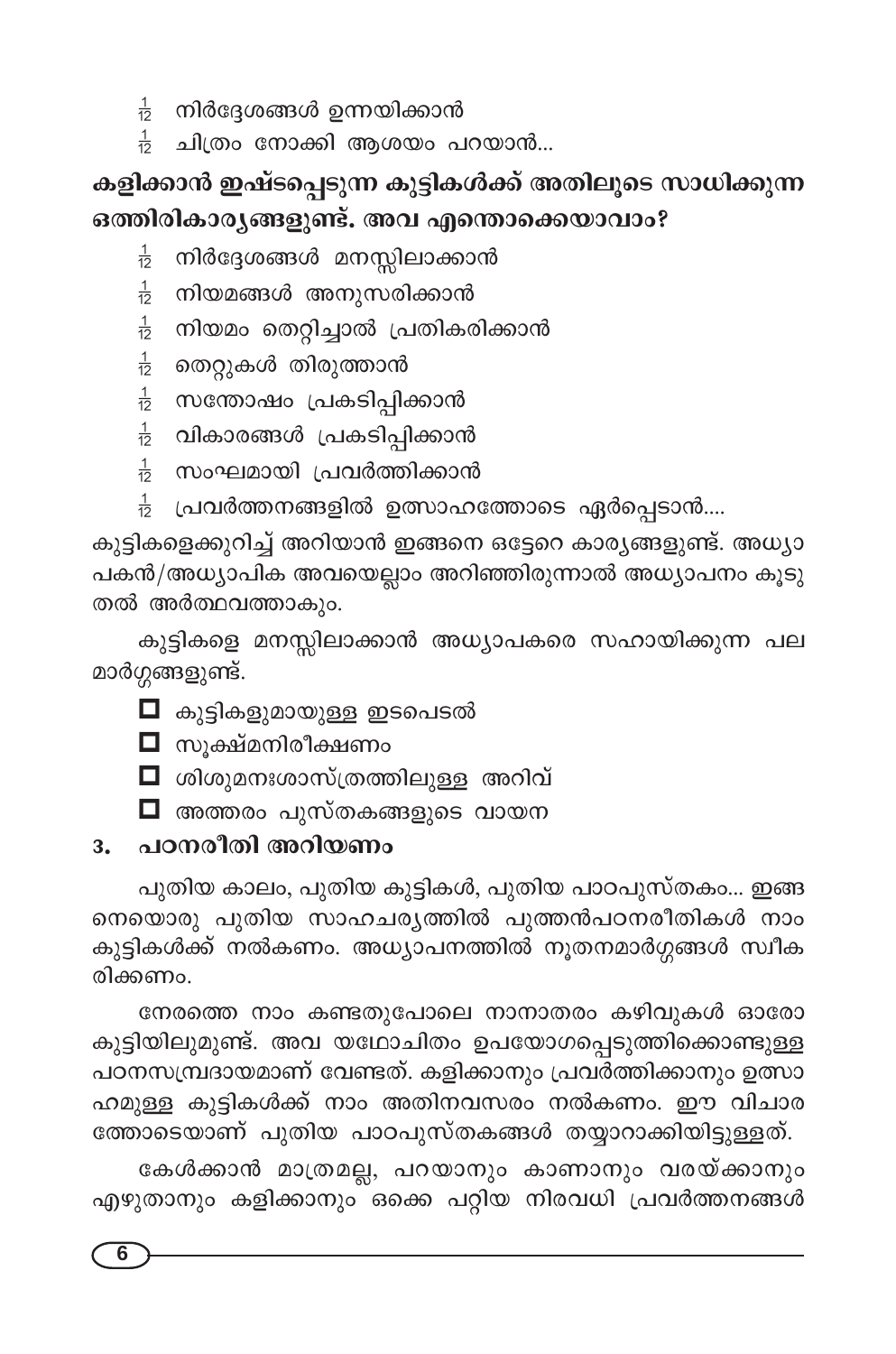- നിർദ്ദേശങ്ങൾ ഉന്നയിക്കാൻ
- ചിത്രം നോക്കി ആശയം പറയാൻ...

**കളിക്കാൻ ഇഷ്ടപ്പെടുന്ന കുട്ടികൾക്ക് അതിലൂടെ സാധിക്കുന്ന ഒത്തിരികാര്യങ്ങളുണ്ട്. അവ എന്തൊക്കെയാവാം?**

- നിർദ്ദേശങ്ങൾ മനസ്സിലാക്കാൻ
- നിയമങ്ങൾ അനുസരിക്കാൻ
- നിയമം തെറ്റിച്ചാൽ പ്രതികരിക്കാൻ
- തെറ്റുകൾ തിരുത്താൻ
- സന്തോഷം പ്രകടിപ്പിക്കാൻ
- വികാരങ്ങൾ പ്രകടിപ്പിക്കാൻ
- സംഘമായി പ്രവർത്തിക്കാൻ
- പ്രവർത്തനങ്ങളിൽ ഉത്സാഹത്തോടെ ഏർപ്പെടാൻ....

കുട്ടികളെക്കുറിച്ച് അറിയാൻ ഇങ്ങനെ ഒട്ടേറെ കാര്യങ്ങളുണ്ട്. അധ്യാപകൻ/അധ്യാപിക അവയെല്ലാം അറിഞ്ഞിരുന്നാൽ അധ്യാപനം കൂടുതൽ അർത്ഥവത്താകും.

കുട്ടികളെ മനസ്സിലാക്കാൻ അധ്യാപകരെ സഹായിക്കുന്ന പല മാർഗ്ഗങ്ങളുണ്ട്.

- കുട്ടികളുമായുള്ള ഇടപെടൽ
- സൂക്ഷ്മനിരീക്ഷണം
- ശിശുമനഃശാസ്ത്രത്തിലുള്ള അറിവ്
- അത്തരം പുസ്തകങ്ങളുടെ വായന

### 3. പഠനരീതി അറിയണം

പുതിയ കാലം, പുതിയ കുട്ടികൾ, പുതിയ പാഠപുസ്തകം... ഇങ്ങനെയൊരു പുതിയ സാഹചര്യത്തിൽ പുത്തൻപഠനരീതികൾ നാം കുട്ടികൾക്ക് നൽകണം. അധ്യാപനത്തിൽ നൂതനമാർഗ്ഗങ്ങൾ സ്വീകരിക്കണം.

നേരത്തെ നാം കണ്ടതുപോലെ നാനാതരം കഴിവുകൾ ഓരോ കുട്ടിയിലുമുണ്ട്. അവ യഥോചിതം ഉപയോഗപ്പെടുത്തിക്കൊണ്ടുള്ള പഠനസമ്പ്രദായമാണ് വേണ്ടത്. കളിക്കാനും പ്രവർത്തിക്കാനും ഉത്സാഹമുള്ള കുട്ടികൾക്ക് നാം അതിനവസരം നൽകണം. ഈ വിചാരത്തോടെയാണ് പുതിയ പാഠപുസ്തകങ്ങൾ തയ്യാറാക്കിയിട്ടുള്ളത്.

കേൾക്കാൻ മാത്രമല്ല, പറയാനും കാണാനും വരയ്ക്കാനും എഴുതാനും കളിക്കാനും ഒക്കെ പറ്റിയ നിരവധി പ്രവർത്തനങ്ങൾ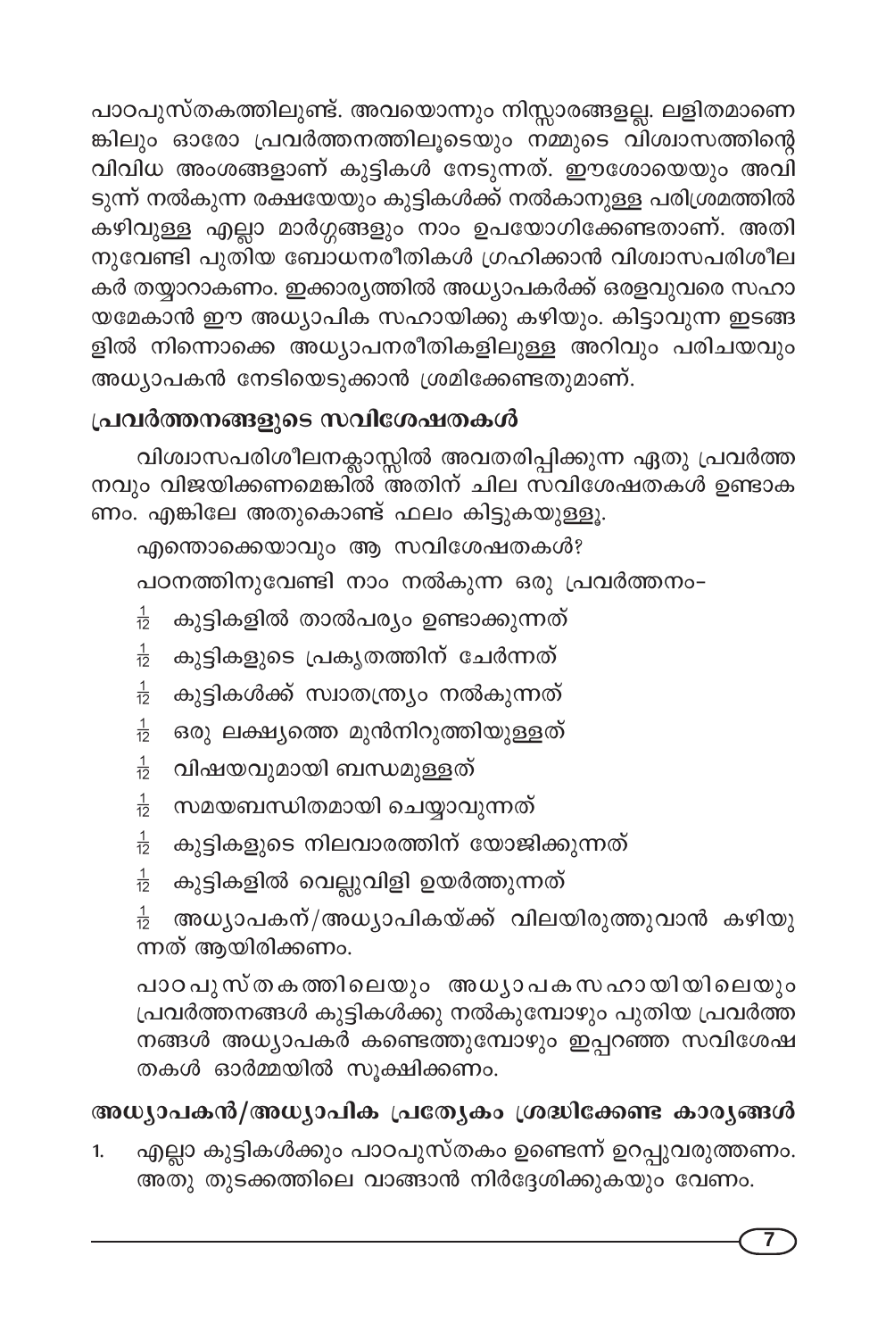പാഠപുസ്തകത്തിലുണ്ട്. അവയൊന്നും നിസ്സാരങ്ങളല്ല. ലളിതമാണെങ്കിലും ഓരോ പ്രവർത്തനത്തിലൂടെയും നമ്മുടെ വിശ്വാസത്തിന്റെ വിവിധ അംശങ്ങളാണ് കുട്ടികൾ നേടുന്നത്. ഈശോയെയും അവിടുന്ന് നൽകുന്ന രക്ഷയേയും കുട്ടികൾക്ക് നൽകാനുള്ള പരിശ്രമത്തിൽ കഴിവുള്ള എല്ലാ മാർഗ്ഗങ്ങളും നാം ഉപയോഗിക്കേണ്ടതാണ്. അതിനുവേണ്ടി പുതിയ ബോധനരീതികൾ ഗ്രഹിക്കാൻ വിശ്വാസപരിശീലകർ തയ്യാറാകണം. ഇക്കാര്യത്തിൽ അധ്യാപകർക്ക് ഒരളവുവരെ സഹായമേകാൻ ഈ അധ്യാപിക സഹായിക്കു കഴിയും. കിട്ടാവുന്ന ഇടങ്ങളിൽ നിന്നൊക്കെ അധ്യാപനരീതികളിലുള്ള അറിവും പരിചയവും അധ്യാപകൻ നേടിയെടുക്കാൻ ശ്രമിക്കേണ്ടതുമാണ്.

## പ്രവർത്തനങ്ങളുടെ സവിശേഷതകൾ

വിശ്വാസപരിശീലനക്ലാസ്സിൽ അവതരിപ്പിക്കുന്ന ഏതു പ്രവർത്തനവും വിജയിക്കണമെങ്കിൽ അതിന് ചില സവിശേഷതകൾ ഉണ്ടാകണം. എങ്കിലേ അതുകൊണ്ട് ഫലം കിട്ടുകയുള്ളൂ.

എന്തൊക്കെയാവും ആ സവിശേഷതകൾ?

പഠനത്തിനുവേണ്ടി നാം നൽകുന്ന ഒരു പ്രവർത്തനം–

- കുട്ടികളിൽ താൽപര്യം ഉണ്ടാക്കുന്നത്
- കുട്ടികളുടെ പ്രകൃതത്തിന് ചേർന്നത്
- കുട്ടികൾക്ക് സ്വാതന്ത്ര്യം നൽകുന്നത്
- ഒരു ലക്ഷ്യത്തെ മുൻനിറുത്തിയുള്ളത്
- വിഷയവുമായി ബന്ധമുള്ളത്
- സമയബന്ധിതമായി ചെയ്യാവുന്നത്
- കുട്ടികളുടെ നിലവാരത്തിന് യോജിക്കുന്നത്
- കുട്ടികളിൽ വെല്ലുവിളി ഉയർത്തുന്നത്
- അധ്യാപകന്/അധ്യാപികയ്ക്ക് വിലയിരുത്തുവാൻ കഴിയുന്നത് ആയിരിക്കണം.

പാഠപുസ്തകത്തിലെയും അധ്യാപകസഹായിയിലെയും പ്രവർത്തനങ്ങൾ കുട്ടികൾക്കു നൽകുമ്പോഴും പുതിയ പ്രവർത്തനങ്ങൾ അധ്യാപകർ കണ്ടെത്തുമ്പോഴും ഇപ്പറഞ്ഞ സവിശേഷതകൾ ഓർമ്മയിൽ സൂക്ഷിക്കണം.

## അധ്യാപകൻ/അധ്യാപിക പ്രത്യേകം ശ്രദ്ധിക്കേണ്ട കാര്യങ്ങൾ

1. എല്ലാ കുട്ടികൾക്കും പാഠപുസ്തകം ഉണ്ടെന്ന് ഉറപ്പുവരുത്തണം. അതു തുടക്കത്തിലെ വാങ്ങാൻ നിർദ്ദേശിക്കുകയും വേണം.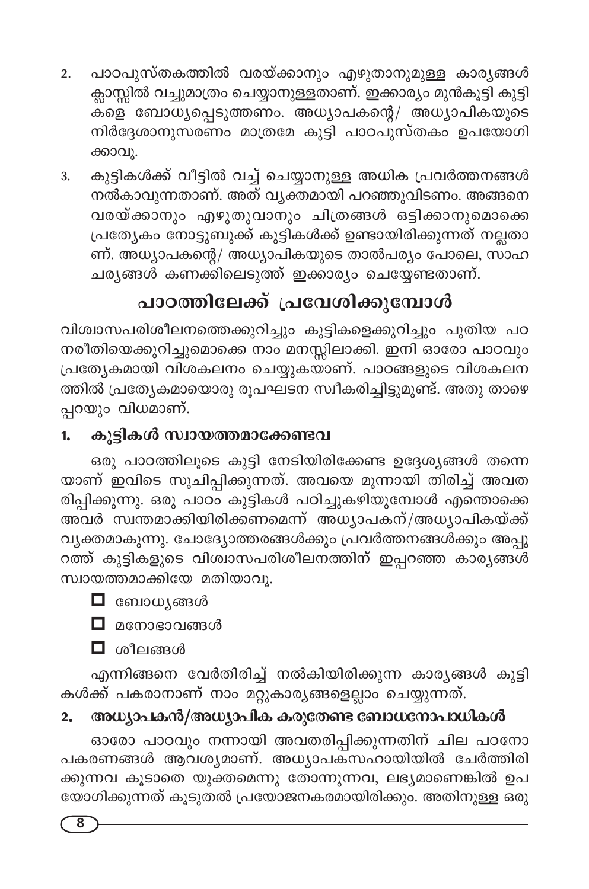2. പാഠപുസ്തകത്തിൽ വരയ്ക്കാനും എഴുതാനുമുള്ള കാര്യങ്ങൾ ക്ലാസ്സിൽ വച്ചുമാത്രം ചെയ്യാനുള്ളതാണ്. ഇക്കാര്യം മുൻകൂട്ടി കുട്ടികളെ ബോധ്യപ്പെടുത്തണം. അധ്യാപകന്റെ/ അധ്യാപികയുടെ നിർദ്ദേശാനുസരണം മാത്രമേ കുട്ടി പാഠപുസ്തകം ഉപയോഗിക്കാവൂ.
3. കുട്ടികൾക്ക് വീട്ടിൽ വച്ച് ചെയ്യാനുള്ള അധിക പ്രവർത്തനങ്ങൾ നൽകാവുന്നതാണ്. അത് വ്യക്തമായി പറഞ്ഞുവിടണം. അങ്ങനെ വരയ്ക്കാനും എഴുതുവാനും ചിത്രങ്ങൾ ഒട്ടിക്കാനുമൊക്കെ പ്രത്യേകം നോട്ടുബുക്ക് കുട്ടികൾക്ക് ഉണ്ടായിരിക്കുന്നത് നല്ലതാണ്. അധ്യാപകന്റെ/ അധ്യാപികയുടെ താൽപര്യം പോലെ, സാഹചര്യങ്ങൾ കണക്കിലെടുത്ത് ഇക്കാര്യം ചെയ്യേണ്ടതാണ്.

## പാഠത്തിലേക്ക് പ്രവേശിക്കുമ്പോൾ

വിശ്വാസപരിശീലനത്തെക്കുറിച്ചും കുട്ടികളെക്കുറിച്ചും പുതിയ പഠനരീതിയെക്കുറിച്ചുമൊക്കെ നാം മനസ്സിലാക്കി. ഇനി ഓരോ പാഠവും പ്രത്യേകമായി വിശകലനം ചെയ്യുകയാണ്. പാഠങ്ങളുടെ വിശകലനത്തിൽ പ്രത്യേകമായൊരു രൂപഘടന സ്വീകരിച്ചിട്ടുമുണ്ട്. അതു താഴെപ്പറയും വിധമാണ്.

### 1. കുട്ടികൾ സ്വായത്തമാക്കേണ്ടവ

ഒരു പാഠത്തിലൂടെ കുട്ടി നേടിയിരിക്കേണ്ട ഉദ്ദേശ്യങ്ങൾ തന്നെയാണ് ഇവിടെ സൂചിപ്പിക്കുന്നത്. അവയെ മൂന്നായി തിരിച്ച് അവതരിപ്പിക്കുന്നു. ഒരു പാഠം കുട്ടികൾ പഠിച്ചുകഴിയുമ്പോൾ എന്തൊക്കെ അവർ സ്വന്തമാക്കിയിരിക്കണമെന്ന് അധ്യാപകന്/അധ്യാപികയ്ക്ക് വ്യക്തമാകുന്നു. ചോദ്യോത്തരങ്ങൾക്കും പ്രവർത്തനങ്ങൾക്കും അപ്പുറത്ത് കുട്ടികളുടെ വിശ്വാസപരിശീലനത്തിന് ഇപ്പറഞ്ഞ കാര്യങ്ങൾ സ്വായത്തമാക്കിയേ മതിയാവൂ.

- ☐ ബോധ്യങ്ങൾ
- ☐ മനോഭാവങ്ങൾ
- ☐ ശീലങ്ങൾ

എന്നിങ്ങനെ വേർതിരിച്ച് നൽകിയിരിക്കുന്ന കാര്യങ്ങൾ കുട്ടികൾക്ക് പകരാനാണ് നാം മറ്റുകാര്യങ്ങളെല്ലാം ചെയ്യുന്നത്.

### 2. അധ്യാപകൻ/അധ്യാപിക കരുതേണ്ട ബോധനോപാധികൾ

ഓരോ പാഠവും നന്നായി അവതരിപ്പിക്കുന്നതിന് ചില പഠനോപകരണങ്ങൾ ആവശ്യമാണ്. അധ്യാപകസഹായിയിൽ ചേർത്തിരിക്കുന്നവ കൂടാതെ യുക്തമെന്നു തോന്നുന്നവ, ലഭ്യമാണെങ്കിൽ ഉപയോഗിക്കുന്നത് കൂടുതൽ പ്രയോജനകരമായിരിക്കും. അതിനുള്ള ഒരു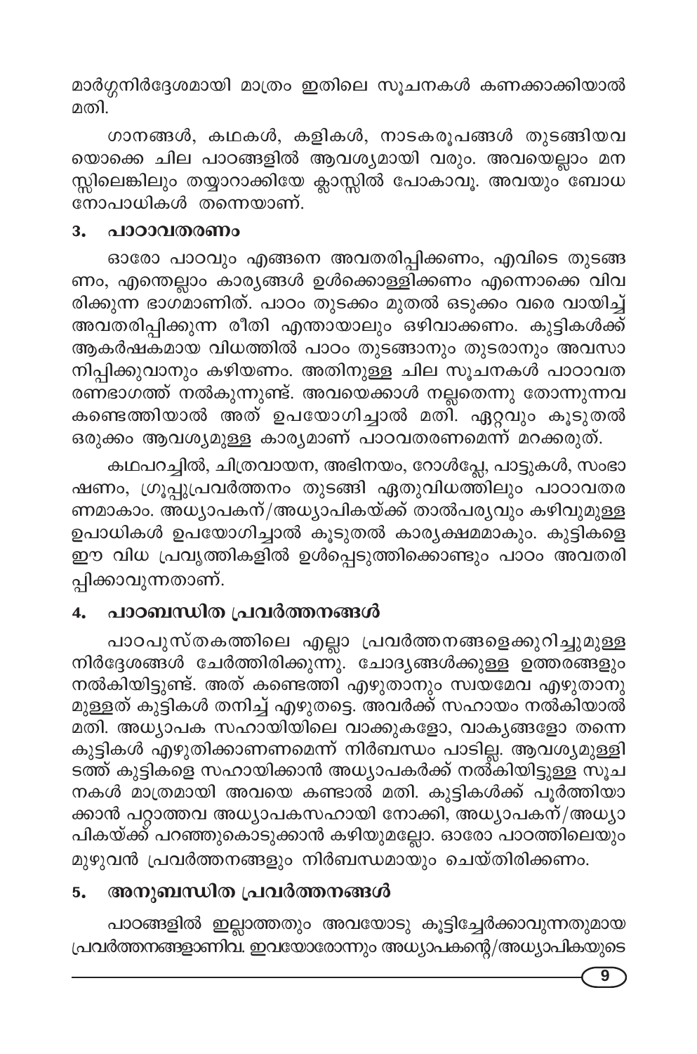മാർഗ്ഗനിർദ്ദേശമായി മാത്രം ഇതിലെ സൂചനകൾ കണക്കാക്കിയാൽ മതി.

ഗാനങ്ങൾ, കഥകൾ, കളികൾ, നാടകരൂപങ്ങൾ തുടങ്ങിയവയൊക്കെ ചില പാഠങ്ങളിൽ ആവശ്യമായി വരും. അവയെല്ലാം മനസ്സിലെങ്കിലും തയ്യാറാക്കിയേ ക്ലാസ്സിൽ പോകാവൂ. അവയും ബോധനോപാധികൾ തന്നെയാണ്.

### 3. പാഠാവതരണം

ഓരോ പാഠവും എങ്ങനെ അവതരിപ്പിക്കണം, എവിടെ തുടങ്ങണം, എന്തെല്ലാം കാര്യങ്ങൾ ഉൾക്കൊള്ളിക്കണം എന്നൊക്കെ വിവരിക്കുന്ന ഭാഗമാണിത്. പാഠം തുടക്കം മുതൽ ഒടുക്കം വരെ വായിച്ച് അവതരിപ്പിക്കുന്ന രീതി എന്തായാലും ഒഴിവാക്കണം. കുട്ടികൾക്ക് ആകർഷകമായ വിധത്തിൽ പാഠം തുടങ്ങാനും തുടരാനും അവസാനിപ്പിക്കുവാനും കഴിയണം. അതിനുള്ള ചില സൂചനകൾ പാഠാവതരണഭാഗത്ത് നൽകുന്നുണ്ട്. അവയെക്കാൾ നല്ലതെന്നു തോന്നുന്നവ കണ്ടെത്തിയാൽ അത് ഉപയോഗിച്ചാൽ മതി. ഏറ്റവും കൂടുതൽ ഒരുക്കം ആവശ്യമുള്ള കാര്യമാണ് പാഠവതരണമെന്ന് മറക്കരുത്.

കഥപറച്ചിൽ, ചിത്രവായന, അഭിനയം, റോൾപ്ലേ, പാട്ടുകൾ, സംഭാഷണം, ഗ്രൂപ്പുപ്രവർത്തനം തുടങ്ങി ഏതുവിധത്തിലും പാഠാവതരണമാകാം. അധ്യാപകന്/അധ്യാപികയ്ക്ക് താൽപര്യവും കഴിവുമുള്ള ഉപാധികൾ ഉപയോഗിച്ചാൽ കൂടുതൽ കാര്യക്ഷമമാകും. കുട്ടികളെ ഈ വിധ പ്രവൃത്തികളിൽ ഉൾപ്പെടുത്തിക്കൊണ്ടും പാഠം അവതരിപ്പിക്കാവുന്നതാണ്.

### 4. പാഠബന്ധിത പ്രവർത്തനങ്ങൾ

പാഠപുസ്തകത്തിലെ എല്ലാ പ്രവർത്തനങ്ങളെക്കുറിച്ചുമുള്ള നിർദ്ദേശങ്ങൾ ചേർത്തിരിക്കുന്നു. ചോദ്യങ്ങൾക്കുള്ള ഉത്തരങ്ങളും നൽകിയിട്ടുണ്ട്. അത് കണ്ടെത്തി എഴുതാനും സ്വയമേവ എഴുതാനുമുള്ളത് കുട്ടികൾ തനിച്ച് എഴുതട്ടെ. അവർക്ക് സഹായം നൽകിയാൽ മതി. അധ്യാപക സഹായിയിലെ വാക്കുകളോ, വാക്യങ്ങളോ തന്നെ കുട്ടികൾ എഴുതിക്കാണണമെന്ന് നിർബന്ധം പാടില്ല. ആവശ്യമുള്ളിടത്ത് കുട്ടികളെ സഹായിക്കാൻ അധ്യാപകർക്ക് നൽകിയിട്ടുള്ള സൂചനകൾ മാത്രമായി അവയെ കണ്ടാൽ മതി. കുട്ടികൾക്ക് പൂർത്തിയാക്കാൻ പറ്റാത്തവ അധ്യാപകസഹായി നോക്കി, അധ്യാപകന്/അധ്യാപികയ്ക്ക് പറഞ്ഞുകൊടുക്കാൻ കഴിയുമല്ലോ. ഓരോ പാഠത്തിലെയും മുഴുവൻ പ്രവർത്തനങ്ങളും നിർബന്ധമായും ചെയ്തിരിക്കണം.

### 5. അനുബന്ധിത പ്രവർത്തനങ്ങൾ

പാഠങ്ങളിൽ ഇല്ലാത്തതും അവയോടു കൂട്ടിച്ചേർക്കാവുന്നതുമായ പ്രവർത്തനങ്ങളാണിവ. ഇവയോരോന്നും അധ്യാപകന്റെ/അധ്യാപികയുടെ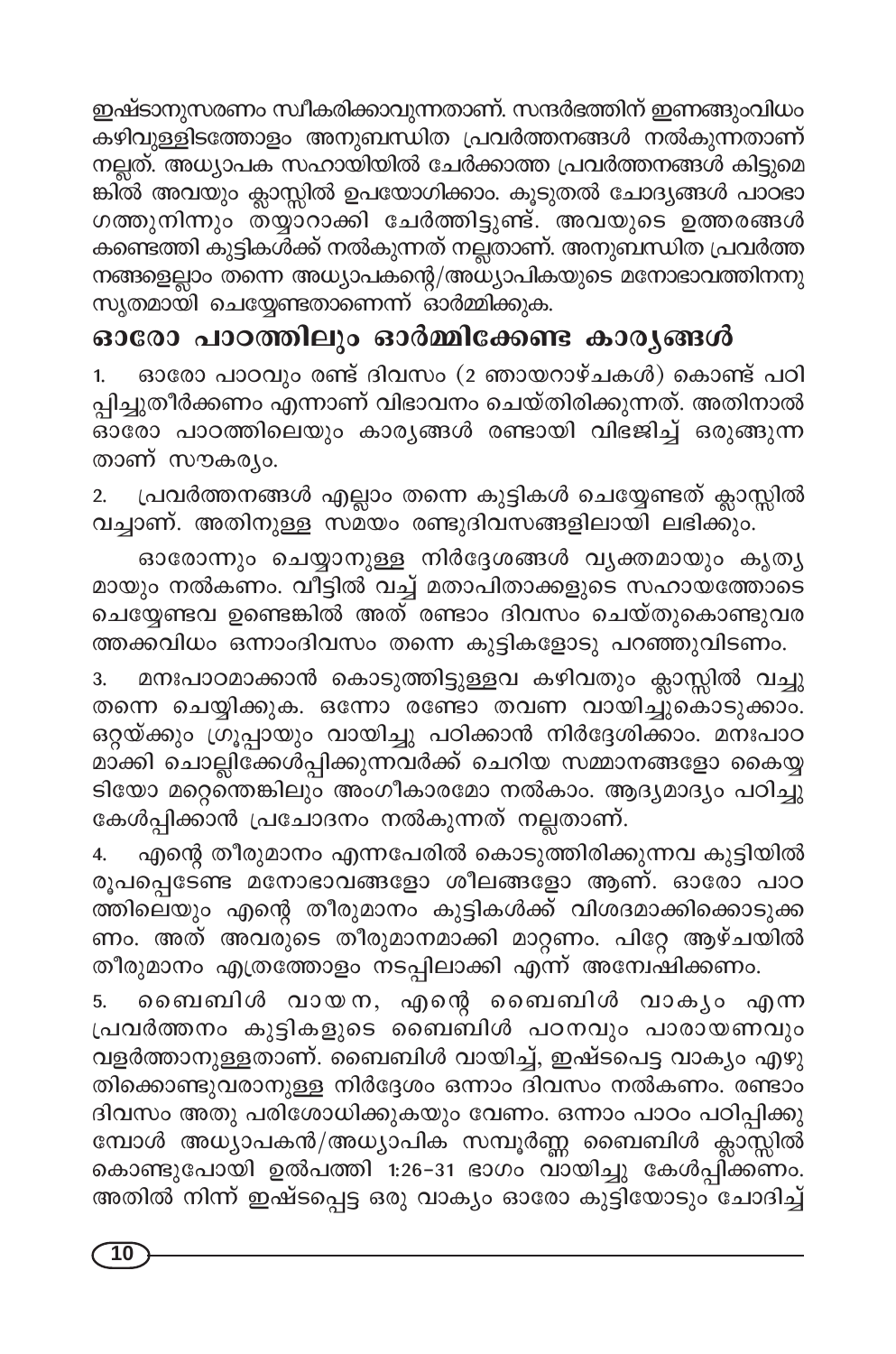ഇഷ്ടാനുസരണം സ്വീകരിക്കാവുന്നതാണ്. സന്ദർഭത്തിന് ഇണങ്ങുംവിധം കഴിവുള്ളിടത്തോളം അനുബന്ധിത പ്രവർത്തനങ്ങൾ നൽകുന്നതാണ് നല്ലത്. അധ്യാപക സഹായിയിൽ ചേർക്കാത്ത പ്രവർത്തനങ്ങൾ കിട്ടുമെങ്കിൽ അവയും ക്ലാസ്സിൽ ഉപയോഗിക്കാം. കൂടുതൽ ചോദ്യങ്ങൾ പാഠഭാഗത്തുനിന്നും തയ്യാറാക്കി ചേർത്തിട്ടുണ്ട്. അവയുടെ ഉത്തരങ്ങൾ കണ്ടെത്തി കുട്ടികൾക്ക് നൽകുന്നത് നല്ലതാണ്. അനുബന്ധിത പ്രവർത്തനങ്ങളെല്ലാം തന്നെ അധ്യാപകന്റെ/അധ്യാപികയുടെ മനോഭാവത്തിനനുസൃതമായി ചെയ്യേണ്ടതാണെന്ന് ഓർമ്മിക്കുക.

## ഓരോ പാഠത്തിലും ഓർമ്മിക്കേണ്ട കാര്യങ്ങൾ

1. ഓരോ പാഠവും രണ്ട് ദിവസം (2 ഞായറാഴ്ചകൾ) കൊണ്ട് പഠിപ്പിച്ചുതീർക്കണം എന്നാണ് വിഭാവനം ചെയ്തിരിക്കുന്നത്. അതിനാൽ ഓരോ പാഠത്തിലെയും കാര്യങ്ങൾ രണ്ടായി വിഭജിച്ച് ഒരുങ്ങുന്നതാണ് സൗകര്യം.

2. പ്രവർത്തനങ്ങൾ എല്ലാം തന്നെ കുട്ടികൾ ചെയ്യേണ്ടത് ക്ലാസ്സിൽ വച്ചാണ്. അതിനുള്ള സമയം രണ്ടുദിവസങ്ങളിലായി ലഭിക്കും.

   ഓരോന്നും ചെയ്യാനുള്ള നിർദ്ദേശങ്ങൾ വ്യക്തമായും കൃത്യമായും നൽകണം. വീട്ടിൽ വച്ച് മതാപിതാക്കളുടെ സഹായത്തോടെ ചെയ്യേണ്ടവ ഉണ്ടെങ്കിൽ അത് രണ്ടാം ദിവസം ചെയ്തുകൊണ്ടുവരത്തക്കവിധം ഒന്നാംദിവസം തന്നെ കുട്ടികളോടു പറഞ്ഞുവിടണം.

3. മനഃപാഠമാക്കാൻ കൊടുത്തിട്ടുള്ളവ കഴിവതും ക്ലാസ്സിൽ വച്ചു തന്നെ ചെയ്യിക്കുക. ഒന്നോ രണ്ടോ തവണ വായിച്ചുകൊടുക്കാം. ഒറ്റയ്ക്കും ഗ്രൂപ്പായും വായിച്ചു പഠിക്കാൻ നിർദ്ദേശിക്കാം. മനഃപാഠമാക്കി ചൊല്ലിക്കേൾപ്പിക്കുന്നവർക്ക് ചെറിയ സമ്മാനങ്ങളോ കൈയ്യടിയോ മറ്റെന്തെങ്കിലും അംഗീകാരമോ നൽകാം. ആദ്യമാദ്യം പഠിച്ചു കേൾപ്പിക്കാൻ പ്രചോദനം നൽകുന്നത് നല്ലതാണ്.

4. എന്റെ തീരുമാനം എന്നപേരിൽ കൊടുത്തിരിക്കുന്നവ കുട്ടിയിൽ രൂപപ്പെടേണ്ട മനോഭാവങ്ങളോ ശീലങ്ങളോ ആണ്. ഓരോ പാഠത്തിലെയും എന്റെ തീരുമാനം കുട്ടികൾക്ക് വിശദമാക്കിക്കൊടുക്കണം. അത് അവരുടെ തീരുമാനമാക്കി മാറ്റണം. പിറ്റേ ആഴ്ചയിൽ തീരുമാനം എത്രത്തോളം നടപ്പിലാക്കി എന്ന് അന്വേഷിക്കണം.

5. ബൈബിൾ വായന, എന്റെ ബൈബിൾ വാക്യം എന്ന പ്രവർത്തനം കുട്ടികളുടെ ബൈബിൾ പഠനവും പാരായണവും വളർത്താനുള്ളതാണ്. ബൈബിൾ വായിച്ച്, ഇഷ്ടപെട്ട വാക്യം എഴുതിക്കൊണ്ടുവരാനുള്ള നിർദ്ദേശം ഒന്നാം ദിവസം നൽകണം. രണ്ടാം ദിവസം അതു പരിശോധിക്കുകയും വേണം. ഒന്നാം പാഠം പഠിപ്പിക്കുമ്പോൾ അധ്യാപകൻ/അധ്യാപിക സമ്പൂർണ്ണ ബൈബിൾ ക്ലാസ്സിൽ കൊണ്ടുപോയി ഉൽപത്തി 1:26-31 ഭാഗം വായിച്ചു കേൾപ്പിക്കണം. അതിൽ നിന്ന് ഇഷ്ടപ്പെട്ട ഒരു വാക്യം ഓരോ കുട്ടിയോടും ചോദിച്ച്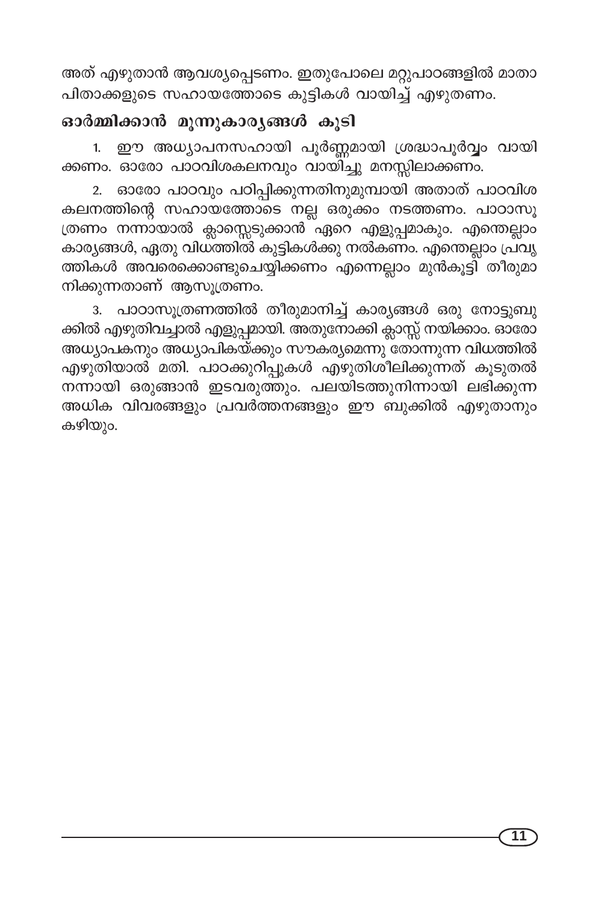അത് എഴുതാൻ ആവശ്യപ്പെടണം. ഇതുപോലെ മറ്റുപാഠങ്ങളിൽ മാതാപിതാക്കളുടെ സഹായത്തോടെ കുട്ടികൾ വായിച്ച് എഴുതണം.

## ഓർമ്മിക്കാൻ മൂന്നുകാര്യങ്ങൾ കൂടി

1. ഈ അധ്യാപനസഹായി പൂർണ്ണമായി ശ്രദ്ധാപൂർവ്വം വായിക്കണം. ഓരോ പാഠവിശകലനവും വായിച്ചു മനസ്സിലാക്കണം.

2. ഓരോ പാഠവും പഠിപ്പിക്കുന്നതിനുമുമ്പായി അതാത് പാഠവിശകലനത്തിന്റെ സഹായത്തോടെ നല്ല ഒരുക്കം നടത്തണം. പാഠാസൂത്രണം നന്നായാൽ ക്ലാസ്സെടുക്കാൻ ഏറെ എളുപ്പമാകും. എന്തെല്ലാം കാര്യങ്ങൾ, ഏതു വിധത്തിൽ കുട്ടികൾക്കു നൽകണം. എന്തെല്ലാം പ്രവൃത്തികൾ അവരെക്കൊണ്ടുചെയ്യിക്കണം എന്നെല്ലാം മുൻകൂട്ടി തീരുമാനിക്കുന്നതാണ് ആസൂത്രണം.

3. പാഠാസൂത്രണത്തിൽ തീരുമാനിച്ച് കാര്യങ്ങൾ ഒരു നോട്ടുബുക്കിൽ എഴുതിവച്ചാൽ എളുപ്പമായി. അതുനോക്കി ക്ലാസ്സ് നയിക്കാം. ഓരോ അധ്യാപകനും അധ്യാപികയ്ക്കും സൗകര്യമെന്നു തോന്നുന്ന വിധത്തിൽ എഴുതിയാൽ മതി. പാഠക്കുറിപ്പുകൾ എഴുതിശീലിക്കുന്നത് കൂടുതൽ നന്നായി ഒരുങ്ങാൻ ഇടവരുത്തും. പലയിടത്തുനിന്നായി ലഭിക്കുന്ന അധിക വിവരങ്ങളും പ്രവർത്തനങ്ങളും ഈ ബുക്കിൽ എഴുതാനും കഴിയും.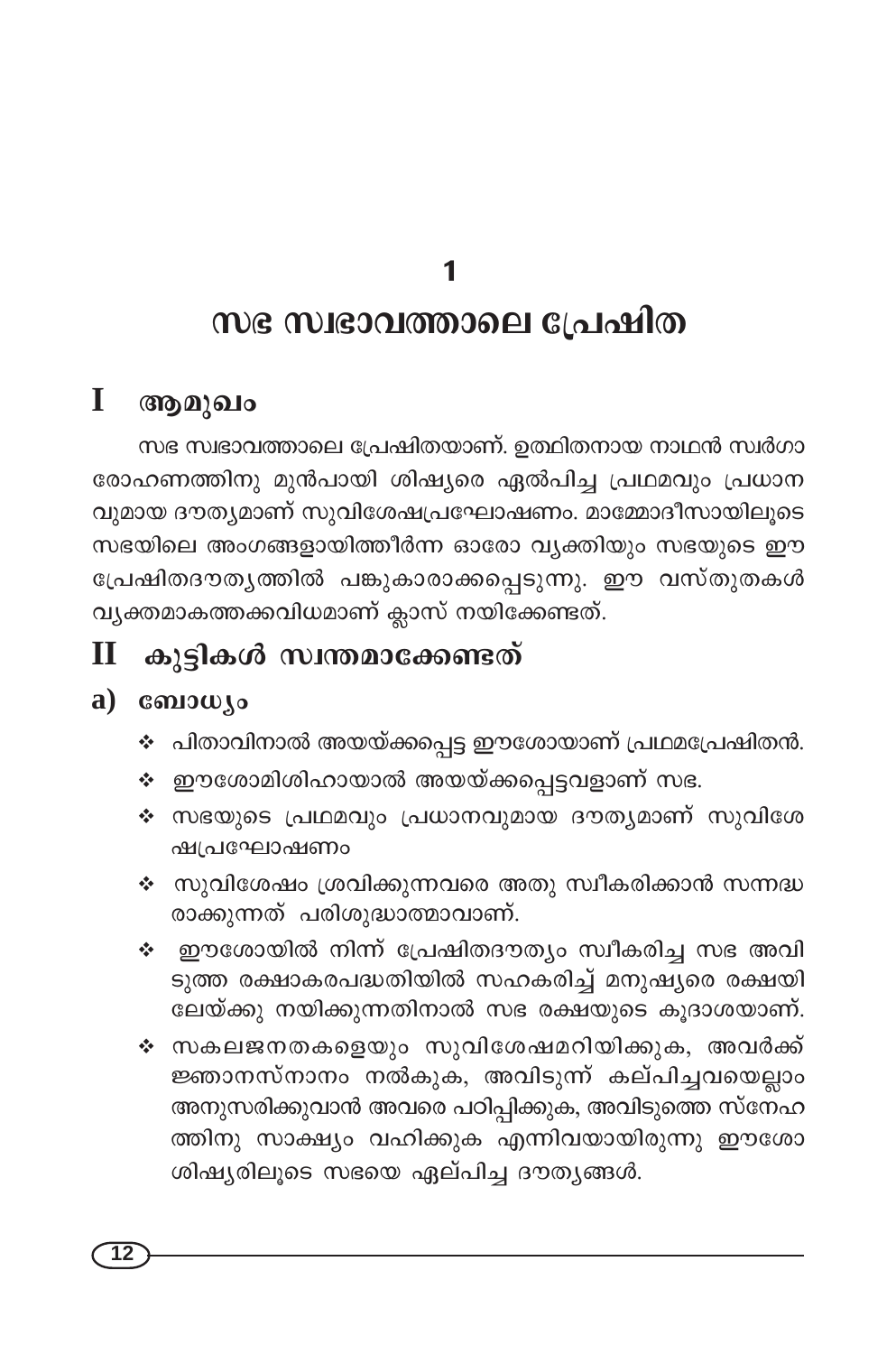# 1

# സഭ സ്വഭാവത്താലെ പ്രേഷിത

## I ആമുഖം

സഭ സ്വഭാവത്താലെ പ്രേഷിതയാണ്. ഉത്ഥിതനായ നാഥൻ സ്വർഗാരോഹണത്തിനു മുൻപായി ശിഷ്യരെ ഏൽപിച്ച പ്രഥമവും പ്രധാനവുമായ ദൗത്യമാണ് സുവിശേഷപ്രഘോഷണം. മാമ്മോദീസായിലൂടെ സഭയിലെ അംഗങ്ങളായിത്തീർന്ന ഓരോ വ്യക്തിയും സഭയുടെ ഈ പ്രേഷിതദൗത്യത്തിൽ പങ്കുകാരാക്കപ്പെടുന്നു. ഈ വസ്തുതകൾ വ്യക്തമാകത്തക്കവിധമാണ് ക്ലാസ് നയിക്കേണ്ടത്.

## II കുട്ടികൾ സ്വന്തമാക്കേണ്ടത്

### a) ബോധ്യം

- പിതാവിനാൽ അയയ്ക്കപ്പെട്ട ഈശോയാണ് പ്രഥമപ്രേഷിതൻ.
- ഈശോമിശിഹായാൽ അയയ്ക്കപ്പെട്ടവളാണ് സഭ.
- സഭയുടെ പ്രഥമവും പ്രധാനവുമായ ദൗത്യമാണ് സുവിശേഷപ്രഘോഷണം
- സുവിശേഷം ശ്രവിക്കുന്നവരെ അതു സ്വീകരിക്കാൻ സന്നദ്ധരാക്കുന്നത് പരിശുദ്ധാത്മാവാണ്.
- ഈശോയിൽ നിന്ന് പ്രേഷിതദൗത്യം സ്വീകരിച്ച സഭ അവിടുത്തെ രക്ഷാകരപദ്ധതിയിൽ സഹകരിച്ച് മനുഷ്യരെ രക്ഷയിലേയ്ക്കു നയിക്കുന്നതിനാൽ സഭ രക്ഷയുടെ കൂദാശയാണ്.
- സകലജനതകളെയും സുവിശേഷമറിയിക്കുക, അവർക്ക് ജ്ഞാനസ്നാനം നൽകുക, അവിടുന്ന് കല്പിച്ചവയെല്ലാം അനുസരിക്കുവാൻ അവരെ പഠിപ്പിക്കുക, അവിടുത്തെ സ്നേഹത്തിനു സാക്ഷ്യം വഹിക്കുക എന്നിവയായിരുന്നു ഈശോ ശിഷ്യരിലൂടെ സഭയെ ഏല്പിച്ച ദൗത്യങ്ങൾ.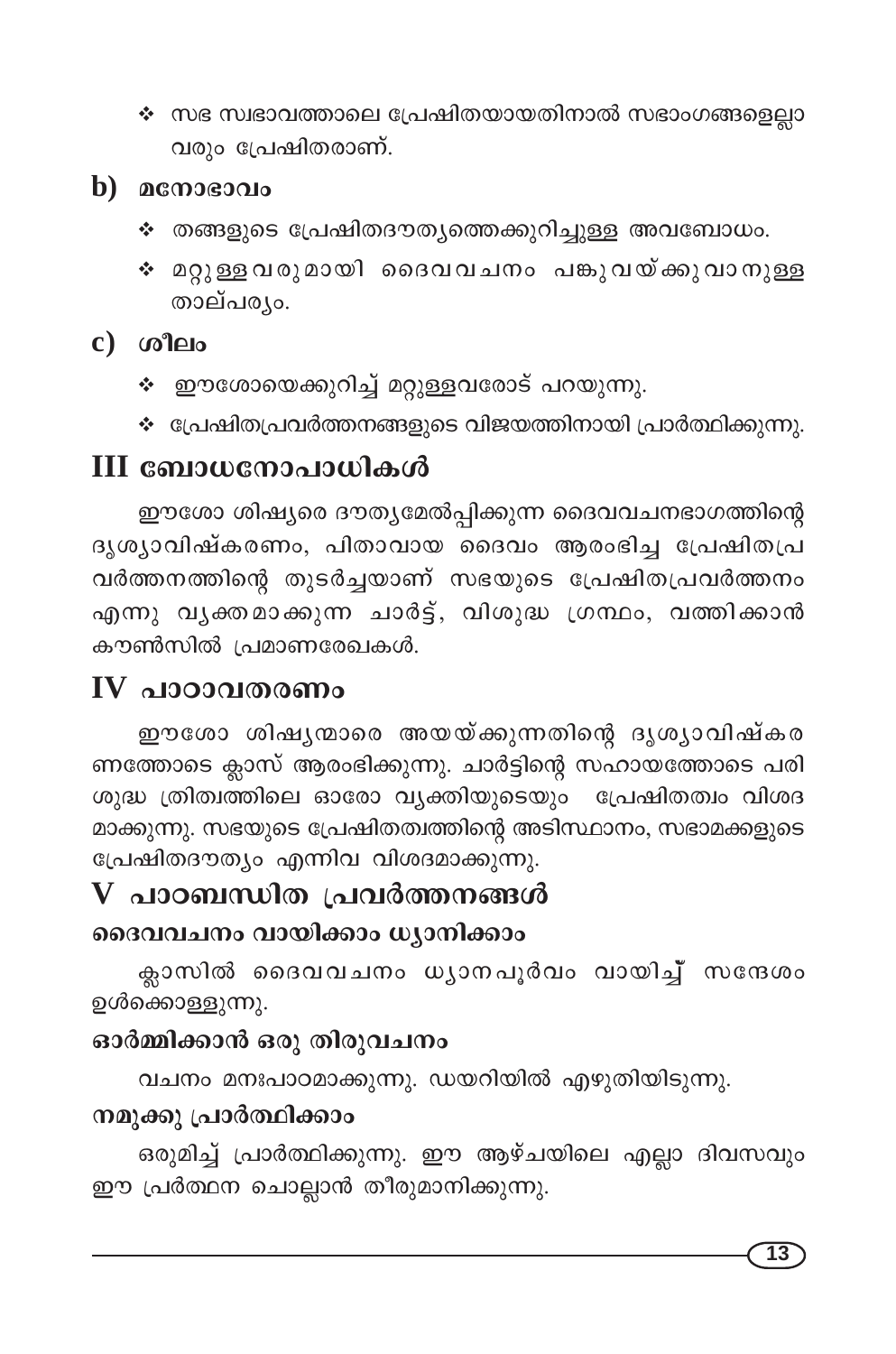- സഭ സ്വഭാവത്താലെ പ്രേഷിതയായതിനാൽ സഭാംഗങ്ങളെല്ലാവരും പ്രേഷിതരാണ്.

## b) മനോഭാവം

- തങ്ങളുടെ പ്രേഷിതദൗത്യത്തെക്കുറിച്ചുള്ള അവബോധം.
- മറ്റുള്ളവരുമായി ദൈവവചനം പങ്കുവയ്ക്കുവാനുള്ള താല്പര്യം.

## c) ശീലം

- ഈശോയെക്കുറിച്ച് മറ്റുള്ളവരോട് പറയുന്നു.
- പ്രേഷിതപ്രവർത്തനങ്ങളുടെ വിജയത്തിനായി പ്രാർത്ഥിക്കുന്നു.

# III ബോധനോപാധികൾ

ഈശോ ശിഷ്യരെ ദൗത്യമേൽപ്പിക്കുന്ന ദൈവവചനഭാഗത്തിന്റെ ദൃശ്യാവിഷ്കരണം, പിതാവായ ദൈവം ആരംഭിച്ച പ്രേഷിതപ്രവർത്തനത്തിന്റെ തുടർച്ചയാണ് സഭയുടെ പ്രേഷിതപ്രവർത്തനം എന്നു വ്യക്തമാക്കുന്ന ചാർട്ട്, വിശുദ്ധ ഗ്രന്ഥം, വത്തിക്കാൻ കൗൺസിൽ പ്രമാണരേഖകൾ.

# IV പാഠാവതരണം

ഈശോ ശിഷ്യന്മാരെ അയയ്ക്കുന്നതിന്റെ ദൃശ്യാവിഷ്കരണത്തോടെ ക്ലാസ് ആരംഭിക്കുന്നു. ചാർട്ടിന്റെ സഹായത്തോടെ പരിശുദ്ധ ത്രിത്വത്തിലെ ഓരോ വ്യക്തിയുടെയും പ്രേഷിതത്വം വിശദമാക്കുന്നു. സഭയുടെ പ്രേഷിതത്വത്തിന്റെ അടിസ്ഥാനം, സഭാമക്കളുടെ പ്രേഷിതദൗത്യം എന്നിവ വിശദമാക്കുന്നു.

# V പാഠബന്ധിത പ്രവർത്തനങ്ങൾ

### ദൈവവചനം വായിക്കാം ധ്യാനിക്കാം

ക്ലാസിൽ ദൈവവചനം ധ്യാനപൂർവം വായിച്ച് സന്ദേശം ഉൾക്കൊള്ളുന്നു.

### ഓർമ്മിക്കാൻ ഒരു തിരുവചനം

വചനം മനഃപാഠമാക്കുന്നു. ഡയറിയിൽ എഴുതിയിടുന്നു.

### നമുക്കു പ്രാർത്ഥിക്കാം

ഒരുമിച്ച് പ്രാർത്ഥിക്കുന്നു. ഈ ആഴ്ചയിലെ എല്ലാ ദിവസവും ഈ പ്രർത്ഥന ചൊല്ലാൻ തീരുമാനിക്കുന്നു.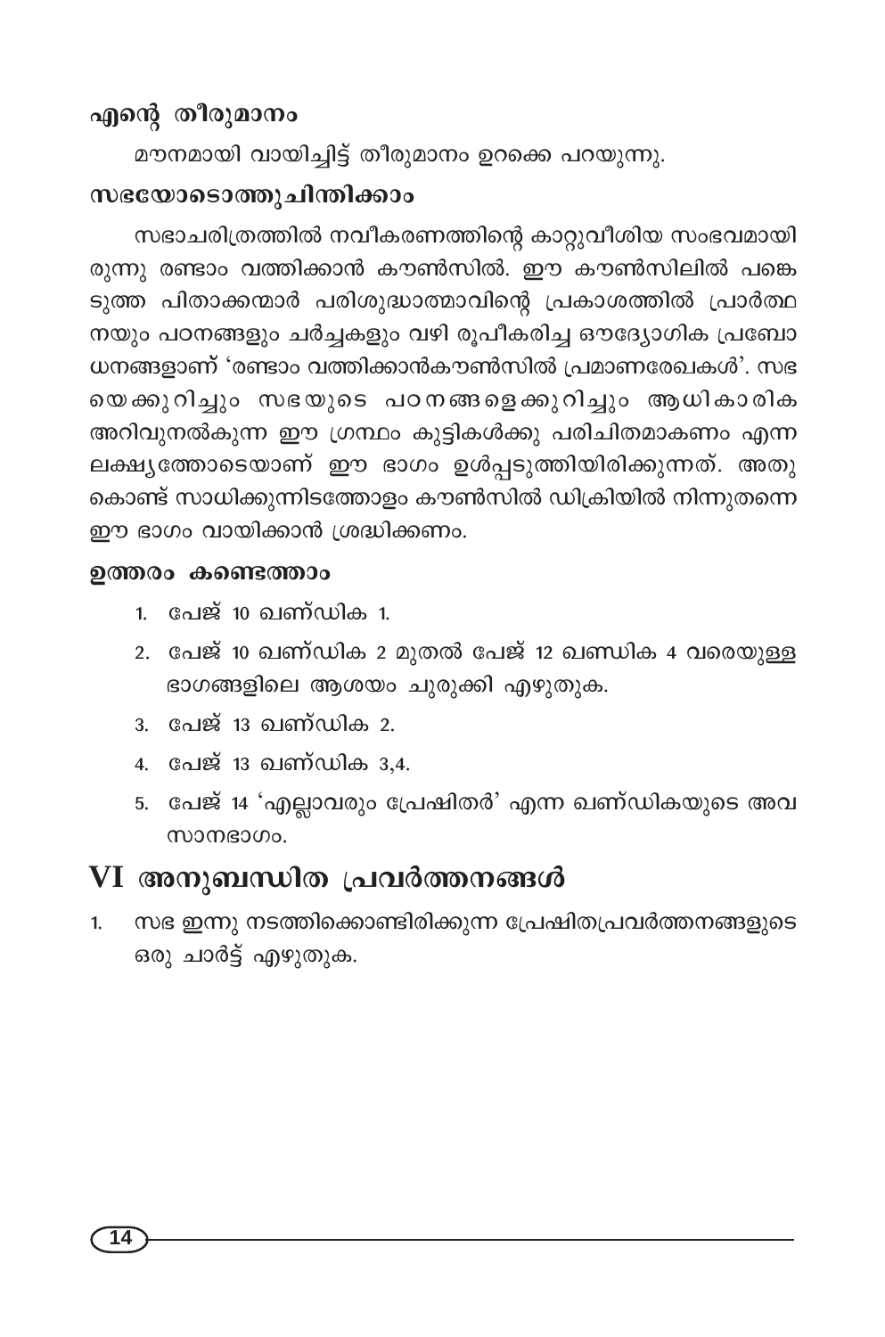### എന്റെ തീരുമാനം

മൗനമായി വായിച്ചിട്ട് തീരുമാനം ഉറക്കെ പറയുന്നു.

### സഭയോടൊത്തു ചിന്തിക്കാം

സഭാചരിത്രത്തിൽ നവീകരണത്തിന്റെ കാറ്റുവീശിയ സംഭവമായിരുന്നു രണ്ടാം വത്തിക്കാൻ കൗൺസിൽ. ഈ കൗൺസിലിൽ പങ്കെടുത്ത പിതാക്കന്മാർ പരിശുദ്ധാത്മാവിന്റെ പ്രകാശത്തിൽ പ്രാർത്ഥനയും പഠനങ്ങളും ചർച്ചകളും വഴി രൂപീകരിച്ച ഔദ്യോഗിക പ്രബോധനങ്ങളാണ് 'രണ്ടാം വത്തിക്കാൻകൗൺസിൽ പ്രമാണരേഖകൾ'. സഭയെക്കുറിച്ചും സഭയുടെ പഠനങ്ങളെക്കുറിച്ചും ആധികാരിക അറിവുനൽകുന്ന ഈ ഗ്രന്ഥം കുട്ടികൾക്കു പരിചിതമാകണം എന്ന ലക്ഷ്യത്തോടെയാണ് ഈ ഭാഗം ഉൾപ്പടുത്തിയിരിക്കുന്നത്. അതുകൊണ്ട് സാധിക്കുന്നിടത്തോളം കൗൺസിൽ ഡിക്രിയിൽ നിന്നുതന്നെ ഈ ഭാഗം വായിക്കാൻ ശ്രദ്ധിക്കണം.

### ഉത്തരം കണ്ടെത്താം

1. പേജ് 10 ഖണ്ഡിക 1.
2. പേജ് 10 ഖണ്ഡിക 2 മുതൽ പേജ് 12 ഖണ്ഡിക 4 വരെയുള്ള ഭാഗങ്ങളിലെ ആശയം ചുരുക്കി എഴുതുക.
3. പേജ് 13 ഖണ്ഡിക 2.
4. പേജ് 13 ഖണ്ഡിക 3,4.
5. പേജ് 14 'എല്ലാവരും പ്രേഷിതർ' എന്ന ഖണ്ഡികയുടെ അവസാനഭാഗം.

## VI അനുബന്ധിത പ്രവർത്തനങ്ങൾ

1. സഭ ഇന്നു നടത്തിക്കൊണ്ടിരിക്കുന്ന പ്രേഷിതപ്രവർത്തനങ്ങളുടെ ഒരു ചാർട്ട് എഴുതുക.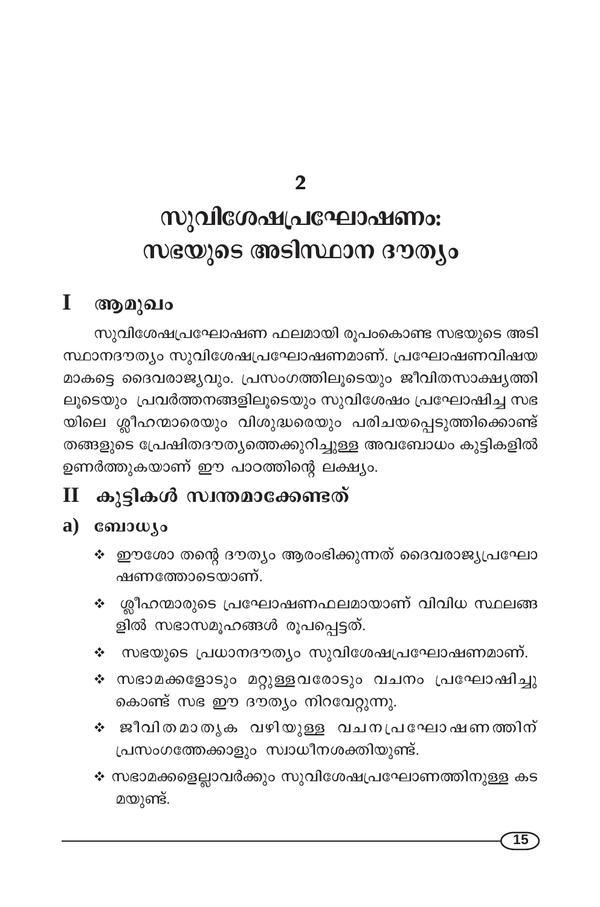# 2

# സുവിശേഷപ്രഘോഷണം: സഭയുടെ അടിസ്ഥാന ദൗത്യം

## I ആമുഖം

സുവിശേഷപ്രഘോഷണ ഫലമായി രൂപംകൊണ്ട സഭയുടെ അടിസ്ഥാനദൗത്യം സുവിശേഷപ്രഘോഷണമാണ്. പ്രഘോഷണവിഷയമാകട്ടെ ദൈവരാജ്യവും. പ്രസംഗത്തിലൂടെയും ജീവിതസാക്ഷ്യത്തിലൂടെയും പ്രവർത്തനങ്ങളിലൂടെയും സുവിശേഷം പ്രഘോഷിച്ച സഭയിലെ ശ്ലീഹന്മാരെയും വിശുദ്ധരെയും പരിചയപ്പെടുത്തിക്കൊണ്ട് തങ്ങളുടെ പ്രേഷിതദൗത്യത്തെക്കുറിച്ചുള്ള അവബോധം കുട്ടികളിൽ ഉണർത്തുകയാണ് ഈ പാഠത്തിന്റെ ലക്ഷ്യം.

## II കുട്ടികൾ സ്വന്തമാക്കേണ്ടത്

### a) ബോധ്യം

- ഈശോ തന്റെ ദൗത്യം ആരംഭിക്കുന്നത് ദൈവരാജ്യപ്രഘോഷണത്തോടെയാണ്.
- ശ്ലീഹന്മാരുടെ പ്രഘോഷണഫലമായാണ് വിവിധ സ്ഥലങ്ങളിൽ സഭാസമൂഹങ്ങൾ രൂപപ്പെട്ടത്.
- സഭയുടെ പ്രധാനദൗത്യം സുവിശേഷപ്രഘോഷണമാണ്.
- സഭാമക്കളോടും മറ്റുള്ളവരോടും വചനം പ്രഘോഷിച്ചുകൊണ്ട് സഭ ഈ ദൗത്യം നിറവേറ്റുന്നു.
- ജീവിതമാതൃക വഴിയുള്ള വചനപ്രഘോഷണത്തിന് പ്രസംഗത്തേക്കാളും സ്വാധീനശക്തിയുണ്ട്.
- സഭാമക്കളെല്ലാവർക്കും സുവിശേഷപ്രഘോണത്തിനുള്ള കടമയുണ്ട്.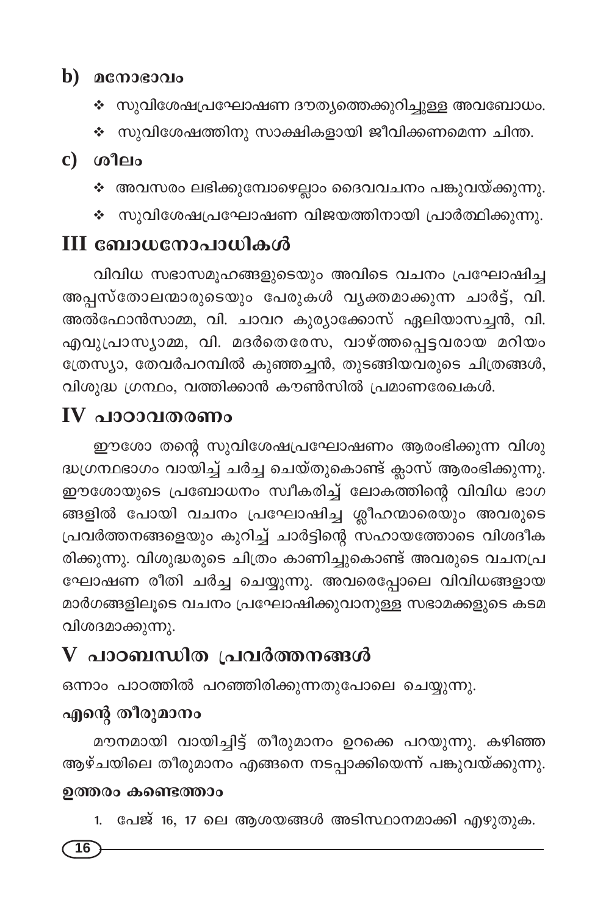## b) മനോഭാവം

- സുവിശേഷപ്രഘോഷണ ദൗത്യത്തെക്കുറിച്ചുള്ള അവബോധം.
- സുവിശേഷത്തിനു സാക്ഷികളായി ജീവിക്കണമെന്ന ചിന്ത.

## c) ശീലം

- അവസരം ലഭിക്കുമ്പോഴെല്ലാം ദൈവവചനം പങ്കുവയ്ക്കുന്നു.
- സുവിശേഷപ്രഘോഷണ വിജയത്തിനായി പ്രാർത്ഥിക്കുന്നു.

# III ബോധനോപാധികൾ

വിവിധ സഭാസമൂഹങ്ങളുടെയും അവിടെ വചനം പ്രഘോഷിച്ച അപ്പസ്തോലന്മാരുടെയും പേരുകൾ വ്യക്തമാക്കുന്ന ചാർട്ട്, വി. അൽഫോൻസാമ്മ, വി. ചാവറ കുര്യാക്കോസ് ഏലിയാസച്ചൻ, വി. എവുപ്രാസ്യാമ്മ, വി. മദർതെരേസ, വാഴ്ത്തപ്പെട്ടവരായ മറിയം ത്രേസ്യാ, തേവർപറമ്പിൽ കുഞ്ഞച്ചൻ, തുടങ്ങിയവരുടെ ചിത്രങ്ങൾ, വിശുദ്ധ ഗ്രന്ഥം, വത്തിക്കാൻ കൗൺസിൽ പ്രമാണരേഖകൾ.

# IV പാഠാവതരണം

ഈശോ തന്റെ സുവിശേഷപ്രഘോഷണം ആരംഭിക്കുന്ന വിശുദ്ധഗ്രന്ഥഭാഗം വായിച്ച് ചർച്ച ചെയ്തുകൊണ്ട് ക്ലാസ് ആരംഭിക്കുന്നു. ഈശോയുടെ പ്രബോധനം സ്വീകരിച്ച് ലോകത്തിന്റെ വിവിധ ഭാഗങ്ങളിൽ പോയി വചനം പ്രഘോഷിച്ച ശ്ലീഹന്മാരെയും അവരുടെ പ്രവർത്തനങ്ങളെയും കുറിച്ച് ചാർട്ടിന്റെ സഹായത്തോടെ വിശദീകരിക്കുന്നു. വിശുദ്ധരുടെ ചിത്രം കാണിച്ചുകൊണ്ട് അവരുടെ വചനപ്രഘോഷണ രീതി ചർച്ച ചെയ്യുന്നു. അവരെപ്പോലെ വിവിധങ്ങളായ മാർഗങ്ങളിലൂടെ വചനം പ്രഘോഷിക്കുവാനുള്ള സഭാമക്കളുടെ കടമ വിശദമാക്കുന്നു.

# V പാഠബന്ധിത പ്രവർത്തനങ്ങൾ

ഒന്നാം പാഠത്തിൽ പറഞ്ഞിരിക്കുന്നതുപോലെ ചെയ്യുന്നു.

### എന്റെ തീരുമാനം

മൗനമായി വായിച്ചിട്ട് തീരുമാനം ഉറക്കെ പറയുന്നു. കഴിഞ്ഞ ആഴ്ചയിലെ തീരുമാനം എങ്ങനെ നടപ്പാക്കിയെന്ന് പങ്കുവയ്ക്കുന്നു.

### ഉത്തരം കണ്ടെത്താം

1. പേജ് 16, 17 ലെ ആശയങ്ങൾ അടിസ്ഥാനമാക്കി എഴുതുക.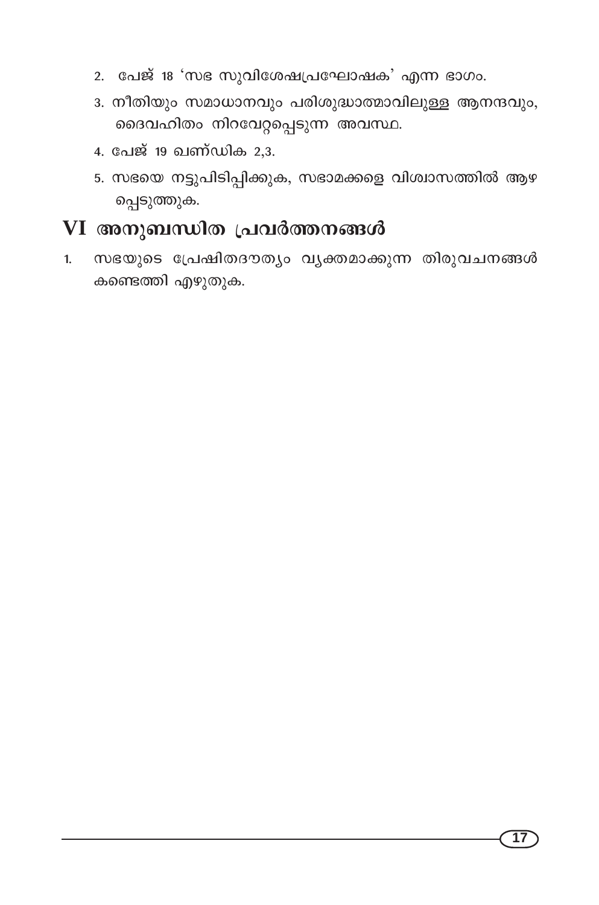2. പേജ് 18 'സഭ സുവിശേഷപ്രഘോഷക' എന്ന ഭാഗം.
3. നീതിയും സമാധാനവും പരിശുദ്ധാത്മാവിലുള്ള ആനന്ദവും, ദൈവഹിതം നിറവേറ്റപ്പെടുന്ന അവസ്ഥ.
4. പേജ് 19 ഖണ്ഡിക 2,3.
5. സഭയെ നട്ടുപിടിപ്പിക്കുക, സഭാമക്കളെ വിശ്വാസത്തിൽ ആഴപ്പെടുത്തുക.

## VI അനുബന്ധിത പ്രവർത്തനങ്ങൾ

1. സഭയുടെ പ്രേഷിതദൗത്യം വ്യക്തമാക്കുന്ന തിരുവചനങ്ങൾ കണ്ടെത്തി എഴുതുക.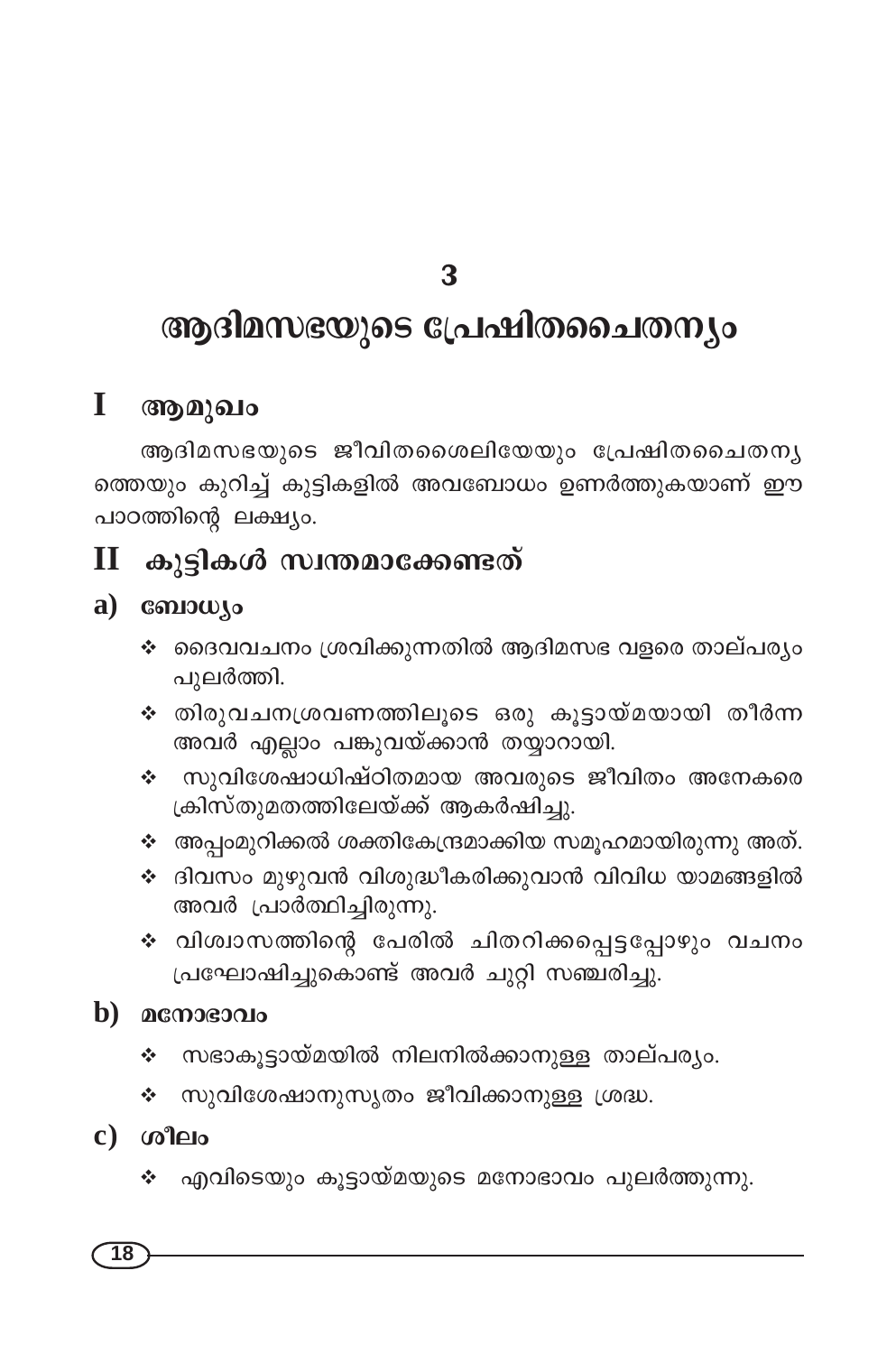# 3

# ആദിമസഭയുടെ പ്രേഷിതചൈതന്യം

## I ആമുഖം

ആദിമസഭയുടെ ജീവിതശൈലിയേയും പ്രേഷിതചൈതന്യ ത്തെയും കുറിച്ച് കുട്ടികളിൽ അവബോധം ഉണർത്തുകയാണ് ഈ പാഠത്തിന്റെ ലക്ഷ്യം.

## II കുട്ടികൾ സ്വന്തമാക്കേണ്ടത്

### a) ബോധ്യം

- ❖ ദൈവവചനം ശ്രവിക്കുന്നതിൽ ആദിമസഭ വളരെ താല്പര്യം പുലർത്തി.
- ❖ തിരുവചനശ്രവണത്തിലൂടെ ഒരു കൂട്ടായ്മയായി തീർന്ന അവർ എല്ലാം പങ്കുവയ്ക്കാൻ തയ്യാറായി.
- ❖ സുവിശേഷാധിഷ്ഠിതമായ അവരുടെ ജീവിതം അനേകരെ ക്രിസ്തുമതത്തിലേയ്ക്ക് ആകർഷിച്ചു.
- ❖ അപ്പംമുറിക്കൽ ശക്തികേന്ദ്രമാക്കിയ സമൂഹമായിരുന്നു അത്.
- ❖ ദിവസം മുഴുവൻ വിശുദ്ധീകരിക്കുവാൻ വിവിധ യാമങ്ങളിൽ അവർ പ്രാർത്ഥിച്ചിരുന്നു.
- ❖ വിശ്വാസത്തിന്റെ പേരിൽ ചിതറിക്കപ്പെട്ടപ്പോഴും വചനം പ്രഘോഷിച്ചുകൊണ്ട് അവർ ചുറ്റി സഞ്ചരിച്ചു.

### b) മനോഭാവം

- ❖ സഭാകൂട്ടായ്മയിൽ നിലനിൽക്കാനുള്ള താല്പര്യം.
- ❖ സുവിശേഷാനുസൃതം ജീവിക്കാനുള്ള ശ്രദ്ധ.

### c) ശീലം

- ❖ എവിടെയും കൂട്ടായ്മയുടെ മനോഭാവം പുലർത്തുന്നു.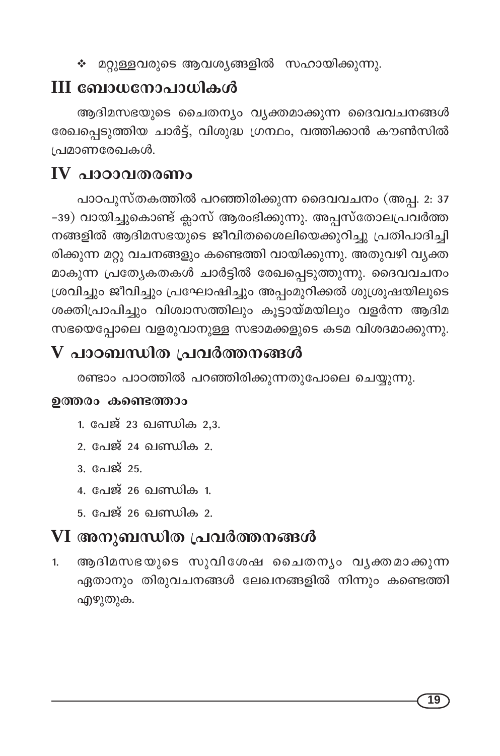- ❖ മറ്റുള്ളവരുടെ ആവശ്യങ്ങളിൽ സഹായിക്കുന്നു.

## III ബോധനോപാധികൾ

ആദിമസഭയുടെ ചൈതന്യം വ്യക്തമാക്കുന്ന ദൈവവചനങ്ങൾ രേഖപ്പെടുത്തിയ ചാർട്ട്, വിശുദ്ധ ഗ്രന്ഥം, വത്തിക്കാൻ കൗൺസിൽ പ്രമാണരേഖകൾ.

## IV പാഠാവതരണം

പാഠപുസ്തകത്തിൽ പറഞ്ഞിരിക്കുന്ന ദൈവവചനം (അപ്പ. 2: 37 -39) വായിച്ചുകൊണ്ട് ക്ലാസ് ആരംഭിക്കുന്നു. അപ്പസ്തോലപ്രവർത്തനങ്ങളിൽ ആദിമസഭയുടെ ജീവിതശൈലിയെക്കുറിച്ചു പ്രതിപാദിച്ചിരിക്കുന്ന മറ്റു വചനങ്ങളും കണ്ടെത്തി വായിക്കുന്നു. അതുവഴി വ്യക്തമാകുന്ന പ്രത്യേകതകൾ ചാർട്ടിൽ രേഖപ്പെടുത്തുന്നു. ദൈവവചനം ശ്രവിച്ചും ജീവിച്ചും പ്രഘോഷിച്ചും അപ്പംമുറിക്കൽ ശുശ്രൂഷയിലൂടെ ശക്തിപ്രാപിച്ചും വിശ്വാസത്തിലും കൂട്ടായ്മയിലും വളർന്ന ആദിമ സഭയെപ്പോലെ വളരുവാനുള്ള സഭാമക്കളുടെ കടമ വിശദമാക്കുന്നു.

## V പാഠബന്ധിത പ്രവർത്തനങ്ങൾ

രണ്ടാം പാഠത്തിൽ പറഞ്ഞിരിക്കുന്നതുപോലെ ചെയ്യുന്നു.

**ഉത്തരം കണ്ടെത്താം**

1. പേജ് 23 ഖണ്ഡിക 2,3.
2. പേജ് 24 ഖണ്ഡിക 2.
3. പേജ് 25.
4. പേജ് 26 ഖണ്ഡിക 1.
5. പേജ് 26 ഖണ്ഡിക 2.

## VI അനുബന്ധിത പ്രവർത്തനങ്ങൾ

1. ആദിമസഭയുടെ സുവിശേഷ ചൈതന്യം വ്യക്തമാക്കുന്ന ഏതാനും തിരുവചനങ്ങൾ ലേഖനങ്ങളിൽ നിന്നും കണ്ടെത്തി എഴുതുക.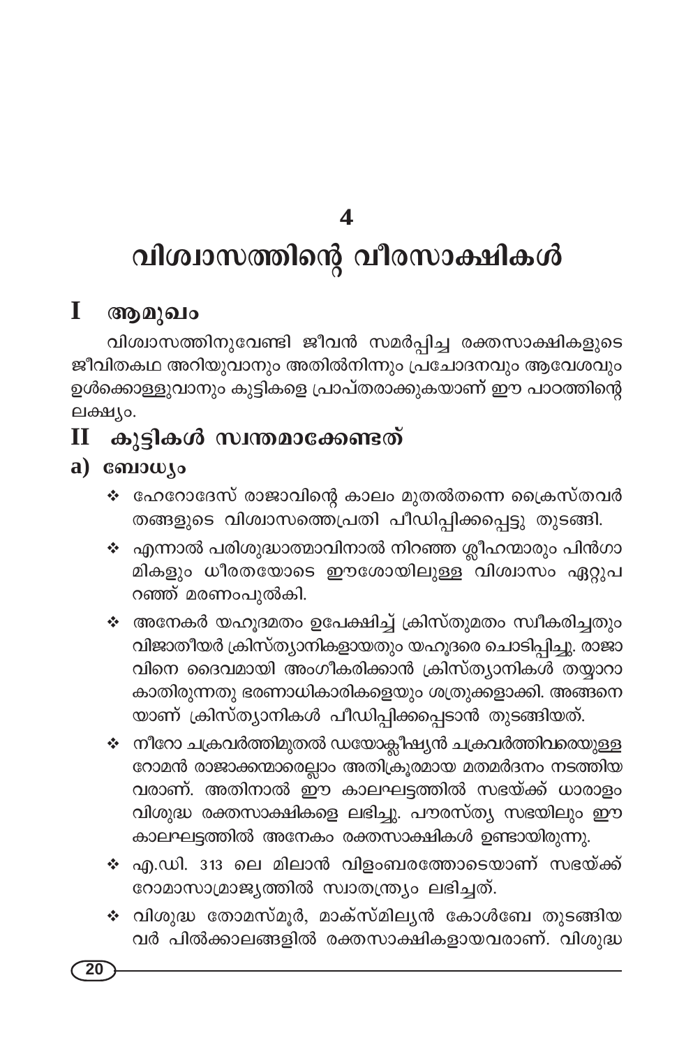# 4

# വിശ്വാസത്തിന്റെ വീരസാക്ഷികൾ

## I ആമുഖം

വിശ്വാസത്തിനുവേണ്ടി ജീവൻ സമർപ്പിച്ച രക്തസാക്ഷികളുടെ ജീവിതകഥ അറിയുവാനും അതിൽനിന്നും പ്രചോദനവും ആവേശവും ഉൾക്കൊള്ളുവാനും കുട്ടികളെ പ്രാപ്തരാക്കുകയാണ് ഈ പാഠത്തിന്റെ ലക്ഷ്യം.

## II കുട്ടികൾ സ്വന്തമാക്കേണ്ടത്

### a) ബോധ്യം

- ❖ ഹേറോദേസ് രാജാവിന്റെ കാലം മുതൽതന്നെ ക്രൈസ്തവർ തങ്ങളുടെ വിശ്വാസത്തെപ്രതി പീഡിപ്പിക്കപ്പെട്ടു തുടങ്ങി.
- ❖ എന്നാൽ പരിശുദ്ധാത്മാവിനാൽ നിറഞ്ഞ ശ്ലീഹന്മാരും പിൻഗാമികളും ധീരതയോടെ ഈശോയിലുള്ള വിശ്വാസം ഏറ്റുപറഞ്ഞ് മരണംപുൽകി.
- ❖ അനേകർ യഹൂദമതം ഉപേക്ഷിച്ച് ക്രിസ്തുമതം സ്വീകരിച്ചതും വിജാതീയർ ക്രിസ്ത്യാനികളായതും യഹൂദരെ ചൊടിപ്പിച്ചു. രാജാവിനെ ദൈവമായി അംഗീകരിക്കാൻ ക്രിസ്ത്യാനികൾ തയ്യാറാകാതിരുന്നതു ഭരണാധികാരികളെയും ശത്രുക്കളാക്കി. അങ്ങനെയാണ് ക്രിസ്ത്യാനികൾ പീഡിപ്പിക്കപ്പെടാൻ തുടങ്ങിയത്.
- ❖ നീറോ ചക്രവർത്തിമുതൽ ഡയോക്ലീഷ്യൻ ചക്രവർത്തിവരെയുള്ള റോമൻ രാജാക്കന്മാരെല്ലാം അതിക്രൂരമായ മതമർദനം നടത്തിയവരാണ്. അതിനാൽ ഈ കാലഘട്ടത്തിൽ സഭയ്ക്ക് ധാരാളം വിശുദ്ധ രക്തസാക്ഷികളെ ലഭിച്ചു. പൗരസ്ത്യ സഭയിലും ഈ കാലഘട്ടത്തിൽ അനേകം രക്തസാക്ഷികൾ ഉണ്ടായിരുന്നു.
- ❖ എ.ഡി. 313 ലെ മിലാൻ വിളംബരത്തോടെയാണ് സഭയ്ക്ക് റോമാസാമ്രാജ്യത്തിൽ സ്വാതന്ത്ര്യം ലഭിച്ചത്.
- ❖ വിശുദ്ധ തോമസ്മൂർ, മാക്സ്മില്യൻ കോൾബേ തുടങ്ങിയവർ പിൽക്കാലങ്ങളിൽ രക്തസാക്ഷികളായവരാണ്. വിശുദ്ധ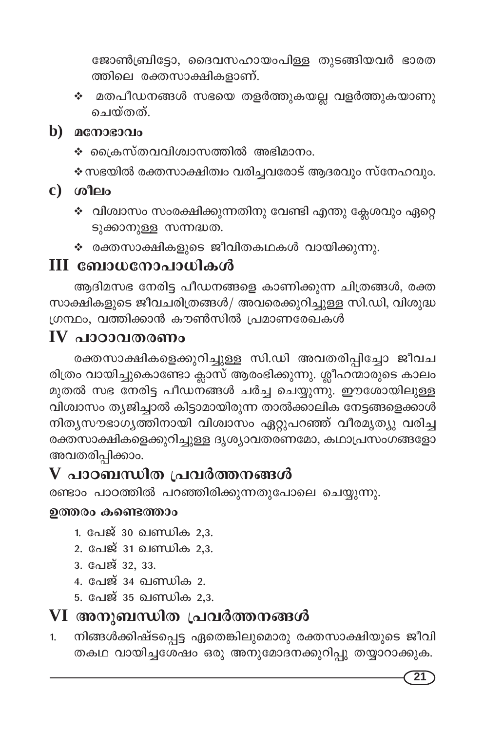ജോൺബ്രിട്ടോ, ദൈവസഹായംപിള്ള തുടങ്ങിയവർ ഭാരതത്തിലെ രക്തസാക്ഷികളാണ്.

- ❖ മതപീഡനങ്ങൾ സഭയെ തളർത്തുകയല്ല വളർത്തുകയാണു ചെയ്തത്.

## b) മനോഭാവം

- ❖ ക്രൈസ്തവവിശ്വാസത്തിൽ അഭിമാനം.
- ❖ സഭയിൽ രക്തസാക്ഷിത്വം വരിച്ചവരോട് ആദരവും സ്നേഹവും.

## c) ശീലം

- ❖ വിശ്വാസം സംരക്ഷിക്കുന്നതിനു വേണ്ടി എന്തു ക്ലേശവും ഏറ്റെടുക്കാനുള്ള സന്നദ്ധത.
- ❖ രക്തസാക്ഷികളുടെ ജീവിതകഥകൾ വായിക്കുന്നു.

# III ബോധനോപാധികൾ

ആദിമസഭ നേരിട്ട പീഡനങ്ങളെ കാണിക്കുന്ന ചിത്രങ്ങൾ, രക്തസാക്ഷികളുടെ ജീവചരിത്രങ്ങൾ/ അവരെക്കുറിച്ചുള്ള സി.ഡി, വിശുദ്ധ ഗ്രന്ഥം, വത്തിക്കാൻ കൗൺസിൽ പ്രമാണരേഖകൾ

# IV പാഠാവതരണം

രക്തസാക്ഷികളെക്കുറിച്ചുള്ള സി.ഡി അവതരിപ്പിച്ചോ ജീവചരിത്രം വായിച്ചുകൊണ്ടോ ക്ലാസ് ആരംഭിക്കുന്നു. ശ്ലീഹന്മാരുടെ കാലം മുതൽ സഭ നേരിട്ട പീഡനങ്ങൾ ചർച്ച ചെയ്യുന്നു. ഈശോയിലുള്ള വിശ്വാസം ത്യജിച്ചാൽ കിട്ടാമായിരുന്ന താൽക്കാലിക നേട്ടങ്ങളെക്കാൾ നിത്യസൗഭാഗ്യത്തിനായി വിശ്വാസം ഏറ്റുപറഞ്ഞ് വീരമൃത്യു വരിച്ച രക്തസാക്ഷികളെക്കുറിച്ചുള്ള ദൃശ്യാവതരണമോ, കഥാപ്രസംഗങ്ങളോ അവതരിപ്പിക്കാം.

# V പാഠബന്ധിത പ്രവർത്തനങ്ങൾ

രണ്ടാം പാഠത്തിൽ പറഞ്ഞിരിക്കുന്നതുപോലെ ചെയ്യുന്നു.

**ഉത്തരം കണ്ടെത്താം**

1. പേജ് 30 ഖണ്ഡിക 2,3.
2. പേജ് 31 ഖണ്ഡിക 2,3.
3. പേജ് 32, 33.
4. പേജ് 34 ഖണ്ഡിക 2.
5. പേജ് 35 ഖണ്ഡിക 2,3.

# VI അനുബന്ധിത പ്രവർത്തനങ്ങൾ

1. നിങ്ങൾക്കിഷ്ടപ്പെട്ട ഏതെങ്കിലുമൊരു രക്തസാക്ഷിയുടെ ജീവിതകഥ വായിച്ചശേഷം ഒരു അനുമോദനക്കുറിപ്പു തയ്യാറാക്കുക.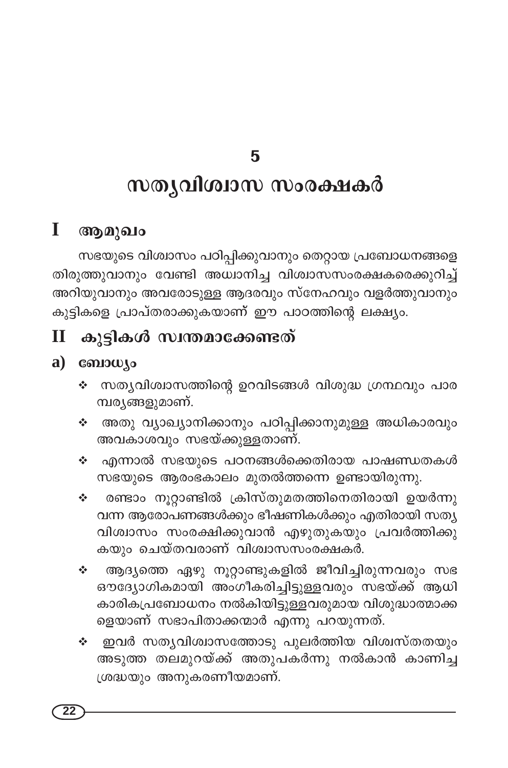# 5

# സത്യവിശ്വാസ സംരക്ഷകർ

## I ആമുഖം

സഭയുടെ വിശ്വാസം പഠിപ്പിക്കുവാനും തെറ്റായ പ്രബോധനങ്ങളെ തിരുത്തുവാനും വേണ്ടി അധ്വാനിച്ച വിശ്വാസസംരക്ഷകരെക്കുറിച്ച് അറിയുവാനും അവരോടുള്ള ആദരവും സ്നേഹവും വളർത്തുവാനും കുട്ടികളെ പ്രാപ്തരാക്കുകയാണ് ഈ പാഠത്തിന്റെ ലക്ഷ്യം.

## II കുട്ടികൾ സ്വന്തമാക്കേണ്ടത്

### a) ബോധ്യം

- ❖ സത്യവിശ്വാസത്തിന്റെ ഉറവിടങ്ങൾ വിശുദ്ധ ഗ്രന്ഥവും പാരമ്പര്യങ്ങളുമാണ്.
- ❖ അതു വ്യാഖ്യാനിക്കാനും പഠിപ്പിക്കാനുമുള്ള അധികാരവും അവകാശവും സഭയ്ക്കുള്ളതാണ്.
- ❖ എന്നാൽ സഭയുടെ പഠനങ്ങൾക്കെതിരായ പാഷണ്ഡതകൾ സഭയുടെ ആരംഭകാലം മുതൽത്തന്നെ ഉണ്ടായിരുന്നു.
- ❖ രണ്ടാം നൂറ്റാണ്ടിൽ ക്രിസ്തുമതത്തിനെതിരായി ഉയർന്നു വന്ന ആരോപണങ്ങൾക്കും ഭീഷണികൾക്കും എതിരായി സത്യ വിശ്വാസം സംരക്ഷിക്കുവാൻ എഴുതുകയും പ്രവർത്തിക്കുകയും ചെയ്തവരാണ് വിശ്വാസസംരക്ഷകർ.
- ❖ ആദ്യത്തെ ഏഴു നൂറ്റാണ്ടുകളിൽ ജീവിച്ചിരുന്നവരും സഭ ഔദ്യോഗികമായി അംഗീകരിച്ചിട്ടുള്ളവരും സഭയ്ക്ക് ആധികാരികപ്രബോധനം നൽകിയിട്ടുള്ളവരുമായ വിശുദ്ധാത്മാക്കളെയാണ് സഭാപിതാക്കന്മാർ എന്നു പറയുന്നത്.
- ❖ ഇവർ സത്യവിശ്വാസത്തോടു പുലർത്തിയ വിശ്വസ്തതയും അടുത്ത തലമുറയ്ക്ക് അതുപകർന്നു നൽകാൻ കാണിച്ച ശ്രദ്ധയും അനുകരണീയമാണ്.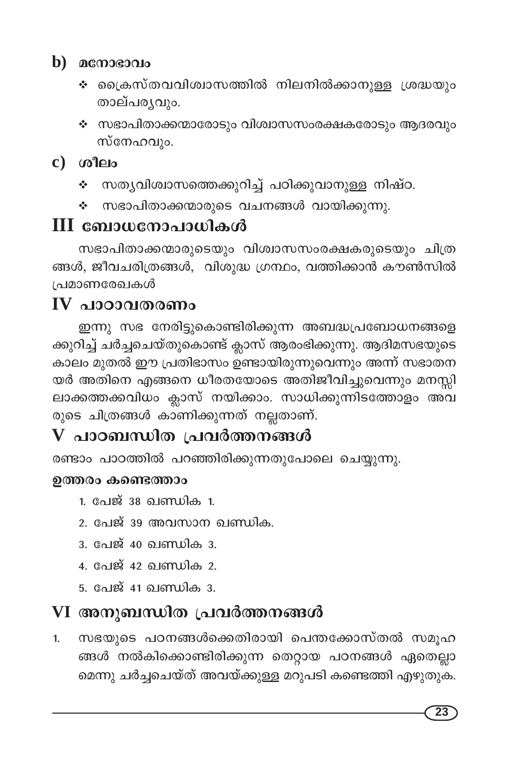## b) മനോഭാവം

- ❖ ക്രൈസ്തവവിശ്വാസത്തിൽ നിലനിൽക്കാനുള്ള ശ്രദ്ധയും താല്പര്യവും.
- ❖ സഭാപിതാക്കന്മാരോടും വിശ്വാസസംരക്ഷകരോടും ആദരവും സ്നേഹവും.

## c) ശീലം

- ❖ സത്യവിശ്വാസത്തെക്കുറിച്ച് പഠിക്കുവാനുള്ള നിഷ്ഠ.
- ❖ സഭാപിതാക്കന്മാരുടെ വചനങ്ങൾ വായിക്കുന്നു.

# III ബോധനോപാധികൾ

സഭാപിതാക്കന്മാരുടെയും വിശ്വാസസംരക്ഷകരുടെയും ചിത്രങ്ങൾ, ജീവചരിത്രങ്ങൾ, വിശുദ്ധ ഗ്രന്ഥം, വത്തിക്കാൻ കൗൺസിൽ പ്രമാണരേഖകൾ

# IV പാഠാവതരണം

ഇന്നു സഭ നേരിട്ടുകൊണ്ടിരിക്കുന്ന അബദ്ധപ്രബോധനങ്ങളെക്കുറിച്ച് ചർച്ചചെയ്തുകൊണ്ട് ക്ലാസ് ആരംഭിക്കുന്നു. ആദിമസഭയുടെ കാലം മുതൽ ഈ പ്രതിഭാസം ഉണ്ടായിരുന്നുവെന്നും അന്ന് സഭാതനയർ അതിനെ എങ്ങനെ ധീരതയോടെ അതിജീവിച്ചുവെന്നും മനസ്സിലാക്കത്തക്കവിധം ക്ലാസ് നയിക്കാം. സാധിക്കുന്നിടത്തോളം അവരുടെ ചിത്രങ്ങൾ കാണിക്കുന്നത് നല്ലതാണ്.

# V പാഠബന്ധിത പ്രവർത്തനങ്ങൾ

രണ്ടാം പാഠത്തിൽ പറഞ്ഞിരിക്കുന്നതുപോലെ ചെയ്യുന്നു.

**ഉത്തരം കണ്ടെത്താം**

1. പേജ് 38 ഖണ്ഡിക 1.
2. പേജ് 39 അവസാന ഖണ്ഡിക.
3. പേജ് 40 ഖണ്ഡിക 3.
4. പേജ് 42 ഖണ്ഡിക 2.
5. പേജ് 41 ഖണ്ഡിക 3.

# VI അനുബന്ധിത പ്രവർത്തനങ്ങൾ

1. സഭയുടെ പഠനങ്ങൾക്കെതിരായി പെന്തക്കോസ്തൽ സമൂഹങ്ങൾ നൽകിക്കൊണ്ടിരിക്കുന്ന തെറ്റായ പഠനങ്ങൾ ഏതെല്ലാമെന്നു ചർച്ചചെയ്ത് അവയ്ക്കുള്ള മറുപടി കണ്ടെത്തി എഴുതുക.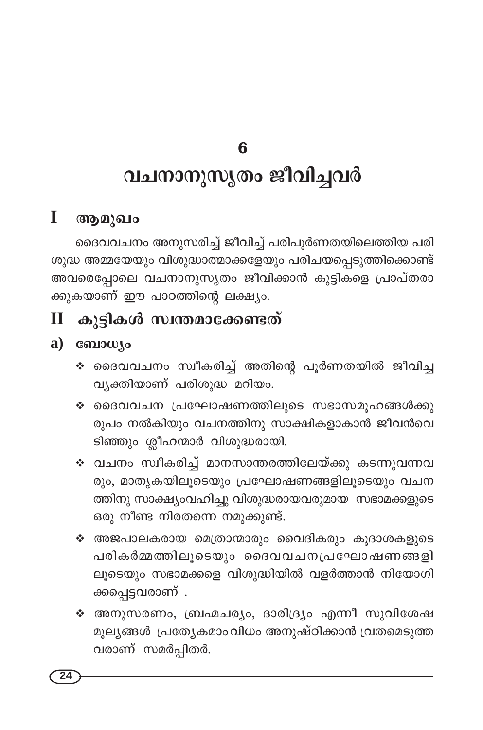# 6

# വചനാനുസൃതം ജീവിച്ചവർ

## I ആമുഖം

ദൈവവചനം അനുസരിച്ച് ജീവിച്ച് പരിപൂർണതയിലെത്തിയ പരിശുദ്ധ അമ്മയേയും വിശുദ്ധാത്മാക്കളേയും പരിചയപ്പെടുത്തിക്കൊണ്ട് അവരെപ്പോലെ വചനാനുസൃതം ജീവിക്കാൻ കുട്ടികളെ പ്രാപ്തരാക്കുകയാണ് ഈ പാഠത്തിന്റെ ലക്ഷ്യം.

## II കുട്ടികൾ സ്വന്തമാക്കേണ്ടത്

### a) ബോധ്യം

- ❖ ദൈവവചനം സ്വീകരിച്ച് അതിന്റെ പൂർണതയിൽ ജീവിച്ച വ്യക്തിയാണ് പരിശുദ്ധ മറിയം.
- ❖ ദൈവവചന പ്രഘോഷണത്തിലൂടെ സഭാസമൂഹങ്ങൾക്കു രൂപം നൽകിയും വചനത്തിനു സാക്ഷികളാകാൻ ജീവൻവെടിഞ്ഞും ശ്ലീഹന്മാർ വിശുദ്ധരായി.
- ❖ വചനം സ്വീകരിച്ച് മാനസാന്തരത്തിലേയ്ക്കു കടന്നുവന്നവരും, മാതൃകയിലൂടെയും പ്രഘോഷണങ്ങളിലൂടെയും വചനത്തിനു സാക്ഷ്യംവഹിച്ചു വിശുദ്ധരായവരുമായ സഭാമക്കളുടെ ഒരു നീണ്ട നിരതന്നെ നമുക്കുണ്ട്.
- ❖ അജപാലകരായ മെത്രാന്മാരും വൈദികരും കൂദാശകളുടെ പരികർമ്മത്തിലൂടെയും ദൈവവചനപ്രഘോഷണങ്ങളിലൂടെയും സഭാമക്കളെ വിശുദ്ധിയിൽ വളർത്താൻ നിയോഗിക്കപ്പെട്ടവരാണ് .
- ❖ അനുസരണം, ബ്രഹ്മചര്യം, ദാരിദ്ര്യം എന്നീ സുവിശേഷ മൂല്യങ്ങൾ പ്രത്യേകമാംവിധം അനുഷ്ഠിക്കാൻ വ്രതമെടുത്തവരാണ് സമർപ്പിതർ.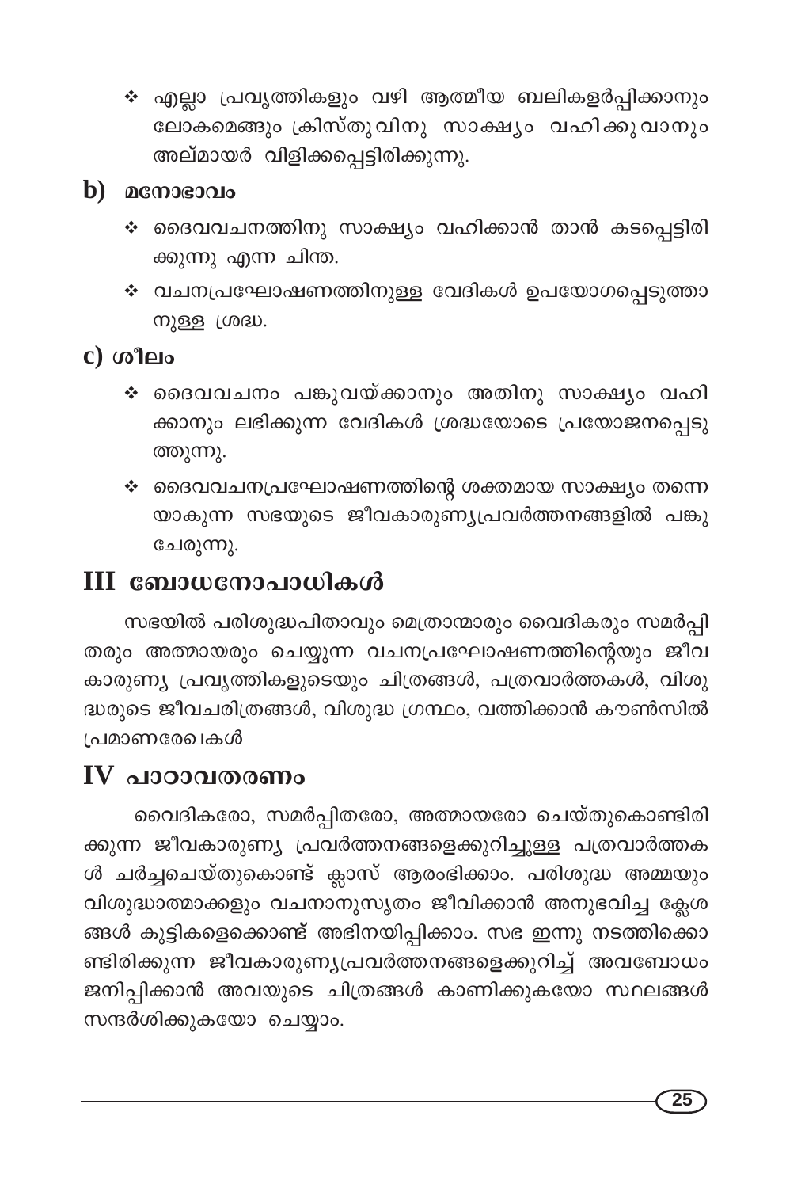- ❖ എല്ലാ പ്രവൃത്തികളും വഴി ആത്മീയ ബലികളർപ്പിക്കാനും ലോകമെങ്ങും ക്രിസ്തുവിനു സാക്ഷ്യം വഹിക്കുവാനും അല്മായർ വിളിക്കപ്പെട്ടിരിക്കുന്നു.

### b) മനോഭാവം

- ❖ ദൈവവചനത്തിനു സാക്ഷ്യം വഹിക്കാൻ താൻ കടപ്പെട്ടിരിക്കുന്നു എന്ന ചിന്ത.
- ❖ വചനപ്രഘോഷണത്തിനുള്ള വേദികൾ ഉപയോഗപ്പെടുത്താനുള്ള ശ്രദ്ധ.

### c) ശീലം

- ❖ ദൈവവചനം പങ്കുവയ്ക്കാനും അതിനു സാക്ഷ്യം വഹിക്കാനും ലഭിക്കുന്ന വേദികൾ ശ്രദ്ധയോടെ പ്രയോജനപ്പെടുത്തുന്നു.
- ❖ ദൈവവചനപ്രഘോഷണത്തിന്റെ ശക്തമായ സാക്ഷ്യം തന്നെയാകുന്ന സഭയുടെ ജീവകാരുണ്യപ്രവർത്തനങ്ങളിൽ പങ്കുചേരുന്നു.

## III ബോധനോപാധികൾ

സഭയിൽ പരിശുദ്ധപിതാവും മെത്രാന്മാരും വൈദികരും സമർപ്പിതരും അത്മായരും ചെയ്യുന്ന വചനപ്രഘോഷണത്തിന്റെയും ജീവകാരുണ്യ പ്രവൃത്തികളുടെയും ചിത്രങ്ങൾ, പത്രവാർത്തകൾ, വിശുദ്ധരുടെ ജീവചരിത്രങ്ങൾ, വിശുദ്ധ ഗ്രന്ഥം, വത്തിക്കാൻ കൗൺസിൽ പ്രമാണരേഖകൾ

## IV പാഠാവതരണം

വൈദികരോ, സമർപ്പിതരോ, അത്മായരോ ചെയ്തുകൊണ്ടിരിക്കുന്ന ജീവകാരുണ്യ പ്രവർത്തനങ്ങളെക്കുറിച്ചുള്ള പത്രവാർത്തകൾ ചർച്ചചെയ്തുകൊണ്ട് ക്ലാസ് ആരംഭിക്കാം. പരിശുദ്ധ അമ്മയും വിശുദ്ധാത്മാക്കളും വചനാനുസൃതം ജീവിക്കാൻ അനുഭവിച്ച ക്ലേശങ്ങൾ കുട്ടികളെക്കൊണ്ട് അഭിനയിപ്പിക്കാം. സഭ ഇന്നു നടത്തിക്കൊണ്ടിരിക്കുന്ന ജീവകാരുണ്യപ്രവർത്തനങ്ങളെക്കുറിച്ച് അവബോധം ജനിപ്പിക്കാൻ അവയുടെ ചിത്രങ്ങൾ കാണിക്കുകയോ സ്ഥലങ്ങൾ സന്ദർശിക്കുകയോ ചെയ്യാം.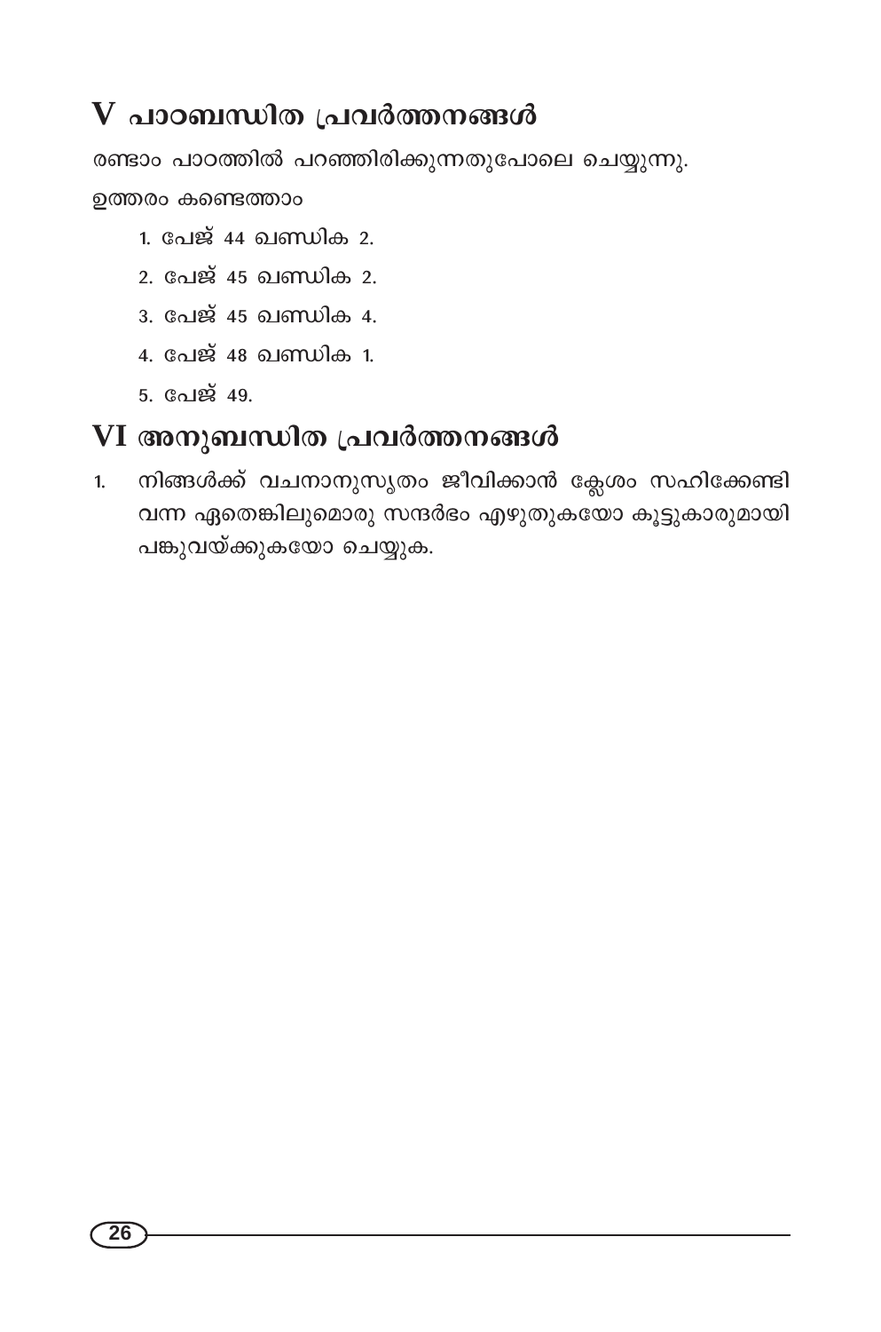## V പാഠബന്ധിത പ്രവർത്തനങ്ങൾ

രണ്ടാം പാഠത്തിൽ പറഞ്ഞിരിക്കുന്നതുപോലെ ചെയ്യുന്നു.

ഉത്തരം കണ്ടെത്താം

1. പേജ് 44 ഖണ്ഡിക 2.
2. പേജ് 45 ഖണ്ഡിക 2.
3. പേജ് 45 ഖണ്ഡിക 4.
4. പേജ് 48 ഖണ്ഡിക 1.
5. പേജ് 49.

## VI അനുബന്ധിത പ്രവർത്തനങ്ങൾ

1. നിങ്ങൾക്ക് വചനാനുസൃതം ജീവിക്കാൻ ക്ലേശം സഹിക്കേണ്ടി വന്ന ഏതെങ്കിലുമൊരു സന്ദർഭം എഴുതുകയോ കൂട്ടുകാരുമായി പങ്കുവയ്ക്കുകയോ ചെയ്യുക.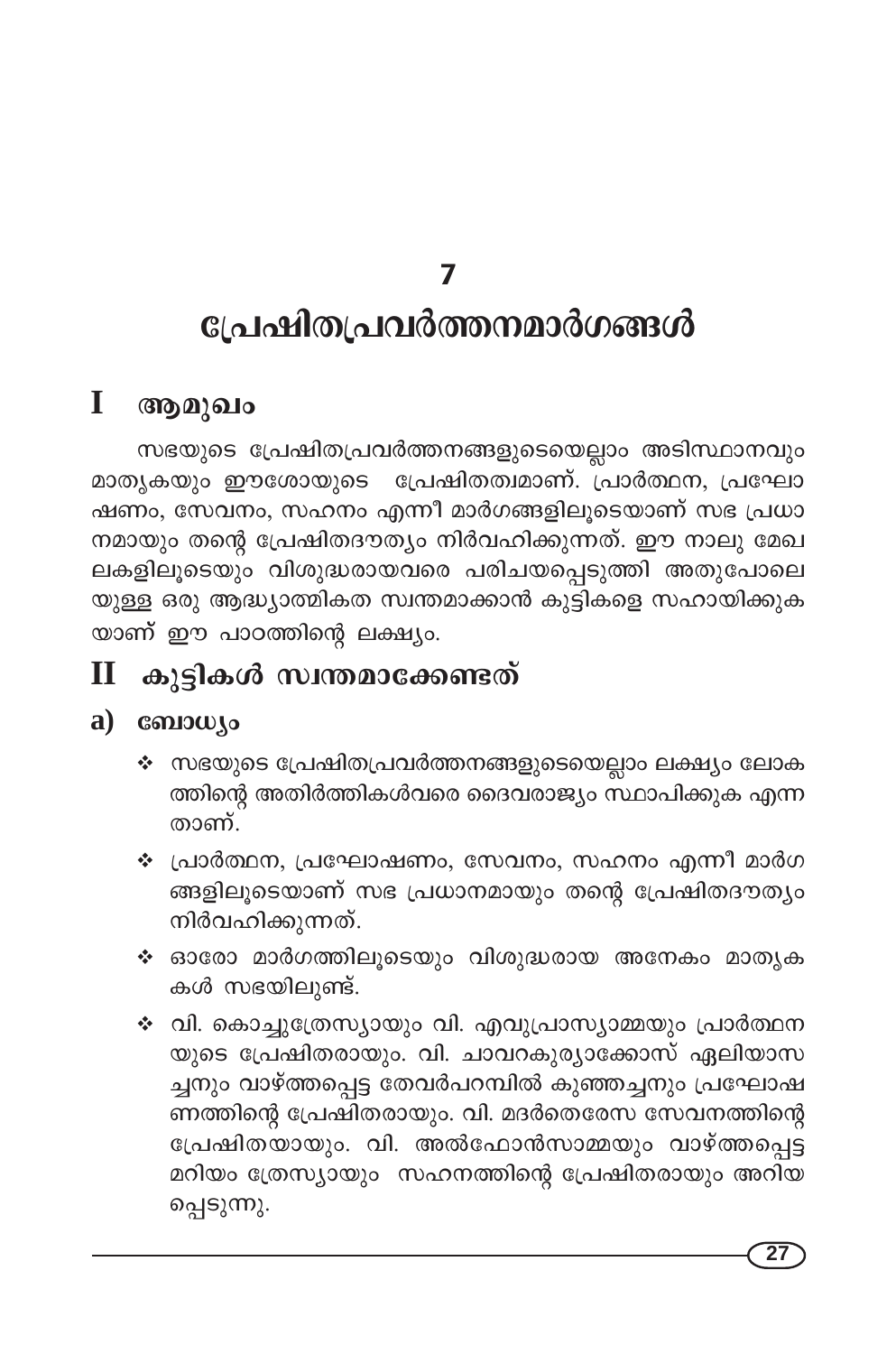# 7

# പ്രേഷിതപ്രവർത്തനമാർഗങ്ങൾ

## I ആമുഖം

സഭയുടെ പ്രേഷിതപ്രവർത്തനങ്ങളുടെയെല്ലാം അടിസ്ഥാനവും മാതൃകയും ഈശോയുടെ പ്രേഷിതത്വമാണ്. പ്രാർത്ഥന, പ്രഘോഷണം, സേവനം, സഹനം എന്നീ മാർഗങ്ങളിലൂടെയാണ് സഭ പ്രധാനമായും തന്റെ പ്രേഷിതദൗത്യം നിർവഹിക്കുന്നത്. ഈ നാലു മേഖലകളിലൂടെയും വിശുദ്ധരായവരെ പരിചയപ്പെടുത്തി അതുപോലെയുള്ള ഒരു ആദ്ധ്യാത്മികത സ്വന്തമാക്കാൻ കുട്ടികളെ സഹായിക്കുകയാണ് ഈ പാഠത്തിന്റെ ലക്ഷ്യം.

## II കുട്ടികൾ സ്വന്തമാക്കേണ്ടത്

### a) ബോധ്യം

- സഭയുടെ പ്രേഷിതപ്രവർത്തനങ്ങളുടെയെല്ലാം ലക്ഷ്യം ലോകത്തിന്റെ അതിർത്തികൾവരെ ദൈവരാജ്യം സ്ഥാപിക്കുക എന്നതാണ്.
- പ്രാർത്ഥന, പ്രഘോഷണം, സേവനം, സഹനം എന്നീ മാർഗങ്ങളിലൂടെയാണ് സഭ പ്രധാനമായും തന്റെ പ്രേഷിതദൗത്യം നിർവഹിക്കുന്നത്.
- ഓരോ മാർഗത്തിലൂടെയും വിശുദ്ധരായ അനേകം മാതൃകകൾ സഭയിലുണ്ട്.
- വി. കൊച്ചുത്രേസ്യായും വി. എവുപ്രാസ്യാമ്മയും പ്രാർത്ഥനയുടെ പ്രേഷിതരായും. വി. ചാവറകുര്യാക്കോസ് ഏലിയാസച്ചനും വാഴ്ത്തപ്പെട്ട തേവർപറമ്പിൽ കുഞ്ഞച്ചനും പ്രഘോഷണത്തിന്റെ പ്രേഷിതരായും. വി. മദർതെരേസ സേവനത്തിന്റെ പ്രേഷിതയായും. വി. അൽഫോൻസാമ്മയും വാഴ്ത്തപ്പെട്ട മറിയം ത്രേസ്യായും സഹനത്തിന്റെ പ്രേഷിതരായും അറിയപ്പെടുന്നു.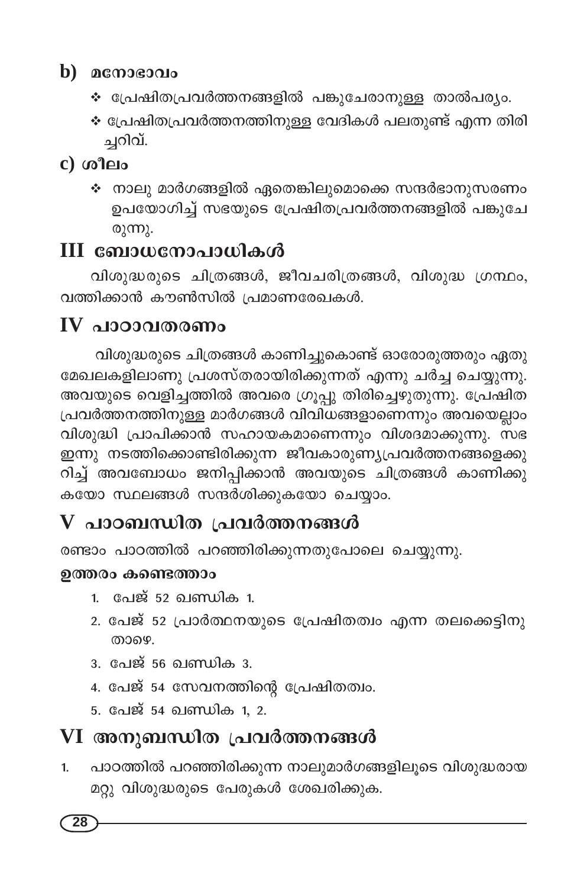## b) മനോഭാവം

- ❖ പ്രേഷിതപ്രവർത്തനങ്ങളിൽ പങ്കുചേരാനുള്ള താൽപര്യം.
- ❖ പ്രേഷിതപ്രവർത്തനത്തിനുള്ള വേദികൾ പലതുണ്ട് എന്ന തിരിച്ചറിവ്.

## c) ശീലം

- ❖ നാലു മാർഗങ്ങളിൽ ഏതെങ്കിലുമൊക്കെ സന്ദർഭാനുസരണം ഉപയോഗിച്ച് സഭയുടെ പ്രേഷിതപ്രവർത്തനങ്ങളിൽ പങ്കുചേരുന്നു.

# III ബോധനോപാധികൾ

വിശുദ്ധരുടെ ചിത്രങ്ങൾ, ജീവചരിത്രങ്ങൾ, വിശുദ്ധ ഗ്രന്ഥം, വത്തിക്കാൻ കൗൺസിൽ പ്രമാണരേഖകൾ.

# IV പാഠാവതരണം

വിശുദ്ധരുടെ ചിത്രങ്ങൾ കാണിച്ചുകൊണ്ട് ഓരോരുത്തരും ഏതു മേഖലകളിലാണു പ്രശസ്തരായിരിക്കുന്നത് എന്നു ചർച്ച ചെയ്യുന്നു. അവയുടെ വെളിച്ചത്തിൽ അവരെ ഗ്രൂപ്പു തിരിച്ചെഴുതുന്നു. പ്രേഷിത പ്രവർത്തനത്തിനുള്ള മാർഗങ്ങൾ വിവിധങ്ങളാണെന്നും അവയെല്ലാം വിശുദ്ധി പ്രാപിക്കാൻ സഹായകമാണെന്നും വിശദമാക്കുന്നു. സഭ ഇന്നു നടത്തിക്കൊണ്ടിരിക്കുന്ന ജീവകാരുണ്യപ്രവർത്തനങ്ങളെക്കുറിച്ച് അവബോധം ജനിപ്പിക്കാൻ അവയുടെ ചിത്രങ്ങൾ കാണിക്കുകയോ സ്ഥലങ്ങൾ സന്ദർശിക്കുകയോ ചെയ്യാം.

# V പാഠബന്ധിത പ്രവർത്തനങ്ങൾ

രണ്ടാം പാഠത്തിൽ പറഞ്ഞിരിക്കുന്നതുപോലെ ചെയ്യുന്നു.

**ഉത്തരം കണ്ടെത്താം**

1. പേജ് 52 ഖണ്ഡിക 1.
2. പേജ് 52 പ്രാർത്ഥനയുടെ പ്രേഷിതത്വം എന്ന തലക്കെട്ടിനു താഴെ.
3. പേജ് 56 ഖണ്ഡിക 3.
4. പേജ് 54 സേവനത്തിന്റെ പ്രേഷിതത്വം.
5. പേജ് 54 ഖണ്ഡിക 1, 2.

# VI അനുബന്ധിത പ്രവർത്തനങ്ങൾ

1. പാഠത്തിൽ പറഞ്ഞിരിക്കുന്ന നാലുമാർഗങ്ങളിലൂടെ വിശുദ്ധരായ മറ്റു വിശുദ്ധരുടെ പേരുകൾ ശേഖരിക്കുക.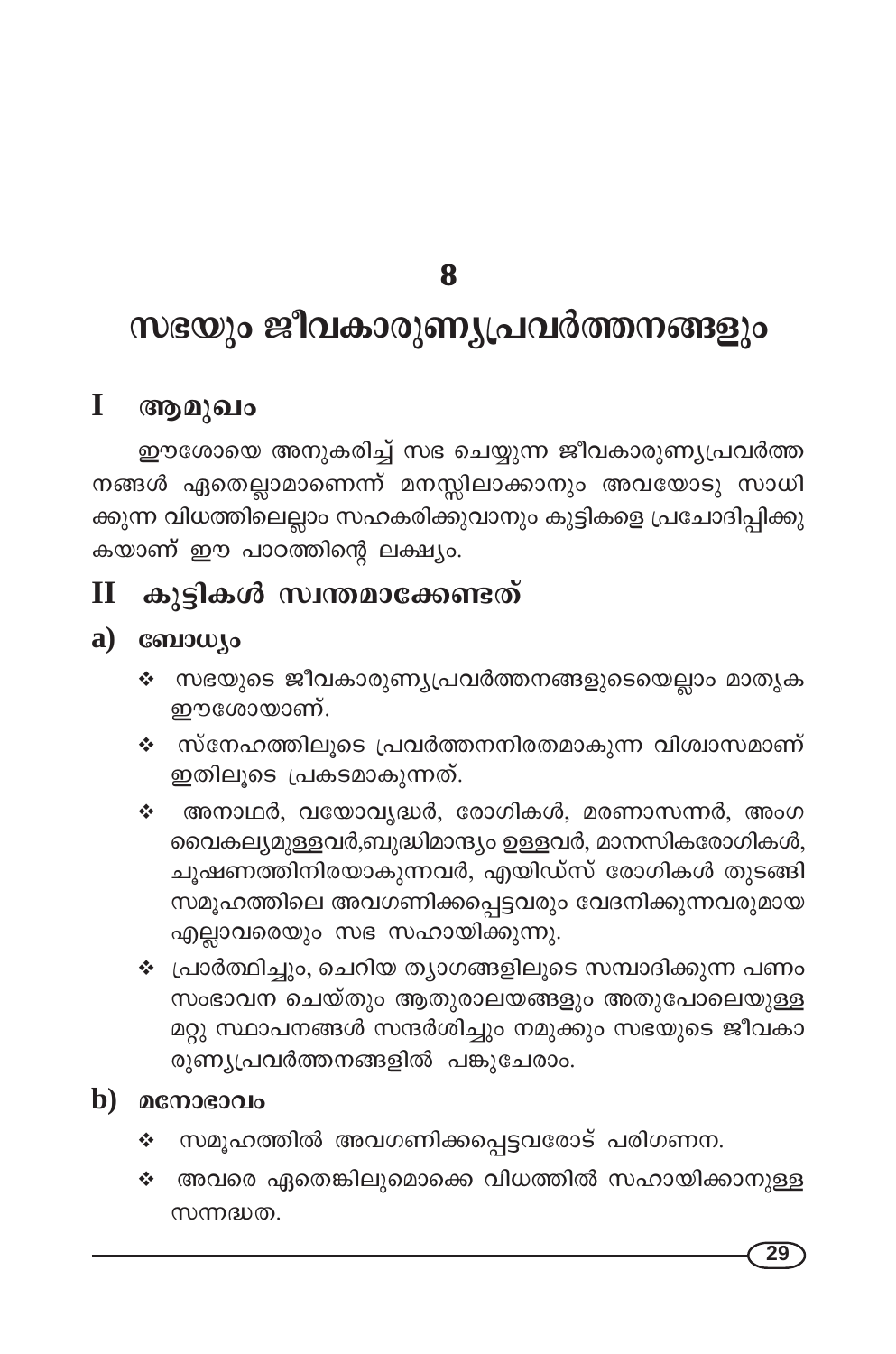# 8

# സഭയും ജീവകാരുണ്യപ്രവർത്തനങ്ങളും

## I ആമുഖം

ഈശോയെ അനുകരിച്ച് സഭ ചെയ്യുന്ന ജീവകാരുണ്യപ്രവർത്തനങ്ങൾ ഏതെല്ലാമാണെന്ന് മനസ്സിലാക്കാനും അവയോടു സാധിക്കുന്ന വിധത്തിലെല്ലാം സഹകരിക്കുവാനും കുട്ടികളെ പ്രചോദിപ്പിക്കുകയാണ് ഈ പാഠത്തിന്റെ ലക്ഷ്യം.

## II കുട്ടികൾ സ്വന്തമാക്കേണ്ടത്

### a) ബോധ്യം

- ❖ സഭയുടെ ജീവകാരുണ്യപ്രവർത്തനങ്ങളുടെയെല്ലാം മാതൃക ഈശോയാണ്.
- ❖ സ്നേഹത്തിലൂടെ പ്രവർത്തനനിരതമാകുന്ന വിശ്വാസമാണ് ഇതിലൂടെ പ്രകടമാകുന്നത്.
- ❖ അനാഥർ, വയോവൃദ്ധർ, രോഗികൾ, മരണാസന്നർ, അംഗവൈകല്യമുള്ളവർ,ബുദ്ധിമാന്ദ്യം ഉള്ളവർ, മാനസികരോഗികൾ, ചൂഷണത്തിനിരയാകുന്നവർ, എയിഡ്സ് രോഗികൾ തുടങ്ങി സമൂഹത്തിലെ അവഗണിക്കപ്പെട്ടവരും വേദനിക്കുന്നവരുമായ എല്ലാവരെയും സഭ സഹായിക്കുന്നു.
- ❖ പ്രാർത്ഥിച്ചും, ചെറിയ ത്യാഗങ്ങളിലൂടെ സമ്പാദിക്കുന്ന പണം സംഭാവന ചെയ്തും ആതുരാലയങ്ങളും അതുപോലെയുള്ള മറ്റു സ്ഥാപനങ്ങൾ സന്ദർശിച്ചും നമുക്കും സഭയുടെ ജീവകാരുണ്യപ്രവർത്തനങ്ങളിൽ പങ്കുചേരാം.

### b) മനോഭാവം

- ❖ സമൂഹത്തിൽ അവഗണിക്കപ്പെട്ടവരോട് പരിഗണന.
- ❖ അവരെ ഏതെങ്കിലുമൊക്കെ വിധത്തിൽ സഹായിക്കാനുള്ള സന്നദ്ധത.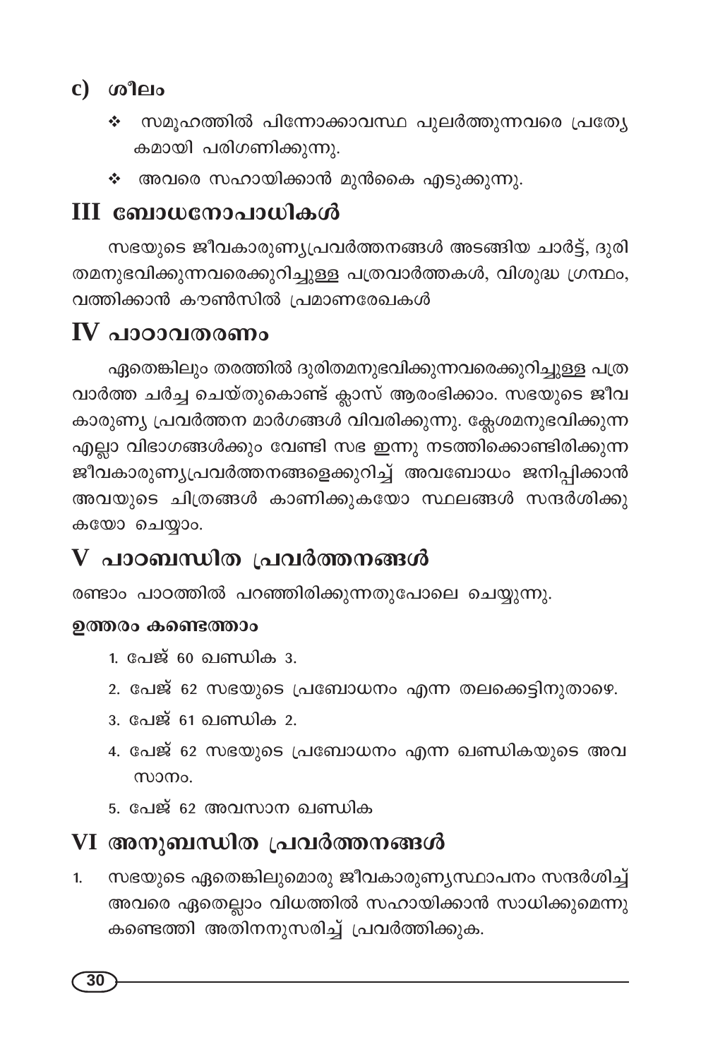## c) ശീലം

- ❖ സമൂഹത്തിൽ പിന്നോക്കാവസ്ഥ പുലർത്തുന്നവരെ പ്രത്യേകമായി പരിഗണിക്കുന്നു.
- ❖ അവരെ സഹായിക്കാൻ മുൻകൈ എടുക്കുന്നു.

# III ബോധനോപാധികൾ

സഭയുടെ ജീവകാരുണ്യപ്രവർത്തനങ്ങൾ അടങ്ങിയ ചാർട്ട്, ദുരിതമനുഭവിക്കുന്നവരെക്കുറിച്ചുള്ള പത്രവാർത്തകൾ, വിശുദ്ധ ഗ്രന്ഥം, വത്തിക്കാൻ കൗൺസിൽ പ്രമാണരേഖകൾ

# IV പാഠാവതരണം

ഏതെങ്കിലും തരത്തിൽ ദുരിതമനുഭവിക്കുന്നവരെക്കുറിച്ചുള്ള പത്രവാർത്ത ചർച്ച ചെയ്തുകൊണ്ട് ക്ലാസ് ആരംഭിക്കാം. സഭയുടെ ജീവകാരുണ്യ പ്രവർത്തന മാർഗങ്ങൾ വിവരിക്കുന്നു. ക്ലേശമനുഭവിക്കുന്ന എല്ലാ വിഭാഗങ്ങൾക്കും വേണ്ടി സഭ ഇന്നു നടത്തിക്കൊണ്ടിരിക്കുന്ന ജീവകാരുണ്യപ്രവർത്തനങ്ങളെക്കുറിച്ച് അവബോധം ജനിപ്പിക്കാൻ അവയുടെ ചിത്രങ്ങൾ കാണിക്കുകയോ സ്ഥലങ്ങൾ സന്ദർശിക്കുകയോ ചെയ്യാം.

# V പാഠബന്ധിത പ്രവർത്തനങ്ങൾ

രണ്ടാം പാഠത്തിൽ പറഞ്ഞിരിക്കുന്നതുപോലെ ചെയ്യുന്നു.

**ഉത്തരം കണ്ടെത്താം**

1. പേജ് 60 ഖണ്ഡിക 3.
2. പേജ് 62 സഭയുടെ പ്രബോധനം എന്ന തലക്കെട്ടിനുതാഴെ.
3. പേജ് 61 ഖണ്ഡിക 2.
4. പേജ് 62 സഭയുടെ പ്രബോധനം എന്ന ഖണ്ഡികയുടെ അവസാനം.
5. പേജ് 62 അവസാന ഖണ്ഡിക

# VI അനുബന്ധിത പ്രവർത്തനങ്ങൾ

1. സഭയുടെ ഏതെങ്കിലുമൊരു ജീവകാരുണ്യസ്ഥാപനം സന്ദർശിച്ച് അവരെ ഏതെല്ലാം വിധത്തിൽ സഹായിക്കാൻ സാധിക്കുമെന്നു കണ്ടെത്തി അതിനനുസരിച്ച് പ്രവർത്തിക്കുക.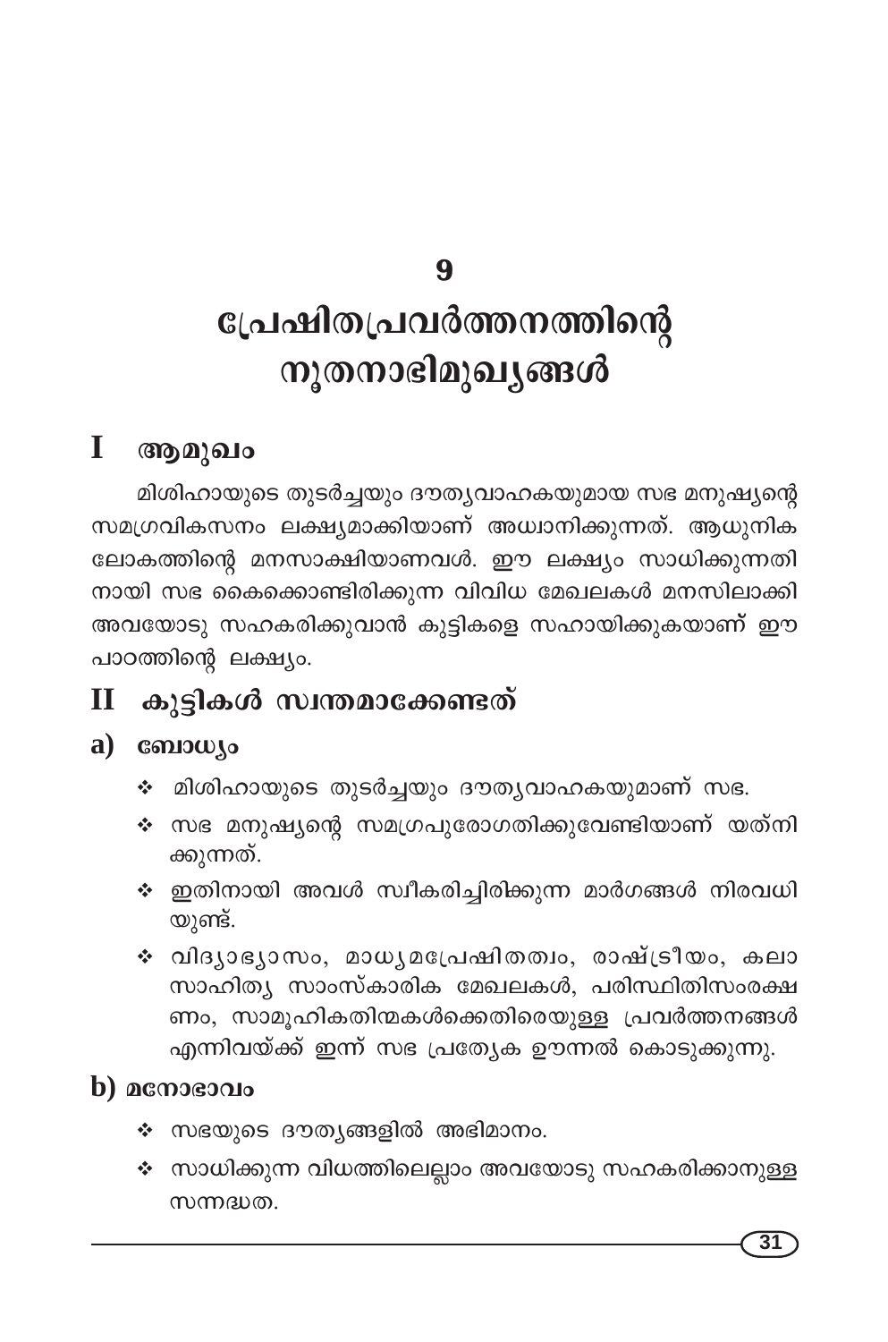# 9

# പ്രേഷിതപ്രവർത്തനത്തിന്റെ നൂതനാഭിമുഖ്യങ്ങൾ

## I ആമുഖം

മിശിഹായുടെ തുടർച്ചയും ദൗത്യവാഹകയുമായ സഭ മനുഷ്യന്റെ സമഗ്രവികസനം ലക്ഷ്യമാക്കിയാണ് അധ്വാനിക്കുന്നത്. ആധുനിക ലോകത്തിന്റെ മനസാക്ഷിയാണവൾ. ഈ ലക്ഷ്യം സാധിക്കുന്നതിനായി സഭ കൈക്കൊണ്ടിരിക്കുന്ന വിവിധ മേഖലകൾ മനസിലാക്കി അവയോടു സഹകരിക്കുവാൻ കുട്ടികളെ സഹായിക്കുകയാണ് ഈ പാഠത്തിന്റെ ലക്ഷ്യം.

## II കുട്ടികൾ സ്വന്തമാക്കേണ്ടത്

### a) ബോധ്യം

- മിശിഹായുടെ തുടർച്ചയും ദൗത്യവാഹകയുമാണ് സഭ.
- സഭ മനുഷ്യന്റെ സമഗ്രപുരോഗതിക്കുവേണ്ടിയാണ് യത്നിക്കുന്നത്.
- ഇതിനായി അവൾ സ്വീകരിച്ചിരിക്കുന്ന മാർഗങ്ങൾ നിരവധിയുണ്ട്.
- വിദ്യാഭ്യാസം, മാധ്യമപ്രേഷിതത്വം, രാഷ്ട്രീയം, കലാസാഹിത്യ സാംസ്കാരിക മേഖലകൾ, പരിസ്ഥിതിസംരക്ഷണം, സാമൂഹികതിന്മകൾക്കെതിരെയുള്ള പ്രവർത്തനങ്ങൾ എന്നിവയ്ക്ക് ഇന്ന് സഭ പ്രത്യേക ഊന്നൽ കൊടുക്കുന്നു.

### b) മനോഭാവം

- സഭയുടെ ദൗത്യങ്ങളിൽ അഭിമാനം.
- സാധിക്കുന്ന വിധത്തിലെല്ലാം അവയോടു സഹകരിക്കാനുള്ള സന്നദ്ധത.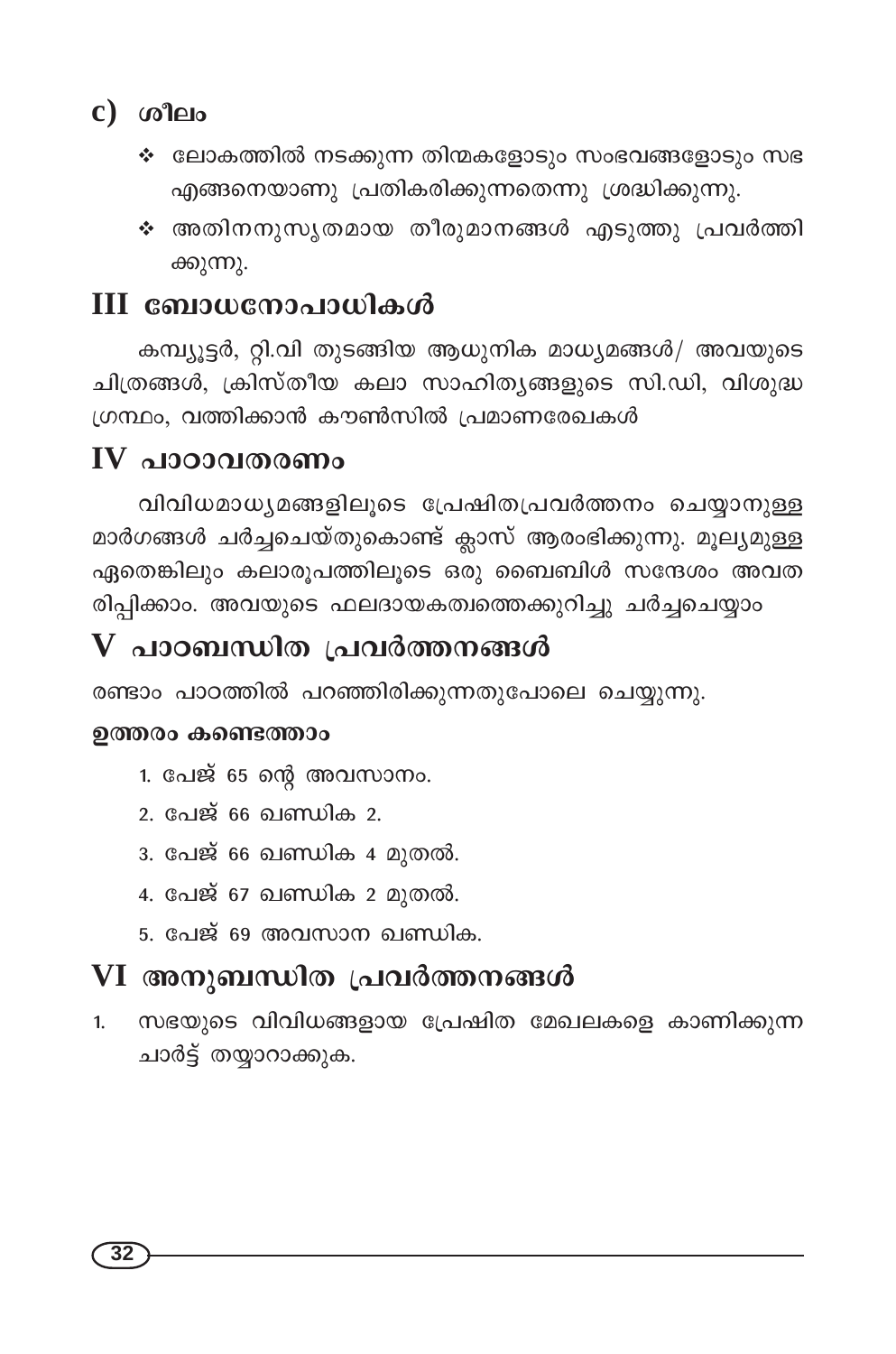## c) ശീലം

- ❖ ലോകത്തിൽ നടക്കുന്ന തിന്മകളോടും സംഭവങ്ങളോടും സഭ എങ്ങനെയാണു പ്രതികരിക്കുന്നതെന്നു ശ്രദ്ധിക്കുന്നു.
- ❖ അതിനനുസൃതമായ തീരുമാനങ്ങൾ എടുത്തു പ്രവർത്തിക്കുന്നു.

## III ബോധനോപാധികൾ

കമ്പ്യൂട്ടർ, റ്റി.വി തുടങ്ങിയ ആധുനിക മാധ്യമങ്ങൾ/ അവയുടെ ചിത്രങ്ങൾ, ക്രിസ്തീയ കലാ സാഹിത്യങ്ങളുടെ സി.ഡി, വിശുദ്ധ ഗ്രന്ഥം, വത്തിക്കാൻ കൗൺസിൽ പ്രമാണരേഖകൾ

## IV പാഠാവതരണം

വിവിധമാധ്യമങ്ങളിലൂടെ പ്രേഷിതപ്രവർത്തനം ചെയ്യാനുള്ള മാർഗങ്ങൾ ചർച്ചചെയ്തുകൊണ്ട് ക്ലാസ് ആരംഭിക്കുന്നു. മൂല്യമുള്ള ഏതെങ്കിലും കലാരൂപത്തിലൂടെ ഒരു ബൈബിൾ സന്ദേശം അവതരിപ്പിക്കാം. അവയുടെ ഫലദായകത്വത്തെക്കുറിച്ചു ചർച്ചചെയ്യാം

## V പാഠബന്ധിത പ്രവർത്തനങ്ങൾ

രണ്ടാം പാഠത്തിൽ പറഞ്ഞിരിക്കുന്നതുപോലെ ചെയ്യുന്നു.

**ഉത്തരം കണ്ടെത്താം**

1. പേജ് 65 ന്റെ അവസാനം.
2. പേജ് 66 ഖണ്ഡിക 2.
3. പേജ് 66 ഖണ്ഡിക 4 മുതൽ.
4. പേജ് 67 ഖണ്ഡിക 2 മുതൽ.
5. പേജ് 69 അവസാന ഖണ്ഡിക.

## VI അനുബന്ധിത പ്രവർത്തനങ്ങൾ

1. സഭയുടെ വിവിധങ്ങളായ പ്രേഷിത മേഖലകളെ കാണിക്കുന്ന ചാർട്ട് തയ്യാറാക്കുക.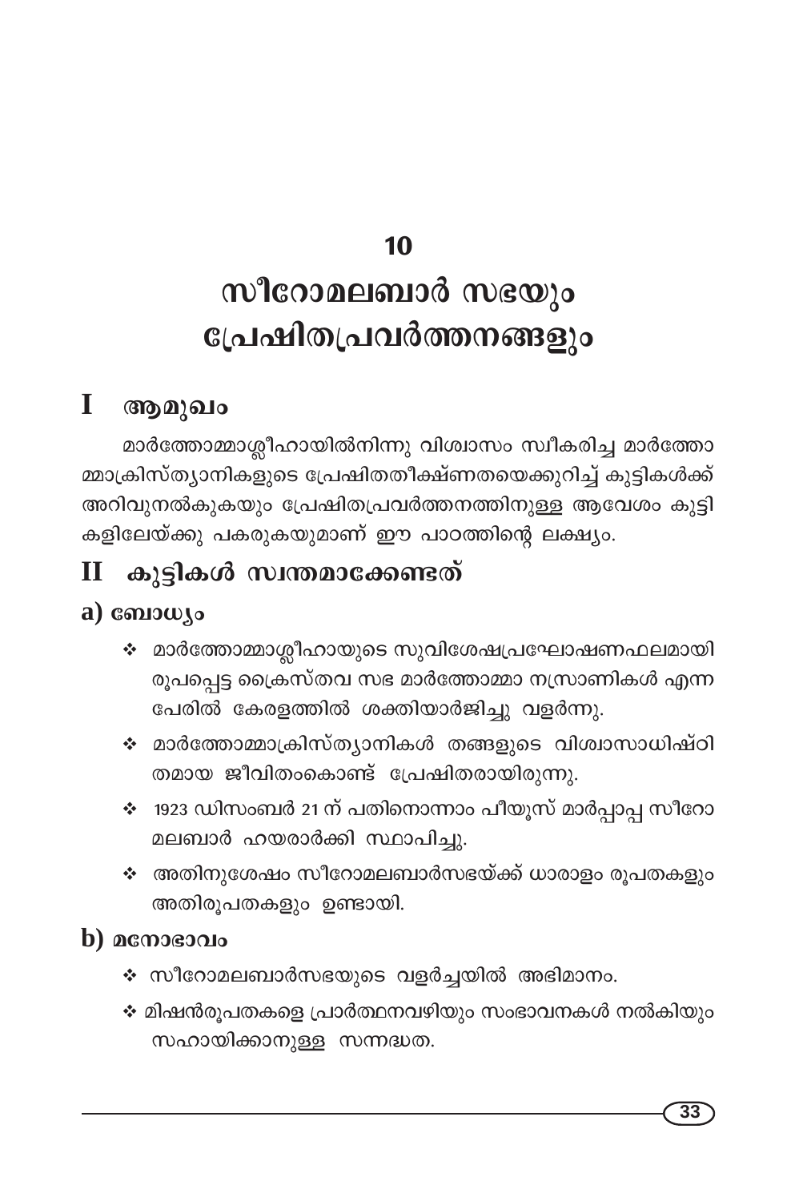# 10

# സീറോമലബാർ സഭയും പ്രേഷിതപ്രവർത്തനങ്ങളും

## I ആമുഖം

മാർത്തോമ്മാശ്ലീഹായിൽനിന്നു വിശ്വാസം സ്വീകരിച്ച മാർത്തോമ്മാക്രിസ്ത്യാനികളുടെ പ്രേഷിതതീക്ഷ്ണതയെക്കുറിച്ച് കുട്ടികൾക്ക് അറിവുനൽകുകയും പ്രേഷിതപ്രവർത്തനത്തിനുള്ള ആവേശം കുട്ടികളിലേയ്ക്കു പകരുകയുമാണ് ഈ പാഠത്തിന്റെ ലക്ഷ്യം.

## II കുട്ടികൾ സ്വന്തമാക്കേണ്ടത്

### a) ബോധ്യം

- ❖ മാർത്തോമ്മാശ്ലീഹായുടെ സുവിശേഷപ്രഘോഷണഫലമായി രൂപപ്പെട്ട ക്രൈസ്തവ സഭ മാർത്തോമ്മാ നസ്രാണികൾ എന്ന പേരിൽ കേരളത്തിൽ ശക്തിയാർജിച്ചു വളർന്നു.
- ❖ മാർത്തോമ്മാക്രിസ്ത്യാനികൾ തങ്ങളുടെ വിശ്വാസാധിഷ്ഠിതമായ ജീവിതംകൊണ്ട് പ്രേഷിതരായിരുന്നു.
- ❖ 1923 ഡിസംബർ 21 ന് പതിനൊന്നാം പീയൂസ് മാർപ്പാപ്പ സീറോമലബാർ ഹയരാർക്കി സ്ഥാപിച്ചു.
- ❖ അതിനുശേഷം സീറോമലബാർസഭയ്ക്ക് ധാരാളം രൂപതകളും അതിരൂപതകളും ഉണ്ടായി.

### b) മനോഭാവം

- ❖ സീറോമലബാർസഭയുടെ വളർച്ചയിൽ അഭിമാനം.
- ❖ മിഷൻരൂപതകളെ പ്രാർത്ഥനവഴിയും സംഭാവനകൾ നൽകിയും സഹായിക്കാനുള്ള സന്നദ്ധത.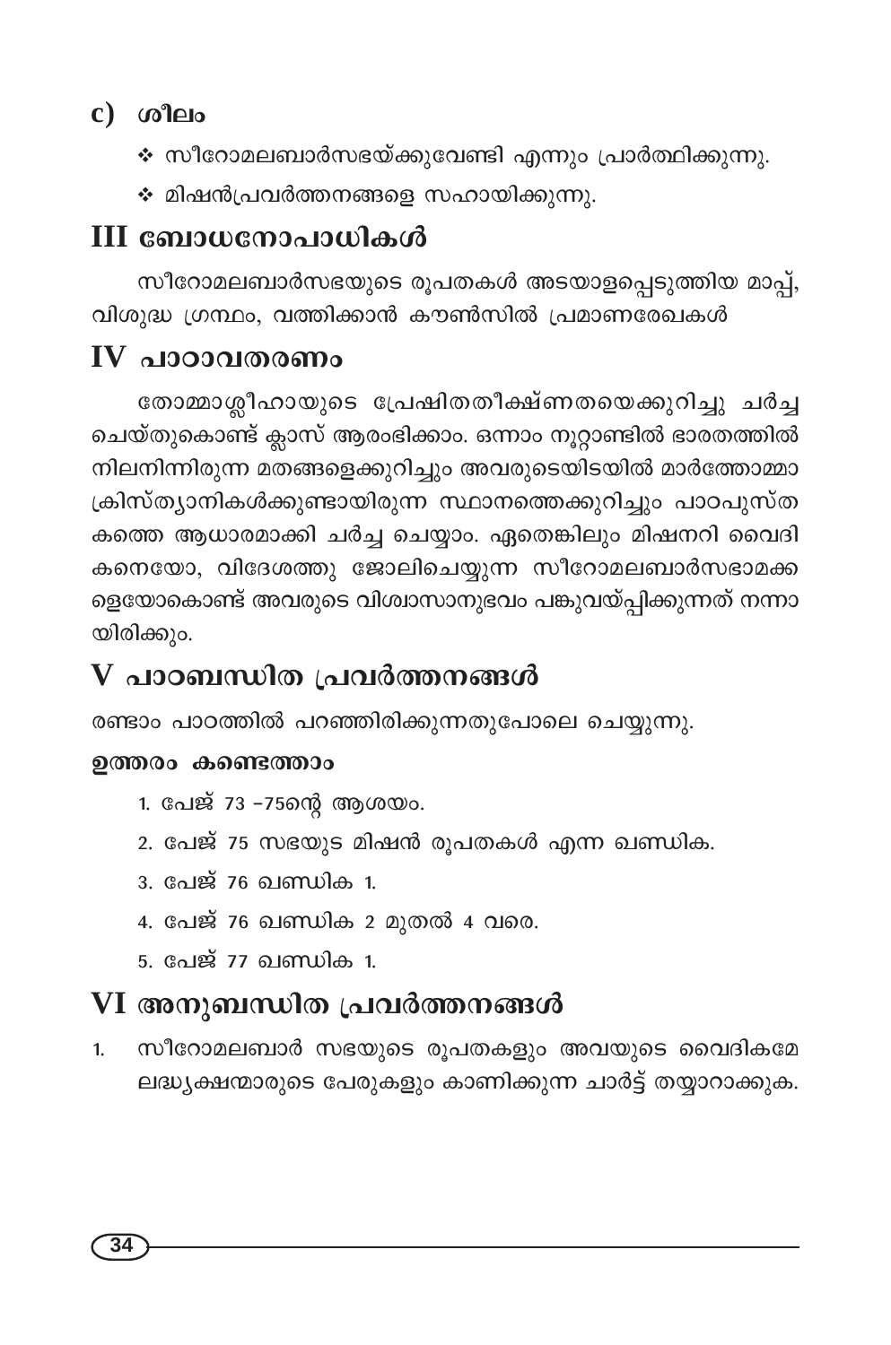## c) ശീലം

- ❖ സീറോമലബാർസഭയ്ക്കുവേണ്ടി എന്നും പ്രാർത്ഥിക്കുന്നു.
- ❖ മിഷൻപ്രവർത്തനങ്ങളെ സഹായിക്കുന്നു.

## III ബോധനോപാധികൾ

സീറോമലബാർസഭയുടെ രൂപതകൾ അടയാളപ്പെടുത്തിയ മാപ്പ്, വിശുദ്ധ ഗ്രന്ഥം, വത്തിക്കാൻ കൗൺസിൽ പ്രമാണരേഖകൾ

## IV പാഠാവതരണം

തോമ്മാശ്ലീഹായുടെ പ്രേഷിതതീക്ഷ്ണതയെക്കുറിച്ചു ചർച്ച ചെയ്തുകൊണ്ട് ക്ലാസ് ആരംഭിക്കാം. ഒന്നാം നൂറ്റാണ്ടിൽ ഭാരതത്തിൽ നിലനിന്നിരുന്ന മതങ്ങളെക്കുറിച്ചും അവരുടെയിടയിൽ മാർത്തോമ്മാ ക്രിസ്ത്യാനികൾക്കുണ്ടായിരുന്ന സ്ഥാനത്തെക്കുറിച്ചും പാഠപുസ്തകത്തെ ആധാരമാക്കി ചർച്ച ചെയ്യാം. ഏതെങ്കിലും മിഷനറി വൈദികനെയോ, വിദേശത്തു ജോലിചെയ്യുന്ന സീറോമലബാർസഭാമക്കളെയോകൊണ്ട് അവരുടെ വിശ്വാസാനുഭവം പങ്കുവയ്പ്പിക്കുന്നത് നന്നായിരിക്കും.

## V പാഠബന്ധിത പ്രവർത്തനങ്ങൾ

രണ്ടാം പാഠത്തിൽ പറഞ്ഞിരിക്കുന്നതുപോലെ ചെയ്യുന്നു.

**ഉത്തരം കണ്ടെത്താം**

1. പേജ് 73 -75ന്റെ ആശയം.
2. പേജ് 75 സഭയുട മിഷൻ രൂപതകൾ എന്ന ഖണ്ഡിക.
3. പേജ് 76 ഖണ്ഡിക 1.
4. പേജ് 76 ഖണ്ഡിക 2 മുതൽ 4 വരെ.
5. പേജ് 77 ഖണ്ഡിക 1.

## VI അനുബന്ധിത പ്രവർത്തനങ്ങൾ

1. സീറോമലബാർ സഭയുടെ രൂപതകളും അവയുടെ വൈദികമേലദ്ധ്യക്ഷന്മാരുടെ പേരുകളും കാണിക്കുന്ന ചാർട്ട് തയ്യാറാക്കുക.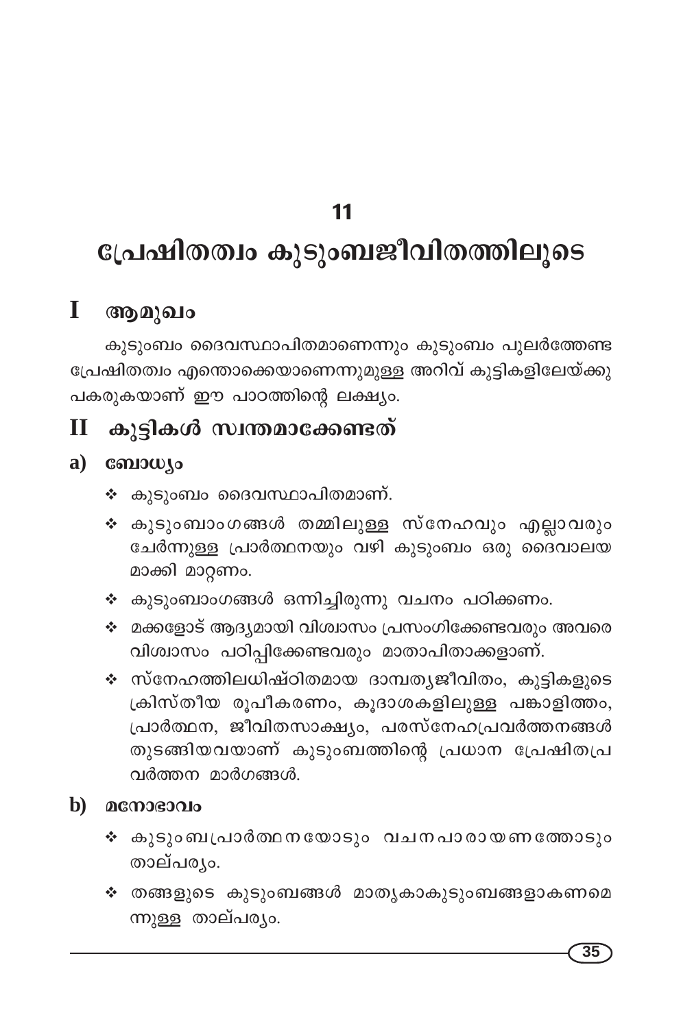# 11

# പ്രേഷിതത്വം കുടുംബജീവിതത്തിലൂടെ

## I ആമുഖം

കുടുംബം ദൈവസ്ഥാപിതമാണെന്നും കുടുംബം പുലർത്തേണ്ട പ്രേഷിതത്വം എന്തൊക്കെയാണെന്നുമുള്ള അറിവ് കുട്ടികളിലേയ്ക്കു പകരുകയാണ് ഈ പാഠത്തിന്റെ ലക്ഷ്യം.

## II കുട്ടികൾ സ്വന്തമാക്കേണ്ടത്

### a) ബോധ്യം

- കുടുംബം ദൈവസ്ഥാപിതമാണ്.
- കുടുംബാംഗങ്ങൾ തമ്മിലുള്ള സ്നേഹവും എല്ലാവരും ചേർന്നുള്ള പ്രാർത്ഥനയും വഴി കുടുംബം ഒരു ദൈവാലയ മാക്കി മാറ്റണം.
- കുടുംബാംഗങ്ങൾ ഒന്നിച്ചിരുന്നു വചനം പഠിക്കണം.
- മക്കളോട് ആദ്യമായി വിശ്വാസം പ്രസംഗിക്കേണ്ടവരും അവരെ വിശ്വാസം പഠിപ്പിക്കേണ്ടവരും മാതാപിതാക്കളാണ്.
- സ്നേഹത്തിലധിഷ്ഠിതമായ ദാമ്പത്യജീവിതം, കുട്ടികളുടെ ക്രിസ്തീയ രൂപീകരണം, കൂദാശകളിലുള്ള പങ്കാളിത്തം, പ്രാർത്ഥന, ജീവിതസാക്ഷ്യം, പരസ്നേഹപ്രവർത്തനങ്ങൾ തുടങ്ങിയവയാണ് കുടുംബത്തിന്റെ പ്രധാന പ്രേഷിതപ്ര വർത്തന മാർഗങ്ങൾ.

### b) മനോഭാവം

- കുടുംബപ്രാർത്ഥനയോടും വചനപാരായണത്തോടും താല്പര്യം.
- തങ്ങളുടെ കുടുംബങ്ങൾ മാതൃകാകുടുംബങ്ങളാകണമെന്നുള്ള താല്പര്യം.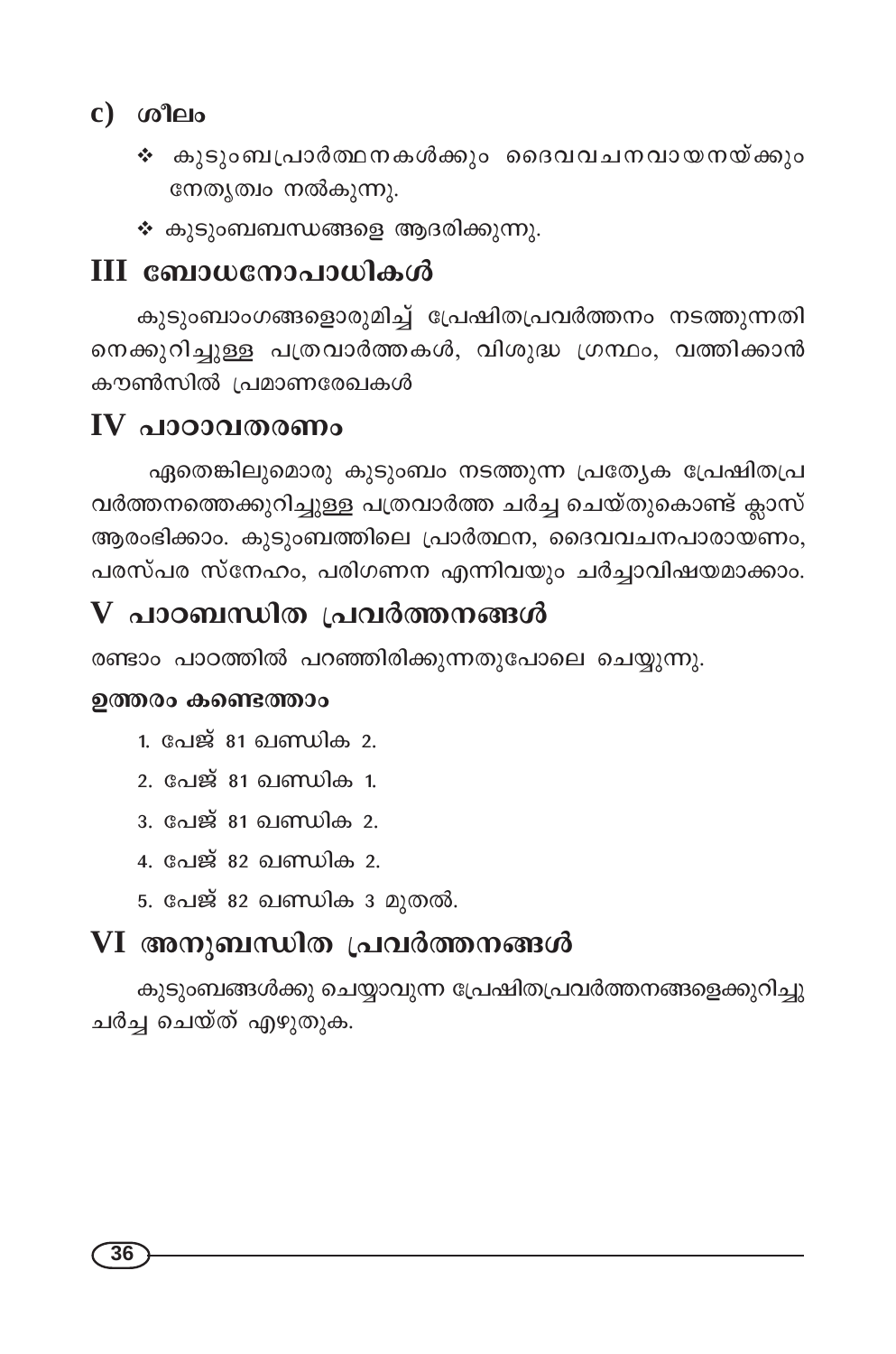## c) ശീലം

- കുടുംബപ്രാർത്ഥനകൾക്കും ദൈവവചനവായനയ്ക്കും നേതൃത്വം നൽകുന്നു.
- കുടുംബബന്ധങ്ങളെ ആദരിക്കുന്നു.

## III ബോധനോപാധികൾ

കുടുംബാംഗങ്ങളൊരുമിച്ച് പ്രേഷിതപ്രവർത്തനം നടത്തുന്നതിനെക്കുറിച്ചുള്ള പത്രവാർത്തകൾ, വിശുദ്ധ ഗ്രന്ഥം, വത്തിക്കാൻ കൗൺസിൽ പ്രമാണരേഖകൾ

## IV പാഠാവതരണം

ഏതെങ്കിലുമൊരു കുടുംബം നടത്തുന്ന പ്രത്യേക പ്രേഷിതപ്രവർത്തനത്തെക്കുറിച്ചുള്ള പത്രവാർത്ത ചർച്ച ചെയ്തുകൊണ്ട് ക്ലാസ് ആരംഭിക്കാം. കുടുംബത്തിലെ പ്രാർത്ഥന, ദൈവവചനപാരായണം, പരസ്പര സ്നേഹം, പരിഗണന എന്നിവയും ചർച്ചാവിഷയമാക്കാം.

## V പാഠബന്ധിത പ്രവർത്തനങ്ങൾ

രണ്ടാം പാഠത്തിൽ പറഞ്ഞിരിക്കുന്നതുപോലെ ചെയ്യുന്നു.

**ഉത്തരം കണ്ടെത്താം**

1. പേജ് 81 ഖണ്ഡിക 2.
2. പേജ് 81 ഖണ്ഡിക 1.
3. പേജ് 81 ഖണ്ഡിക 2.
4. പേജ് 82 ഖണ്ഡിക 2.
5. പേജ് 82 ഖണ്ഡിക 3 മുതൽ.

## VI അനുബന്ധിത പ്രവർത്തനങ്ങൾ

കുടുംബങ്ങൾക്കു ചെയ്യാവുന്ന പ്രേഷിതപ്രവർത്തനങ്ങളെക്കുറിച്ചു ചർച്ച ചെയ്ത് എഴുതുക.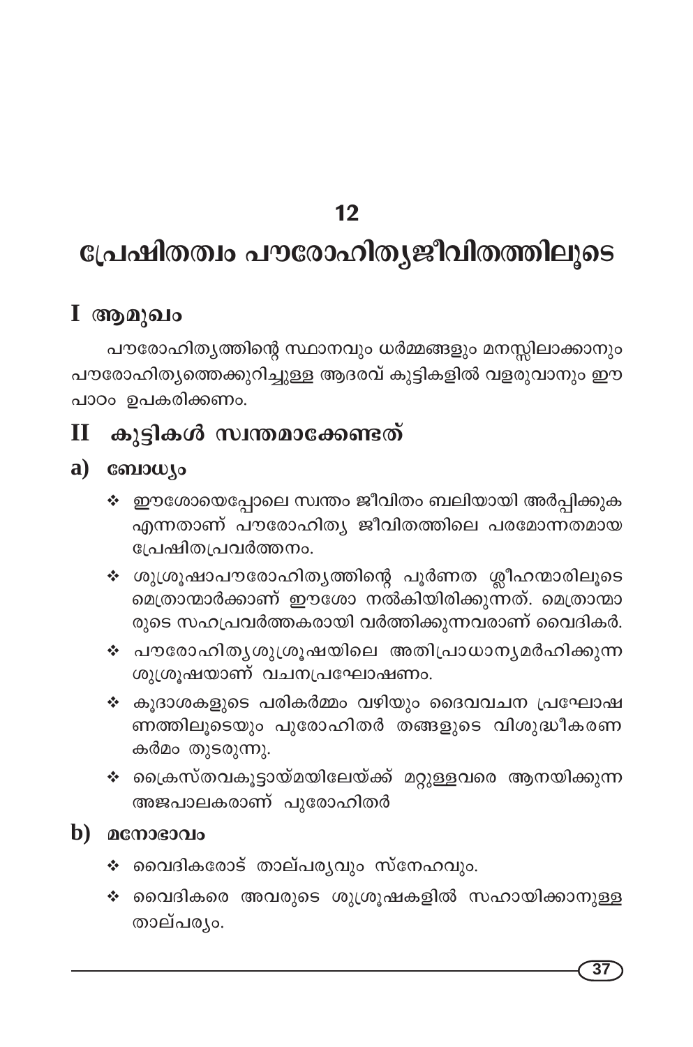## 12

# പ്രേഷിതത്വം പൗരോഹിത്യജീവിതത്തിലൂടെ

## I ആമുഖം

പൗരോഹിത്യത്തിന്റെ സ്ഥാനവും ധർമ്മങ്ങളും മനസ്സിലാക്കാനും പൗരോഹിത്യത്തെക്കുറിച്ചുള്ള ആദരവ് കുട്ടികളിൽ വളരുവാനും ഈ പാഠം ഉപകരിക്കണം.

## II കുട്ടികൾ സ്വന്തമാക്കേണ്ടത്

### a) ബോധ്യം

- ❖ ഈശോയെപ്പോലെ സ്വന്തം ജീവിതം ബലിയായി അർപ്പിക്കുക എന്നതാണ് പൗരോഹിത്യ ജീവിതത്തിലെ പരമോന്നതമായ പ്രേഷിതപ്രവർത്തനം.
- ❖ ശുശ്രൂഷാപൗരോഹിത്യത്തിന്റെ പൂർണത ശ്ലീഹന്മാരിലൂടെ മെത്രാന്മാർക്കാണ് ഈശോ നൽകിയിരിക്കുന്നത്. മെത്രാന്മാരുടെ സഹപ്രവർത്തകരായി വർത്തിക്കുന്നവരാണ് വൈദികർ.
- ❖ പൗരോഹിത്യശുശ്രൂഷയിലെ അതിപ്രാധാന്യമർഹിക്കുന്ന ശുശ്രൂഷയാണ് വചനപ്രഘോഷണം.
- ❖ കൂദാശകളുടെ പരികർമ്മം വഴിയും ദൈവവചന പ്രഘോഷണത്തിലൂടെയും പുരോഹിതർ തങ്ങളുടെ വിശുദ്ധീകരണ കർമം തുടരുന്നു.
- ❖ ക്രൈസ്തവകൂട്ടായ്മയിലേയ്ക്ക് മറ്റുള്ളവരെ ആനയിക്കുന്ന അജപാലകരാണ് പുരോഹിതർ

### b) മനോഭാവം

- ❖ വൈദികരോട് താല്പര്യവും സ്നേഹവും.
- ❖ വൈദികരെ അവരുടെ ശുശ്രൂഷകളിൽ സഹായിക്കാനുള്ള താല്പര്യം.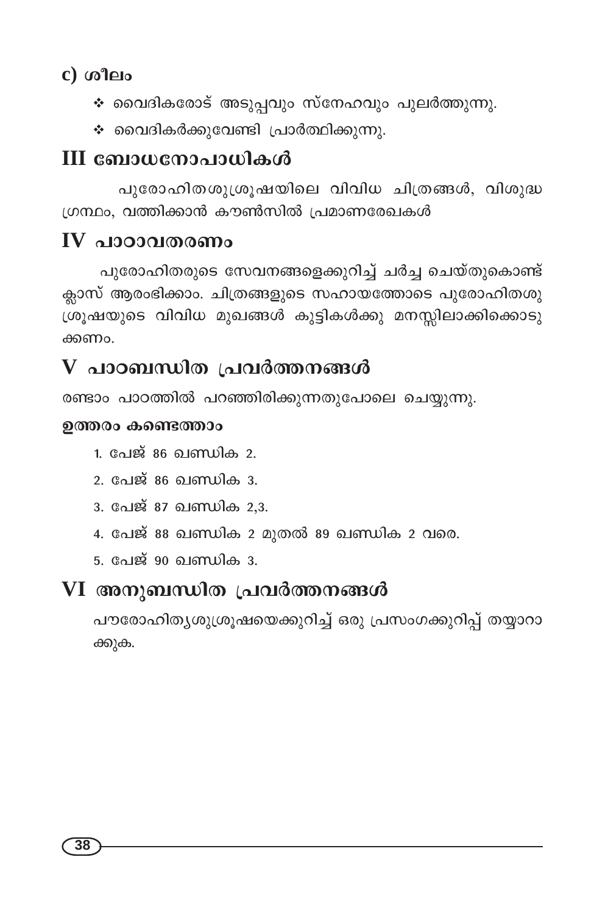### c) ശീലം

- ❖ വൈദികരോട് അടുപ്പവും സ്നേഹവും പുലർത്തുന്നു.
- ❖ വൈദികർക്കുവേണ്ടി പ്രാർത്ഥിക്കുന്നു.

## III ബോധനോപാധികൾ

പുരോഹിതശുശ്രൂഷയിലെ വിവിധ ചിത്രങ്ങൾ, വിശുദ്ധ ഗ്രന്ഥം, വത്തിക്കാൻ കൗൺസിൽ പ്രമാണരേഖകൾ

## IV പാഠാവതരണം

പുരോഹിതരുടെ സേവനങ്ങളെക്കുറിച്ച് ചർച്ച ചെയ്തുകൊണ്ട് ക്ലാസ് ആരംഭിക്കാം. ചിത്രങ്ങളുടെ സഹായത്തോടെ പുരോഹിതശുശ്രൂഷയുടെ വിവിധ മുഖങ്ങൾ കുട്ടികൾക്കു മനസ്സിലാക്കിക്കൊടുക്കണം.

## V പാഠബന്ധിത പ്രവർത്തനങ്ങൾ

രണ്ടാം പാഠത്തിൽ പറഞ്ഞിരിക്കുന്നതുപോലെ ചെയ്യുന്നു.

**ഉത്തരം കണ്ടെത്താം**

1. പേജ് 86 ഖണ്ഡിക 2.
2. പേജ് 86 ഖണ്ഡിക 3.
3. പേജ് 87 ഖണ്ഡിക 2,3.
4. പേജ് 88 ഖണ്ഡിക 2 മുതൽ 89 ഖണ്ഡിക 2 വരെ.
5. പേജ് 90 ഖണ്ഡിക 3.

## VI അനുബന്ധിത പ്രവർത്തനങ്ങൾ

പൗരോഹിത്യശുശ്രൂഷയെക്കുറിച്ച് ഒരു പ്രസംഗക്കുറിപ്പ് തയ്യാറാക്കുക.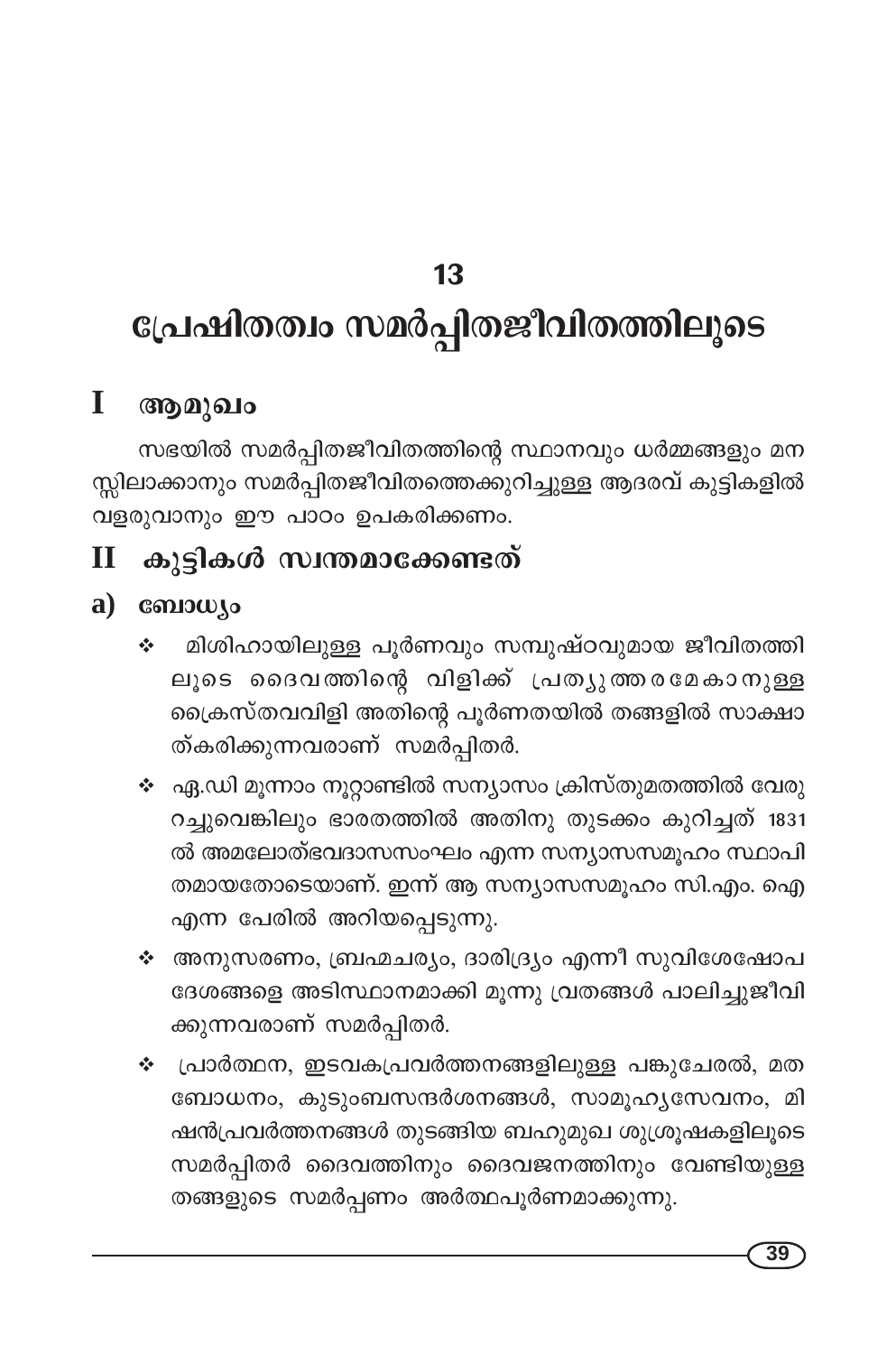# 13

# പ്രേഷിതത്വം സമർപ്പിതജീവിതത്തിലൂടെ

## I ആമുഖം

സഭയിൽ സമർപ്പിതജീവിതത്തിന്റെ സ്ഥാനവും ധർമ്മങ്ങളും മനസ്സിലാക്കാനും സമർപ്പിതജീവിതത്തെക്കുറിച്ചുള്ള ആദരവ് കുട്ടികളിൽ വളരുവാനും ഈ പാഠം ഉപകരിക്കണം.

## II കുട്ടികൾ സ്വന്തമാക്കേണ്ടത്

### a) ബോധ്യം

- ❖ മിശിഹായിലുള്ള പൂർണവും സമ്പുഷ്ഠവുമായ ജീവിതത്തിലൂടെ ദൈവത്തിന്റെ വിളിക്ക് പ്രത്യുത്തരമേകാനുള്ള ക്രൈസ്തവവിളി അതിന്റെ പൂർണതയിൽ തങ്ങളിൽ സാക്ഷാത്കരിക്കുന്നവരാണ് സമർപ്പിതർ.
- ❖ ഏ.ഡി മൂന്നാം നൂറ്റാണ്ടിൽ സന്യാസം ക്രിസ്തുമതത്തിൽ വേരുറച്ചുവെങ്കിലും ഭാരതത്തിൽ അതിനു തുടക്കം കുറിച്ചത് 1831 ൽ അമലോത്ഭവദാസസംഘം എന്ന സന്യാസസമൂഹം സ്ഥാപിതമായതോടെയാണ്. ഇന്ന് ആ സന്യാസസമൂഹം സി.എം. ഐ എന്ന പേരിൽ അറിയപ്പെടുന്നു.
- ❖ അനുസരണം, ബ്രഹ്മചര്യം, ദാരിദ്ര്യം എന്നീ സുവിശേഷോപദേശങ്ങളെ അടിസ്ഥാനമാക്കി മൂന്നു വ്രതങ്ങൾ പാലിച്ചുജീവിക്കുന്നവരാണ് സമർപ്പിതർ.
- ❖ പ്രാർത്ഥന, ഇടവകപ്രവർത്തനങ്ങളിലുള്ള പങ്കുചേരൽ, മതബോധനം, കുടുംബസന്ദർശനങ്ങൾ, സാമൂഹ്യസേവനം, മിഷൻപ്രവർത്തനങ്ങൾ തുടങ്ങിയ ബഹുമുഖ ശുശ്രൂഷകളിലൂടെ സമർപ്പിതർ ദൈവത്തിനും ദൈവജനത്തിനും വേണ്ടിയുള്ള തങ്ങളുടെ സമർപ്പണം അർത്ഥപൂർണമാക്കുന്നു.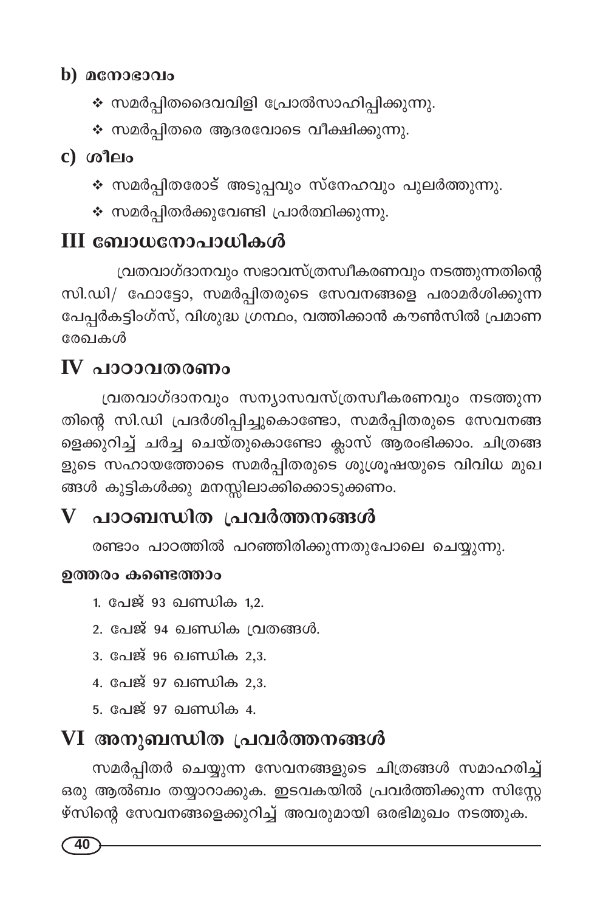**b) മനോഭാവം**

- ❖ സമർപ്പിതദൈവവിളി പ്രോൽസാഹിപ്പിക്കുന്നു.
- ❖ സമർപ്പിതരെ ആദരവോടെ വീക്ഷിക്കുന്നു.

**c) ശീലം**

- ❖ സമർപ്പിതരോട് അടുപ്പവും സ്നേഹവും പുലർത്തുന്നു.
- ❖ സമർപ്പിതർക്കുവേണ്ടി പ്രാർത്ഥിക്കുന്നു.

## III ബോധനോപാധികൾ

വ്രതവാഗ്ദാനവും സഭാവസ്ത്രസ്വീകരണവും നടത്തുന്നതിന്റെ സി.ഡി/ ഫോട്ടോ, സമർപ്പിതരുടെ സേവനങ്ങളെ പരാമർശിക്കുന്ന പേപ്പർകട്ടിംഗ്സ്, വിശുദ്ധ ഗ്രന്ഥം, വത്തിക്കാൻ കൗൺസിൽ പ്രമാണ രേഖകൾ

## IV പാഠാവതരണം

വ്രതവാഗ്ദാനവും സന്യാസവസ്ത്രസ്വീകരണവും നടത്തുന്നതിന്റെ സി.ഡി പ്രദർശിപ്പിച്ചുകൊണ്ടോ, സമർപ്പിതരുടെ സേവനങ്ങളെക്കുറിച്ച് ചർച്ച ചെയ്തുകൊണ്ടോ ക്ലാസ് ആരംഭിക്കാം. ചിത്രങ്ങളുടെ സഹായത്തോടെ സമർപ്പിതരുടെ ശുശ്രൂഷയുടെ വിവിധ മുഖങ്ങൾ കുട്ടികൾക്കു മനസ്സിലാക്കിക്കൊടുക്കണം.

## V പാഠബന്ധിത പ്രവർത്തനങ്ങൾ

രണ്ടാം പാഠത്തിൽ പറഞ്ഞിരിക്കുന്നതുപോലെ ചെയ്യുന്നു.

**ഉത്തരം കണ്ടെത്താം**

1. പേജ് 93 ഖണ്ഡിക 1,2.
2. പേജ് 94 ഖണ്ഡിക വ്രതങ്ങൾ.
3. പേജ് 96 ഖണ്ഡിക 2,3.
4. പേജ് 97 ഖണ്ഡിക 2,3.
5. പേജ് 97 ഖണ്ഡിക 4.

## VI അനുബന്ധിത പ്രവർത്തനങ്ങൾ

സമർപ്പിതർ ചെയ്യുന്ന സേവനങ്ങളുടെ ചിത്രങ്ങൾ സമാഹരിച്ച് ഒരു ആൽബം തയ്യാറാക്കുക. ഇടവകയിൽ പ്രവർത്തിക്കുന്ന സിസ്റ്റേഴ്സിന്റെ സേവനങ്ങളെക്കുറിച്ച് അവരുമായി ഒരഭിമുഖം നടത്തുക.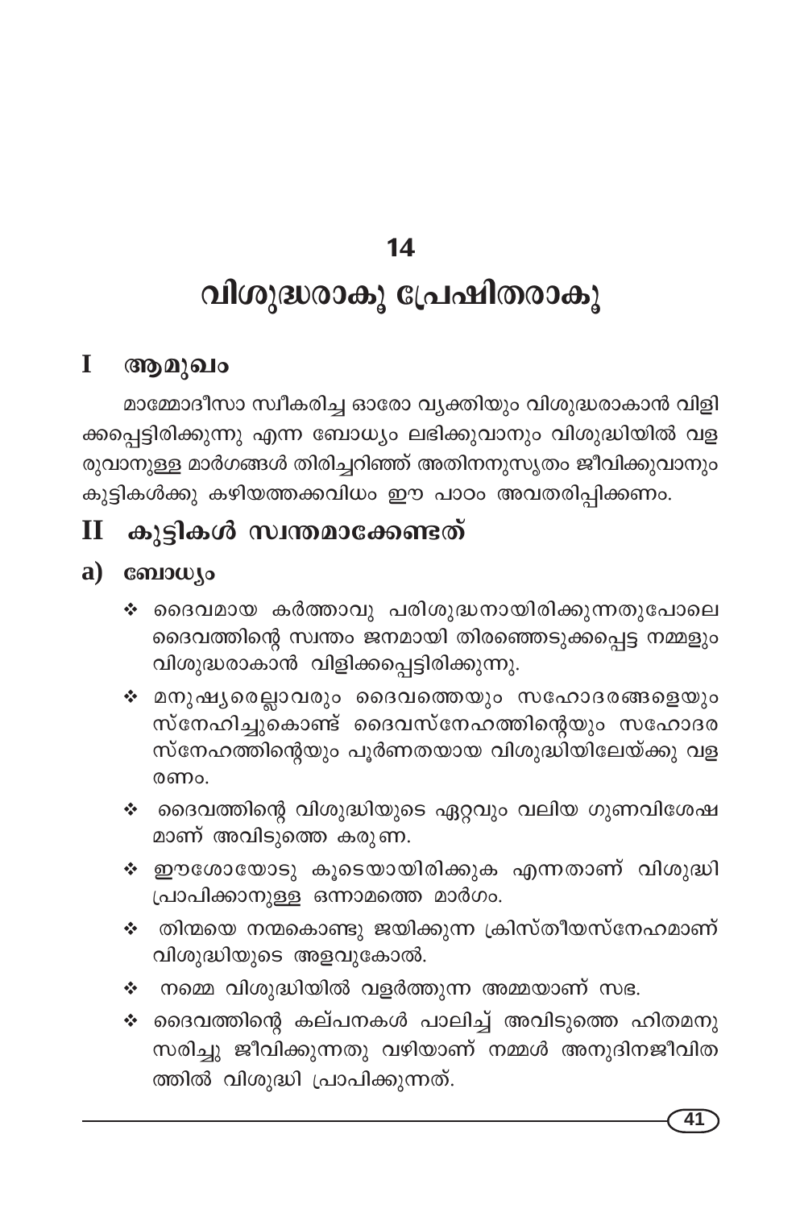# 14

# വിശുദ്ധരാകൂ പ്രേഷിതരാകൂ

## I ആമുഖം

മാമ്മോദീസാ സ്വീകരിച്ച ഓരോ വ്യക്തിയും വിശുദ്ധരാകാൻ വിളിക്കപ്പെട്ടിരിക്കുന്നു എന്ന ബോധ്യം ലഭിക്കുവാനും വിശുദ്ധിയിൽ വളരുവാനുള്ള മാർഗങ്ങൾ തിരിച്ചറിഞ്ഞ് അതിനനുസൃതം ജീവിക്കുവാനും കുട്ടികൾക്കു കഴിയത്തക്കവിധം ഈ പാഠം അവതരിപ്പിക്കണം.

## II കുട്ടികൾ സ്വന്തമാക്കേണ്ടത്

### a) ബോധ്യം

- ദൈവമായ കർത്താവു പരിശുദ്ധനായിരിക്കുന്നതുപോലെ ദൈവത്തിന്റെ സ്വന്തം ജനമായി തിരഞ്ഞെടുക്കപ്പെട്ട നമ്മളും വിശുദ്ധരാകാൻ വിളിക്കപ്പെട്ടിരിക്കുന്നു.
- മനുഷ്യരെല്ലാവരും ദൈവത്തെയും സഹോദരങ്ങളെയും സ്നേഹിച്ചുകൊണ്ട് ദൈവസ്നേഹത്തിന്റെയും സഹോദര സ്നേഹത്തിന്റെയും പൂർണതയായ വിശുദ്ധിയിലേയ്ക്കു വളരണം.
- ദൈവത്തിന്റെ വിശുദ്ധിയുടെ ഏറ്റവും വലിയ ഗുണവിശേഷമാണ് അവിടുത്തെ കരുണ.
- ഈശോയോടു കൂടെയായിരിക്കുക എന്നതാണ് വിശുദ്ധി പ്രാപിക്കാനുള്ള ഒന്നാമത്തെ മാർഗം.
- തിന്മയെ നന്മകൊണ്ടു ജയിക്കുന്ന ക്രിസ്തീയസ്നേഹമാണ് വിശുദ്ധിയുടെ അളവുകോൽ.
- നമ്മെ വിശുദ്ധിയിൽ വളർത്തുന്ന അമ്മയാണ് സഭ.
- ദൈവത്തിന്റെ കല്പനകൾ പാലിച്ച് അവിടുത്തെ ഹിതമനുസരിച്ചു ജീവിക്കുന്നതു വഴിയാണ് നമ്മൾ അനുദിനജീവിതത്തിൽ വിശുദ്ധി പ്രാപിക്കുന്നത്.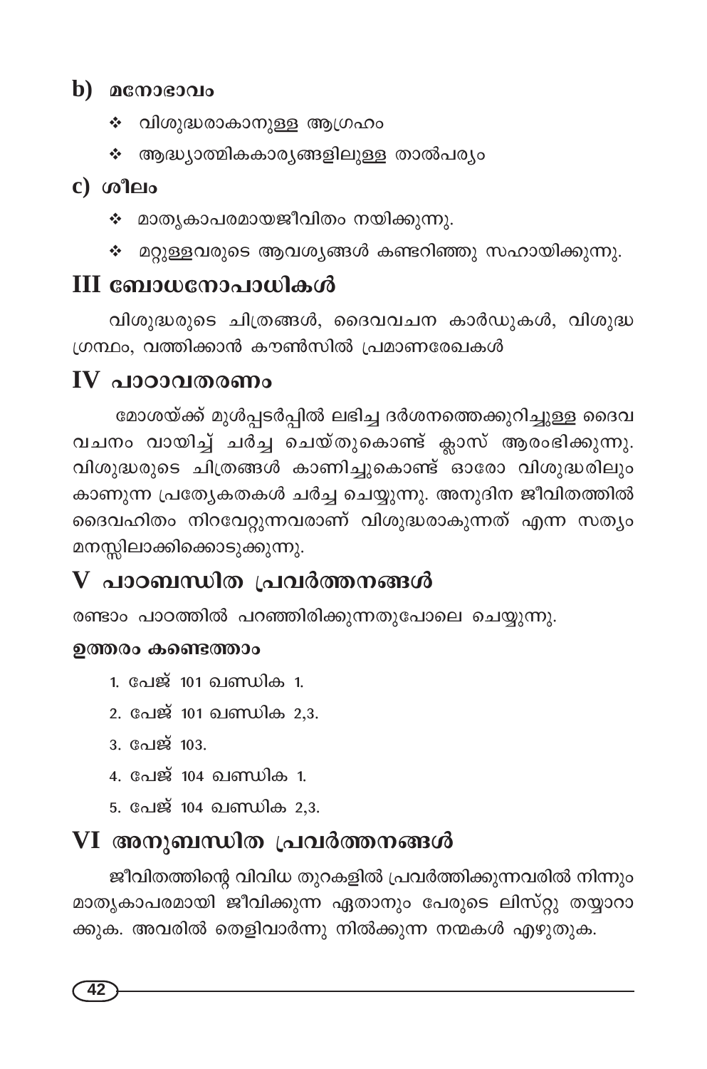## b) മനോഭാവം

- ❖ വിശുദ്ധരാകാനുള്ള ആഗ്രഹം
- ❖ ആദ്ധ്യാത്മികകാര്യങ്ങളിലുള്ള താൽപര്യം

## c) ശീലം

- ❖ മാതൃകാപരമായജീവിതം നയിക്കുന്നു.
- ❖ മറ്റുള്ളവരുടെ ആവശ്യങ്ങൾ കണ്ടറിഞ്ഞു സഹായിക്കുന്നു.

# III ബോധനോപാധികൾ

വിശുദ്ധരുടെ ചിത്രങ്ങൾ, ദൈവവചന കാർഡുകൾ, വിശുദ്ധ ഗ്രന്ഥം, വത്തിക്കാൻ കൗൺസിൽ പ്രമാണരേഖകൾ

# IV പാഠാവതരണം

മോശയ്ക്ക് മുൾപ്പടർപ്പിൽ ലഭിച്ച ദർശനത്തെക്കുറിച്ചുള്ള ദൈവ വചനം വായിച്ച് ചർച്ച ചെയ്തുകൊണ്ട് ക്ലാസ് ആരംഭിക്കുന്നു. വിശുദ്ധരുടെ ചിത്രങ്ങൾ കാണിച്ചുകൊണ്ട് ഓരോ വിശുദ്ധരിലും കാണുന്ന പ്രത്യേകതകൾ ചർച്ച ചെയ്യുന്നു. അനുദിന ജീവിതത്തിൽ ദൈവഹിതം നിറവേറ്റുന്നവരാണ് വിശുദ്ധരാകുന്നത് എന്ന സത്യം മനസ്സിലാക്കിക്കൊടുക്കുന്നു.

# V പാഠബന്ധിത പ്രവർത്തനങ്ങൾ

രണ്ടാം പാഠത്തിൽ പറഞ്ഞിരിക്കുന്നതുപോലെ ചെയ്യുന്നു.

**ഉത്തരം കണ്ടെത്താം**

1. പേജ് 101 ഖണ്ഡിക 1.
2. പേജ് 101 ഖണ്ഡിക 2,3.
3. പേജ് 103.
4. പേജ് 104 ഖണ്ഡിക 1.
5. പേജ് 104 ഖണ്ഡിക 2,3.

# VI അനുബന്ധിത പ്രവർത്തനങ്ങൾ

ജീവിതത്തിന്റെ വിവിധ തുറകളിൽ പ്രവർത്തിക്കുന്നവരിൽ നിന്നും മാതൃകാപരമായി ജീവിക്കുന്ന ഏതാനും പേരുടെ ലിസ്റ്റു തയ്യാറാക്കുക. അവരിൽ തെളിവാർന്നു നിൽക്കുന്ന നന്മകൾ എഴുതുക.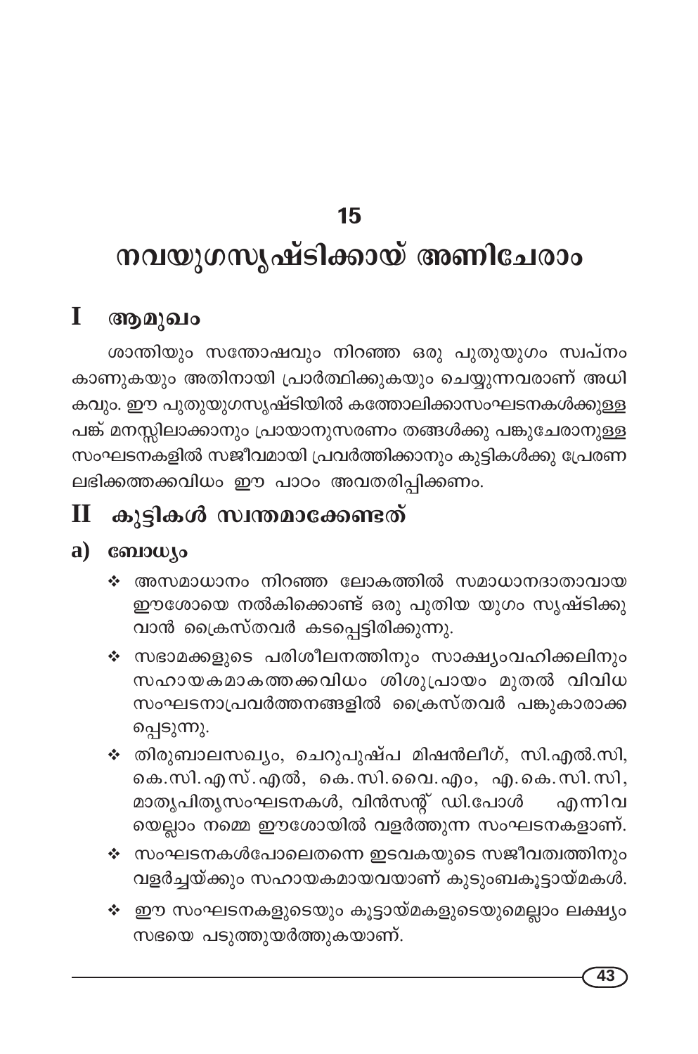# 15

# നവയുഗസൃഷ്ടിക്കായ് അണിചേരാം

## I ആമുഖം

ശാന്തിയും സന്തോഷവും നിറഞ്ഞ ഒരു പുതുയുഗം സ്വപ്നം കാണുകയും അതിനായി പ്രാർത്ഥിക്കുകയും ചെയ്യുന്നവരാണ് അധികവും. ഈ പുതുയുഗസൃഷ്ടിയിൽ കത്തോലിക്കാസംഘടനകൾക്കുള്ള പങ്ക് മനസ്സിലാക്കാനും പ്രായാനുസരണം തങ്ങൾക്കു പങ്കുചേരാനുള്ള സംഘടനകളിൽ സജീവമായി പ്രവർത്തിക്കാനും കുട്ടികൾക്കു പ്രേരണ ലഭിക്കത്തക്കവിധം ഈ പാഠം അവതരിപ്പിക്കണം.

## II കുട്ടികൾ സ്വന്തമാക്കേണ്ടത്

### a) ബോധ്യം

- ❖ അസമാധാനം നിറഞ്ഞ ലോകത്തിൽ സമാധാനദാതാവായ ഈശോയെ നൽകിക്കൊണ്ട് ഒരു പുതിയ യുഗം സൃഷ്ടിക്കുവാൻ ക്രൈസ്തവർ കടപ്പെട്ടിരിക്കുന്നു.
- ❖ സഭാമക്കളുടെ പരിശീലനത്തിനും സാക്ഷ്യംവഹിക്കലിനും സഹായകമാകത്തക്കവിധം ശിശുപ്രായം മുതൽ വിവിധ സംഘടനാപ്രവർത്തനങ്ങളിൽ ക്രൈസ്തവർ പങ്കുകാരാക്കപ്പെടുന്നു.
- ❖ തിരുബാലസഖ്യം, ചെറുപുഷ്പ മിഷൻലീഗ്, സി.എൽ.സി, കെ.സി.എസ്.എൽ, കെ.സി.വൈ.എം, എ.കെ.സി.സി, മാതൃപിതൃസംഘടനകൾ, വിൻസന്റ് ഡി.പോൾ എന്നിവയെല്ലാം നമ്മെ ഈശോയിൽ വളർത്തുന്ന സംഘടനകളാണ്.
- ❖ സംഘടനകൾപോലെതന്നെ ഇടവകയുടെ സജീവത്വത്തിനും വളർച്ചയ്ക്കും സഹായകമായവയാണ് കുടുംബകൂട്ടായ്മകൾ.
- ❖ ഈ സംഘടനകളുടെയും കൂട്ടായ്മകളുടെയുമെല്ലാം ലക്ഷ്യം സഭയെ പടുത്തുയർത്തുകയാണ്.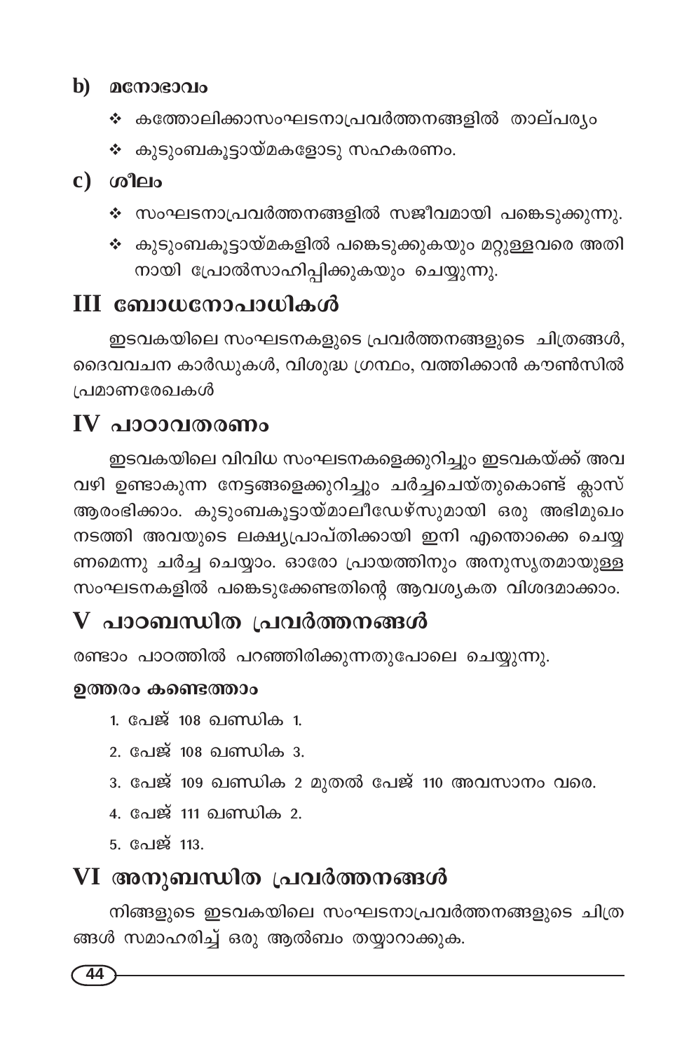## b) മനോഭാവം

- ❖ കത്തോലിക്കാസംഘടനാപ്രവർത്തനങ്ങളിൽ താല്പര്യം
- ❖ കുടുംബകൂട്ടായ്മകളോടു സഹകരണം.

## c) ശീലം

- ❖ സംഘടനാപ്രവർത്തനങ്ങളിൽ സജീവമായി പങ്കെടുക്കുന്നു.
- ❖ കുടുംബകൂട്ടായ്മകളിൽ പങ്കെടുക്കുകയും മറ്റുള്ളവരെ അതിനായി പ്രോൽസാഹിപ്പിക്കുകയും ചെയ്യുന്നു.

# III ബോധനോപാധികൾ

ഇടവകയിലെ സംഘടനകളുടെ പ്രവർത്തനങ്ങളുടെ ചിത്രങ്ങൾ, ദൈവവചന കാർഡുകൾ, വിശുദ്ധ ഗ്രന്ഥം, വത്തിക്കാൻ കൗൺസിൽ പ്രമാണരേഖകൾ

# IV പാഠാവതരണം

ഇടവകയിലെ വിവിധ സംഘടനകളെക്കുറിച്ചും ഇടവകയ്ക്ക് അവ വഴി ഉണ്ടാകുന്ന നേട്ടങ്ങളെക്കുറിച്ചും ചർച്ചചെയ്തുകൊണ്ട് ക്ലാസ് ആരംഭിക്കാം. കുടുംബകൂട്ടായ്മാലീഡേഴ്സുമായി ഒരു അഭിമുഖം നടത്തി അവയുടെ ലക്ഷ്യപ്രാപ്തിക്കായി ഇനി എന്തൊക്കെ ചെയ്യണമെന്നു ചർച്ച ചെയ്യാം. ഓരോ പ്രായത്തിനും അനുസൃതമായുള്ള സംഘടനകളിൽ പങ്കെടുക്കേണ്ടതിന്റെ ആവശ്യകത വിശദമാക്കാം.

# V പാഠബന്ധിത പ്രവർത്തനങ്ങൾ

രണ്ടാം പാഠത്തിൽ പറഞ്ഞിരിക്കുന്നതുപോലെ ചെയ്യുന്നു.

**ഉത്തരം കണ്ടെത്താം**

1. പേജ് 108 ഖണ്ഡിക 1.
2. പേജ് 108 ഖണ്ഡിക 3.
3. പേജ് 109 ഖണ്ഡിക 2 മുതൽ പേജ് 110 അവസാനം വരെ.
4. പേജ് 111 ഖണ്ഡിക 2.
5. പേജ് 113.

# VI അനുബന്ധിത പ്രവർത്തനങ്ങൾ

നിങ്ങളുടെ ഇടവകയിലെ സംഘടനാപ്രവർത്തനങ്ങളുടെ ചിത്രങ്ങൾ സമാഹരിച്ച് ഒരു ആൽബം തയ്യാറാക്കുക.